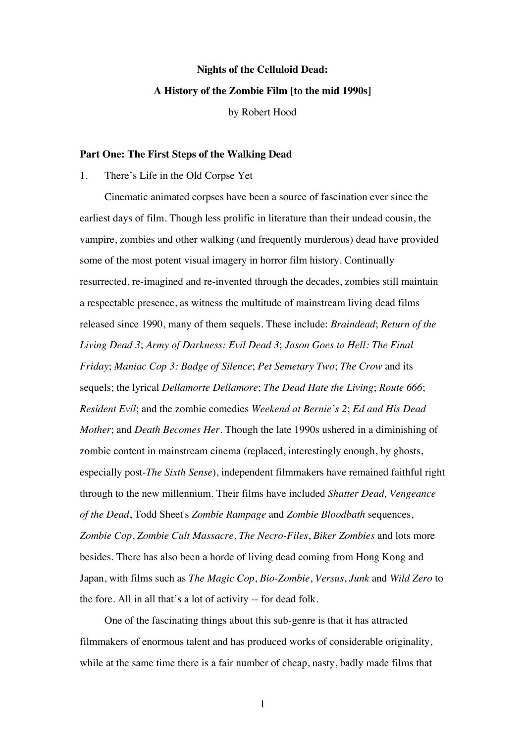# Nights of the Celluloid Dead:

# A History of the Zombie Film [to the mid 1990s]

by Robert Hood

## Part One: The First Steps of the Walking Dead

### 1. There's Life in the Old Corpse Yet

Cinematic animated corpses have been a source of fascination ever since the earliest days of film. Though less prolific in literature than their undead cousin, the vampire, zombies and other walking (and frequently murderous) dead have provided some of the most potent visual imagery in horror film history. Continually resurrected, re-imagined and re-invented through the decades, zombies still maintain a respectable presence, as witness the multitude of mainstream living dead films released since 1990, many of them sequels. These include: *Braindead*; *Return of the Living Dead 3*; *Army of Darkness: Evil Dead 3*; *Jason Goes to Hell: The Final Friday*; *Maniac Cop 3: Badge of Silence*; *Pet Semetary Two*; *The Crow* and its sequels; the lyrical *Dellamorte Dellamore*; *The Dead Hate the Living*; *Route 666*; *Resident Evil*; and the zombie comedies *Weekend at Bernie's 2*; *Ed and His Dead Mother*; and *Death Becomes Her*. Though the late 1990s ushered in a diminishing of zombie content in mainstream cinema (replaced, interestingly enough, by ghosts, especially post-*The Sixth Sense*), independent filmmakers have remained faithful right through to the new millennium. Their films have included *Shatter Dead, Vengeance of the Dead*, Todd Sheet's *Zombie Rampage* and *Zombie Bloodbath* sequences, *Zombie Cop*, *Zombie Cult Massacre*, *The Necro-Files*, *Biker Zombies* and lots more besides. There has also been a horde of living dead coming from Hong Kong and Japan, with films such as *The Magic Cop*, *Bio-Zombie*, *Versus*, *Junk* and *Wild Zero* to the fore. All in all that's a lot of activity -- for dead folk.

One of the fascinating things about this sub-genre is that it has attracted filmmakers of enormous talent and has produced works of considerable originality, while at the same time there is a fair number of cheap, nasty, badly made films that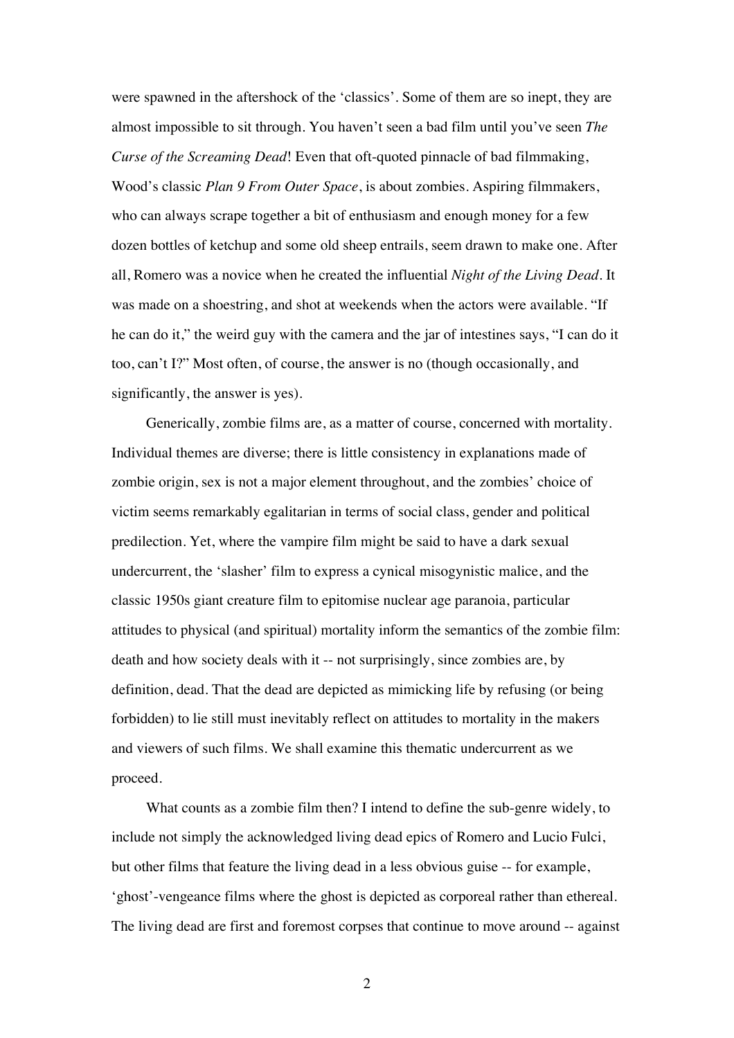were spawned in the aftershock of the 'classics'. Some of them are so inept, they are almost impossible to sit through. You haven't seen a bad film until you've seen *The Curse of the Screaming Dead*! Even that oft-quoted pinnacle of bad filmmaking, Wood's classic *Plan 9 From Outer Space*, is about zombies. Aspiring filmmakers, who can always scrape together a bit of enthusiasm and enough money for a few dozen bottles of ketchup and some old sheep entrails, seem drawn to make one. After all, Romero was a novice when he created the influential *Night of the Living Dead*. It was made on a shoestring, and shot at weekends when the actors were available. "If he can do it," the weird guy with the camera and the jar of intestines says, "I can do it too, can't I?" Most often, of course, the answer is no (though occasionally, and significantly, the answer is yes).

Generically, zombie films are, as a matter of course, concerned with mortality. Individual themes are diverse; there is little consistency in explanations made of zombie origin, sex is not a major element throughout, and the zombies' choice of victim seems remarkably egalitarian in terms of social class, gender and political predilection. Yet, where the vampire film might be said to have a dark sexual undercurrent, the 'slasher' film to express a cynical misogynistic malice, and the classic 1950s giant creature film to epitomise nuclear age paranoia, particular attitudes to physical (and spiritual) mortality inform the semantics of the zombie film: death and how society deals with it -- not surprisingly, since zombies are, by definition, dead. That the dead are depicted as mimicking life by refusing (or being forbidden) to lie still must inevitably reflect on attitudes to mortality in the makers and viewers of such films. We shall examine this thematic undercurrent as we proceed.

What counts as a zombie film then? I intend to define the sub-genre widely, to include not simply the acknowledged living dead epics of Romero and Lucio Fulci, but other films that feature the living dead in a less obvious guise -- for example, 'ghost'-vengeance films where the ghost is depicted as corporeal rather than ethereal. The living dead are first and foremost corpses that continue to move around -- against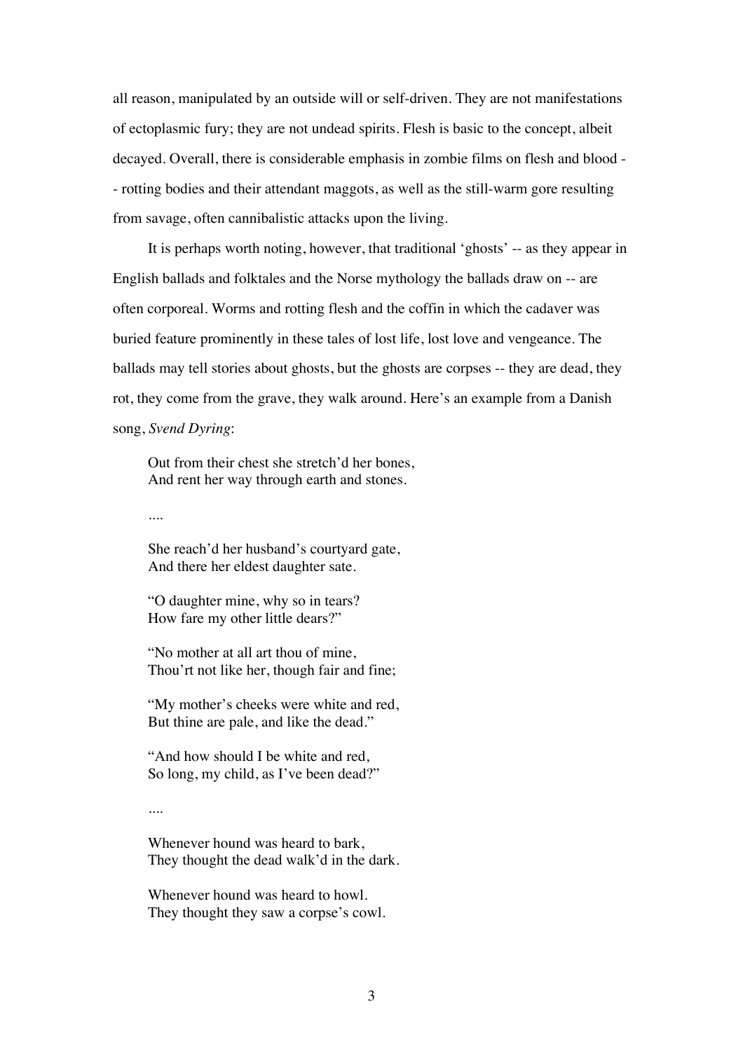all reason, manipulated by an outside will or self-driven. They are not manifestations of ectoplasmic fury; they are not undead spirits. Flesh is basic to the concept, albeit decayed. Overall, there is considerable emphasis in zombie films on flesh and blood -- rotting bodies and their attendant maggots, as well as the still-warm gore resulting from savage, often cannibalistic attacks upon the living.

It is perhaps worth noting, however, that traditional 'ghosts' -- as they appear in English ballads and folktales and the Norse mythology the ballads draw on -- are often corporeal. Worms and rotting flesh and the coffin in which the cadaver was buried feature prominently in these tales of lost life, lost love and vengeance. The ballads may tell stories about ghosts, but the ghosts are corpses -- they are dead, they rot, they come from the grave, they walk around. Here's an example from a Danish song, *Svend Dyring*:

> Out from their chest she stretch'd her bones,
> And rent her way through earth and stones.
>
> ....
>
> She reach'd her husband's courtyard gate,
> And there her eldest daughter sate.
>
> "O daughter mine, why so in tears?
> How fare my other little dears?"
>
> "No mother at all art thou of mine,
> Thou'rt not like her, though fair and fine;
>
> "My mother's cheeks were white and red,
> But thine are pale, and like the dead."
>
> "And how should I be white and red,
> So long, my child, as I've been dead?"
>
> ....
>
> Whenever hound was heard to bark,
> They thought the dead walk'd in the dark.
>
> Whenever hound was heard to howl.
> They thought they saw a corpse's cowl.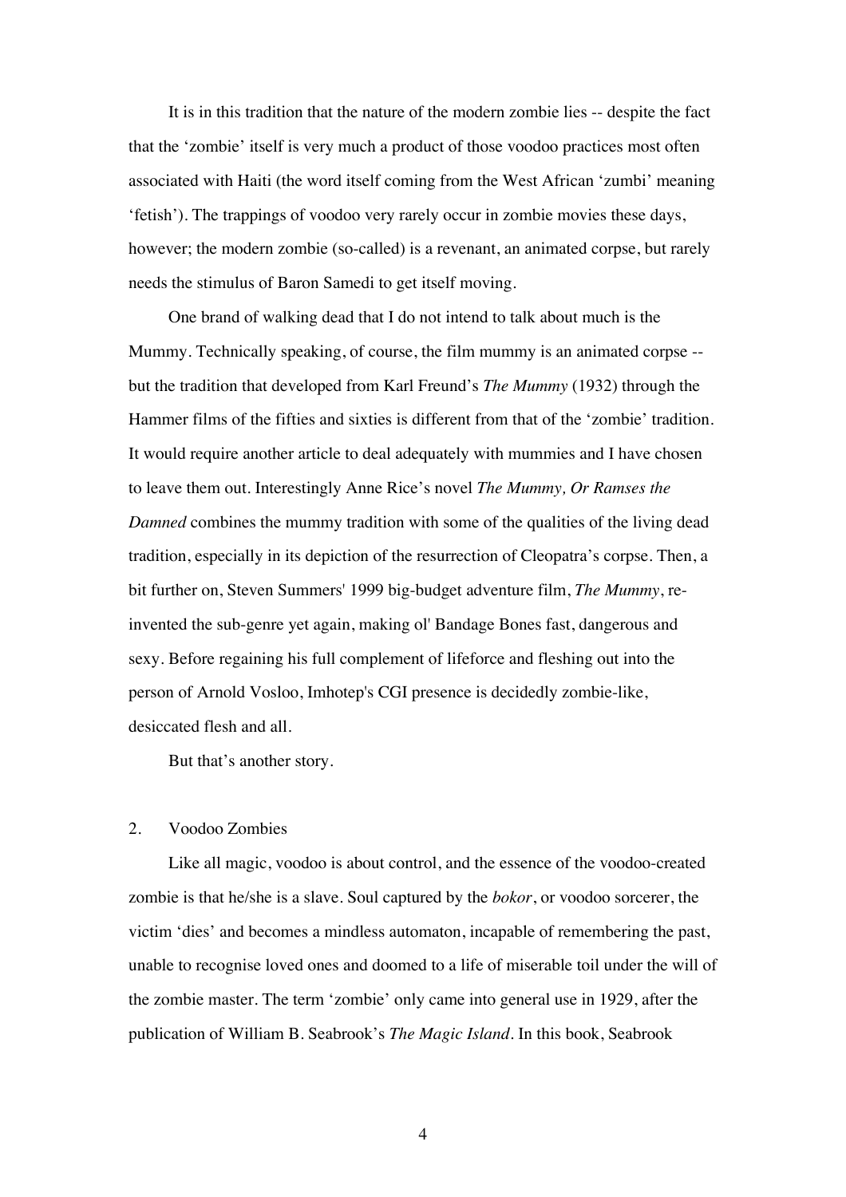It is in this tradition that the nature of the modern zombie lies -- despite the fact that the 'zombie' itself is very much a product of those voodoo practices most often associated with Haiti (the word itself coming from the West African 'zumbi' meaning 'fetish'). The trappings of voodoo very rarely occur in zombie movies these days, however; the modern zombie (so-called) is a revenant, an animated corpse, but rarely needs the stimulus of Baron Samedi to get itself moving.

One brand of walking dead that I do not intend to talk about much is the Mummy. Technically speaking, of course, the film mummy is an animated corpse -- but the tradition that developed from Karl Freund's *The Mummy* (1932) through the Hammer films of the fifties and sixties is different from that of the 'zombie' tradition. It would require another article to deal adequately with mummies and I have chosen to leave them out. Interestingly Anne Rice's novel *The Mummy, Or Ramses the Damned* combines the mummy tradition with some of the qualities of the living dead tradition, especially in its depiction of the resurrection of Cleopatra's corpse. Then, a bit further on, Steven Summers' 1999 big-budget adventure film, *The Mummy*, re-invented the sub-genre yet again, making ol' Bandage Bones fast, dangerous and sexy. Before regaining his full complement of lifeforce and fleshing out into the person of Arnold Vosloo, Imhotep's CGI presence is decidedly zombie-like, desiccated flesh and all.

But that's another story.

## 2. Voodoo Zombies

Like all magic, voodoo is about control, and the essence of the voodoo-created zombie is that he/she is a slave. Soul captured by the *bokor*, or voodoo sorcerer, the victim 'dies' and becomes a mindless automaton, incapable of remembering the past, unable to recognise loved ones and doomed to a life of miserable toil under the will of the zombie master. The term 'zombie' only came into general use in 1929, after the publication of William B. Seabrook's *The Magic Island*. In this book, Seabrook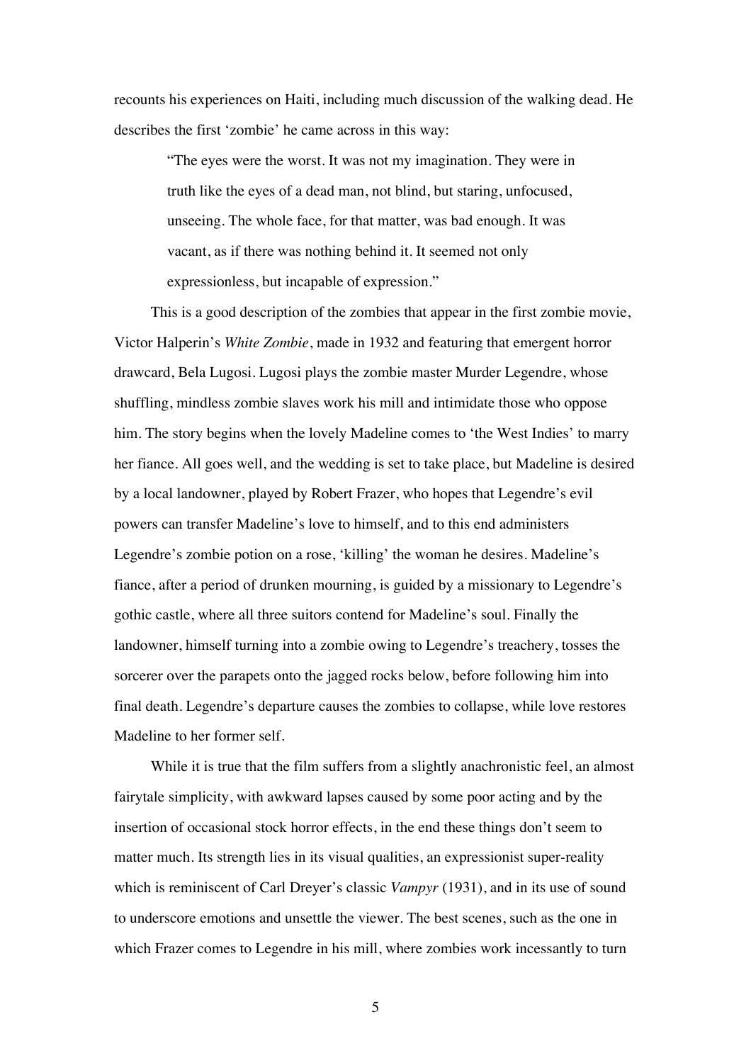recounts his experiences on Haiti, including much discussion of the walking dead. He describes the first 'zombie' he came across in this way:

> "The eyes were the worst. It was not my imagination. They were in truth like the eyes of a dead man, not blind, but staring, unfocused, unseeing. The whole face, for that matter, was bad enough. It was vacant, as if there was nothing behind it. It seemed not only expressionless, but incapable of expression."

This is a good description of the zombies that appear in the first zombie movie, Victor Halperin's *White Zombie*, made in 1932 and featuring that emergent horror drawcard, Bela Lugosi. Lugosi plays the zombie master Murder Legendre, whose shuffling, mindless zombie slaves work his mill and intimidate those who oppose him. The story begins when the lovely Madeline comes to 'the West Indies' to marry her fiance. All goes well, and the wedding is set to take place, but Madeline is desired by a local landowner, played by Robert Frazer, who hopes that Legendre's evil powers can transfer Madeline's love to himself, and to this end administers Legendre's zombie potion on a rose, 'killing' the woman he desires. Madeline's fiance, after a period of drunken mourning, is guided by a missionary to Legendre's gothic castle, where all three suitors contend for Madeline's soul. Finally the landowner, himself turning into a zombie owing to Legendre's treachery, tosses the sorcerer over the parapets onto the jagged rocks below, before following him into final death. Legendre's departure causes the zombies to collapse, while love restores Madeline to her former self.

While it is true that the film suffers from a slightly anachronistic feel, an almost fairytale simplicity, with awkward lapses caused by some poor acting and by the insertion of occasional stock horror effects, in the end these things don't seem to matter much. Its strength lies in its visual qualities, an expressionist super-reality which is reminiscent of Carl Dreyer's classic *Vampyr* (1931), and in its use of sound to underscore emotions and unsettle the viewer. The best scenes, such as the one in which Frazer comes to Legendre in his mill, where zombies work incessantly to turn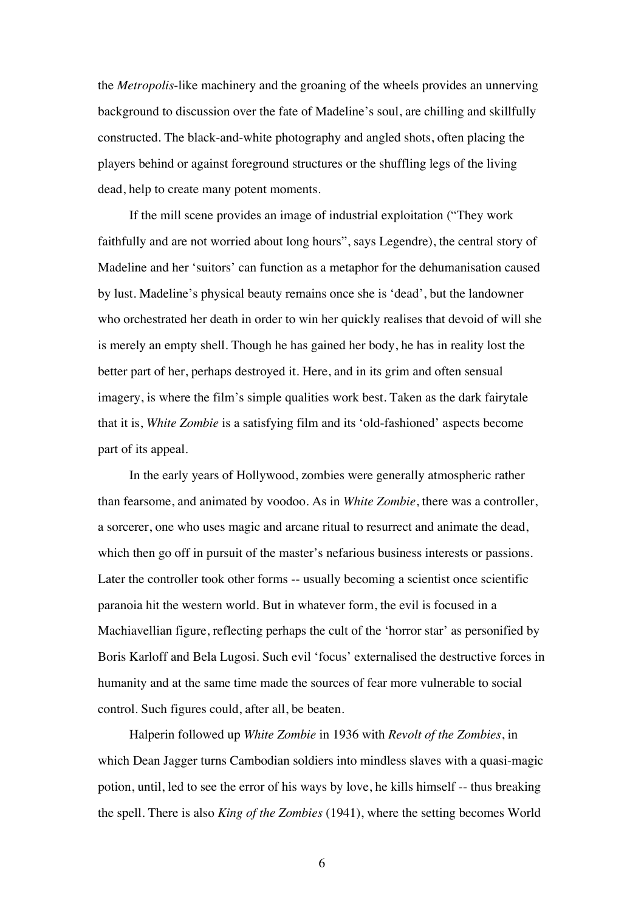the *Metropolis*-like machinery and the groaning of the wheels provides an unnerving background to discussion over the fate of Madeline's soul, are chilling and skillfully constructed. The black-and-white photography and angled shots, often placing the players behind or against foreground structures or the shuffling legs of the living dead, help to create many potent moments.

If the mill scene provides an image of industrial exploitation ("They work faithfully and are not worried about long hours", says Legendre), the central story of Madeline and her 'suitors' can function as a metaphor for the dehumanisation caused by lust. Madeline's physical beauty remains once she is 'dead', but the landowner who orchestrated her death in order to win her quickly realises that devoid of will she is merely an empty shell. Though he has gained her body, he has in reality lost the better part of her, perhaps destroyed it. Here, and in its grim and often sensual imagery, is where the film's simple qualities work best. Taken as the dark fairytale that it is, *White Zombie* is a satisfying film and its 'old-fashioned' aspects become part of its appeal.

In the early years of Hollywood, zombies were generally atmospheric rather than fearsome, and animated by voodoo. As in *White Zombie*, there was a controller, a sorcerer, one who uses magic and arcane ritual to resurrect and animate the dead, which then go off in pursuit of the master's nefarious business interests or passions. Later the controller took other forms -- usually becoming a scientist once scientific paranoia hit the western world. But in whatever form, the evil is focused in a Machiavellian figure, reflecting perhaps the cult of the 'horror star' as personified by Boris Karloff and Bela Lugosi. Such evil 'focus' externalised the destructive forces in humanity and at the same time made the sources of fear more vulnerable to social control. Such figures could, after all, be beaten.

Halperin followed up *White Zombie* in 1936 with *Revolt of the Zombies*, in which Dean Jagger turns Cambodian soldiers into mindless slaves with a quasi-magic potion, until, led to see the error of his ways by love, he kills himself -- thus breaking the spell. There is also *King of the Zombies* (1941), where the setting becomes World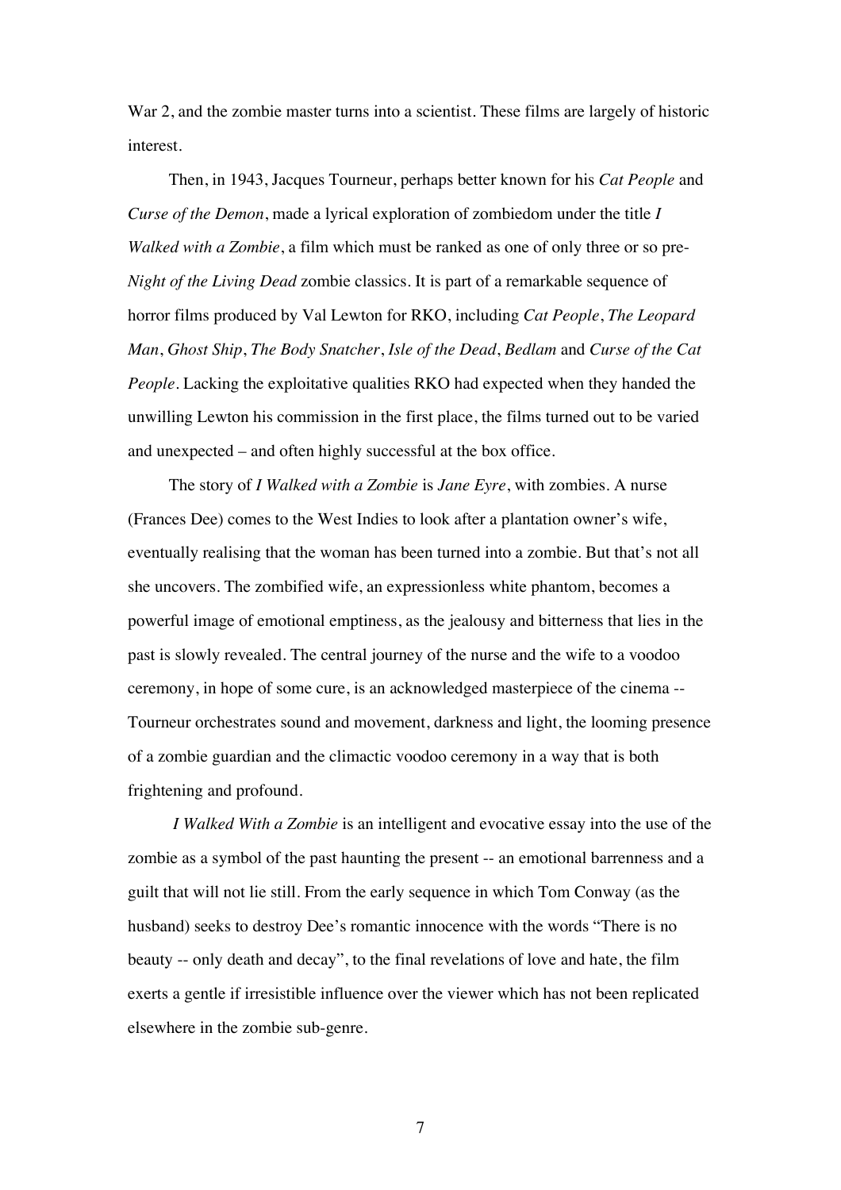War 2, and the zombie master turns into a scientist. These films are largely of historic interest.

Then, in 1943, Jacques Tourneur, perhaps better known for his *Cat People* and *Curse of the Demon*, made a lyrical exploration of zombiedom under the title *I Walked with a Zombie*, a film which must be ranked as one of only three or so pre-*Night of the Living Dead* zombie classics. It is part of a remarkable sequence of horror films produced by Val Lewton for RKO, including *Cat People*, *The Leopard Man*, *Ghost Ship*, *The Body Snatcher*, *Isle of the Dead*, *Bedlam* and *Curse of the Cat People*. Lacking the exploitative qualities RKO had expected when they handed the unwilling Lewton his commission in the first place, the films turned out to be varied and unexpected – and often highly successful at the box office.

The story of *I Walked with a Zombie* is *Jane Eyre*, with zombies. A nurse (Frances Dee) comes to the West Indies to look after a plantation owner's wife, eventually realising that the woman has been turned into a zombie. But that's not all she uncovers. The zombified wife, an expressionless white phantom, becomes a powerful image of emotional emptiness, as the jealousy and bitterness that lies in the past is slowly revealed. The central journey of the nurse and the wife to a voodoo ceremony, in hope of some cure, is an acknowledged masterpiece of the cinema -- Tourneur orchestrates sound and movement, darkness and light, the looming presence of a zombie guardian and the climactic voodoo ceremony in a way that is both frightening and profound.

*I Walked With a Zombie* is an intelligent and evocative essay into the use of the zombie as a symbol of the past haunting the present -- an emotional barrenness and a guilt that will not lie still. From the early sequence in which Tom Conway (as the husband) seeks to destroy Dee's romantic innocence with the words "There is no beauty -- only death and decay", to the final revelations of love and hate, the film exerts a gentle if irresistible influence over the viewer which has not been replicated elsewhere in the zombie sub-genre.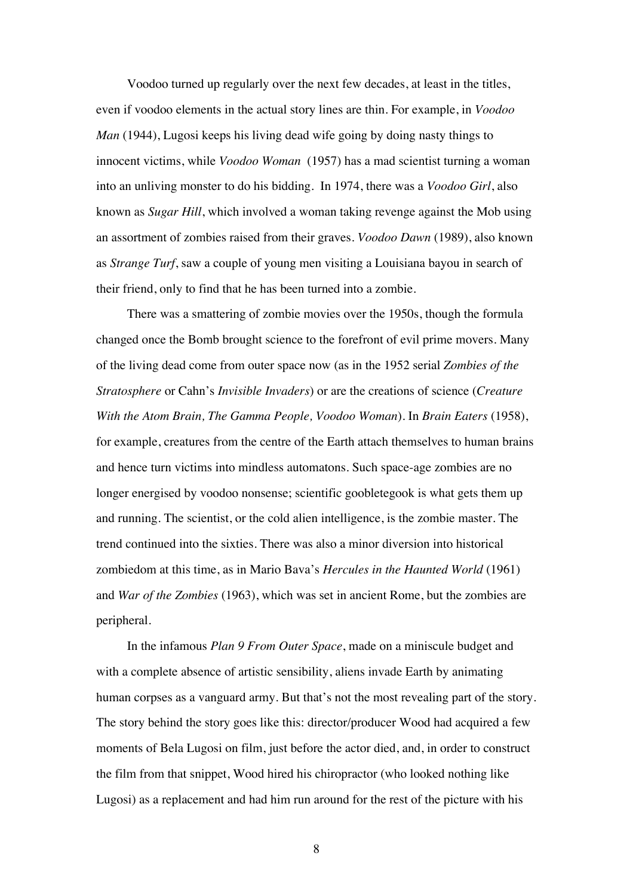Voodoo turned up regularly over the next few decades, at least in the titles, even if voodoo elements in the actual story lines are thin. For example, in *Voodoo Man* (1944), Lugosi keeps his living dead wife going by doing nasty things to innocent victims, while *Voodoo Woman* (1957) has a mad scientist turning a woman into an unliving monster to do his bidding. In 1974, there was a *Voodoo Girl*, also known as *Sugar Hill*, which involved a woman taking revenge against the Mob using an assortment of zombies raised from their graves. *Voodoo Dawn* (1989), also known as *Strange Turf*, saw a couple of young men visiting a Louisiana bayou in search of their friend, only to find that he has been turned into a zombie.

There was a smattering of zombie movies over the 1950s, though the formula changed once the Bomb brought science to the forefront of evil prime movers. Many of the living dead come from outer space now (as in the 1952 serial *Zombies of the Stratosphere* or Cahn's *Invisible Invaders*) or are the creations of science (*Creature With the Atom Brain, The Gamma People, Voodoo Woman*). In *Brain Eaters* (1958), for example, creatures from the centre of the Earth attach themselves to human brains and hence turn victims into mindless automatons. Such space-age zombies are no longer energised by voodoo nonsense; scientific goobletegook is what gets them up and running. The scientist, or the cold alien intelligence, is the zombie master. The trend continued into the sixties. There was also a minor diversion into historical zombiedom at this time, as in Mario Bava's *Hercules in the Haunted World* (1961) and *War of the Zombies* (1963), which was set in ancient Rome, but the zombies are peripheral.

In the infamous *Plan 9 From Outer Space*, made on a miniscule budget and with a complete absence of artistic sensibility, aliens invade Earth by animating human corpses as a vanguard army. But that's not the most revealing part of the story. The story behind the story goes like this: director/producer Wood had acquired a few moments of Bela Lugosi on film, just before the actor died, and, in order to construct the film from that snippet, Wood hired his chiropractor (who looked nothing like Lugosi) as a replacement and had him run around for the rest of the picture with his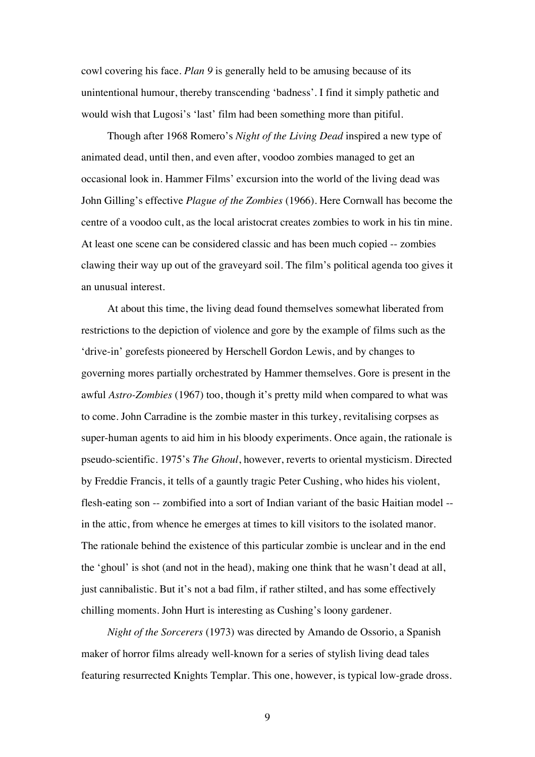cowl covering his face. *Plan 9* is generally held to be amusing because of its unintentional humour, thereby transcending 'badness'. I find it simply pathetic and would wish that Lugosi's 'last' film had been something more than pitiful.

Though after 1968 Romero's *Night of the Living Dead* inspired a new type of animated dead, until then, and even after, voodoo zombies managed to get an occasional look in. Hammer Films' excursion into the world of the living dead was John Gilling's effective *Plague of the Zombies* (1966). Here Cornwall has become the centre of a voodoo cult, as the local aristocrat creates zombies to work in his tin mine. At least one scene can be considered classic and has been much copied -- zombies clawing their way up out of the graveyard soil. The film's political agenda too gives it an unusual interest.

At about this time, the living dead found themselves somewhat liberated from restrictions to the depiction of violence and gore by the example of films such as the 'drive-in' gorefests pioneered by Herschell Gordon Lewis, and by changes to governing mores partially orchestrated by Hammer themselves. Gore is present in the awful *Astro-Zombies* (1967) too, though it's pretty mild when compared to what was to come. John Carradine is the zombie master in this turkey, revitalising corpses as super-human agents to aid him in his bloody experiments. Once again, the rationale is pseudo-scientific. 1975's *The Ghoul*, however, reverts to oriental mysticism. Directed by Freddie Francis, it tells of a gauntly tragic Peter Cushing, who hides his violent, flesh-eating son -- zombified into a sort of Indian variant of the basic Haitian model -- in the attic, from whence he emerges at times to kill visitors to the isolated manor. The rationale behind the existence of this particular zombie is unclear and in the end the 'ghoul' is shot (and not in the head), making one think that he wasn't dead at all, just cannibalistic. But it's not a bad film, if rather stilted, and has some effectively chilling moments. John Hurt is interesting as Cushing's loony gardener.

*Night of the Sorcerers* (1973) was directed by Amando de Ossorio, a Spanish maker of horror films already well-known for a series of stylish living dead tales featuring resurrected Knights Templar. This one, however, is typical low-grade dross.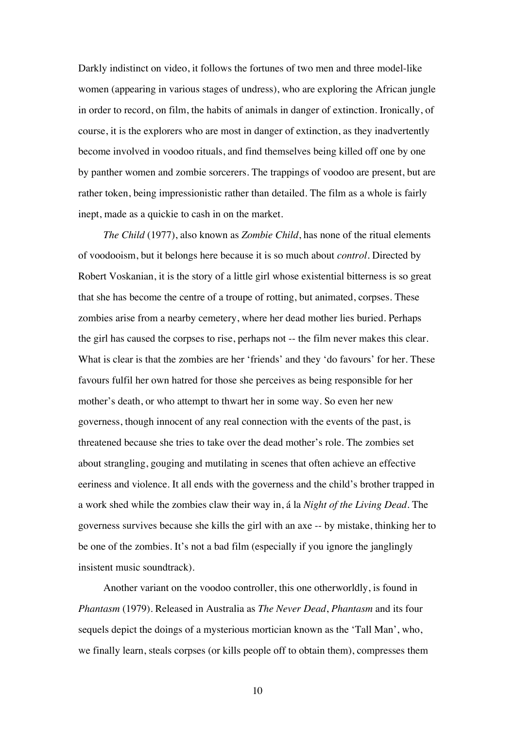Darkly indistinct on video, it follows the fortunes of two men and three model-like women (appearing in various stages of undress), who are exploring the African jungle in order to record, on film, the habits of animals in danger of extinction. Ironically, of course, it is the explorers who are most in danger of extinction, as they inadvertently become involved in voodoo rituals, and find themselves being killed off one by one by panther women and zombie sorcerers. The trappings of voodoo are present, but are rather token, being impressionistic rather than detailed. The film as a whole is fairly inept, made as a quickie to cash in on the market.

*The Child* (1977), also known as *Zombie Child*, has none of the ritual elements of voodooism, but it belongs here because it is so much about *control*. Directed by Robert Voskanian, it is the story of a little girl whose existential bitterness is so great that she has become the centre of a troupe of rotting, but animated, corpses. These zombies arise from a nearby cemetery, where her dead mother lies buried. Perhaps the girl has caused the corpses to rise, perhaps not -- the film never makes this clear. What is clear is that the zombies are her 'friends' and they 'do favours' for her. These favours fulfil her own hatred for those she perceives as being responsible for her mother's death, or who attempt to thwart her in some way. So even her new governess, though innocent of any real connection with the events of the past, is threatened because she tries to take over the dead mother's role. The zombies set about strangling, gouging and mutilating in scenes that often achieve an effective eeriness and violence. It all ends with the governess and the child's brother trapped in a work shed while the zombies claw their way in, á la *Night of the Living Dead*. The governess survives because she kills the girl with an axe -- by mistake, thinking her to be one of the zombies. It's not a bad film (especially if you ignore the janglingly insistent music soundtrack).

Another variant on the voodoo controller, this one otherworldly, is found in *Phantasm* (1979). Released in Australia as *The Never Dead*, *Phantasm* and its four sequels depict the doings of a mysterious mortician known as the 'Tall Man', who, we finally learn, steals corpses (or kills people off to obtain them), compresses them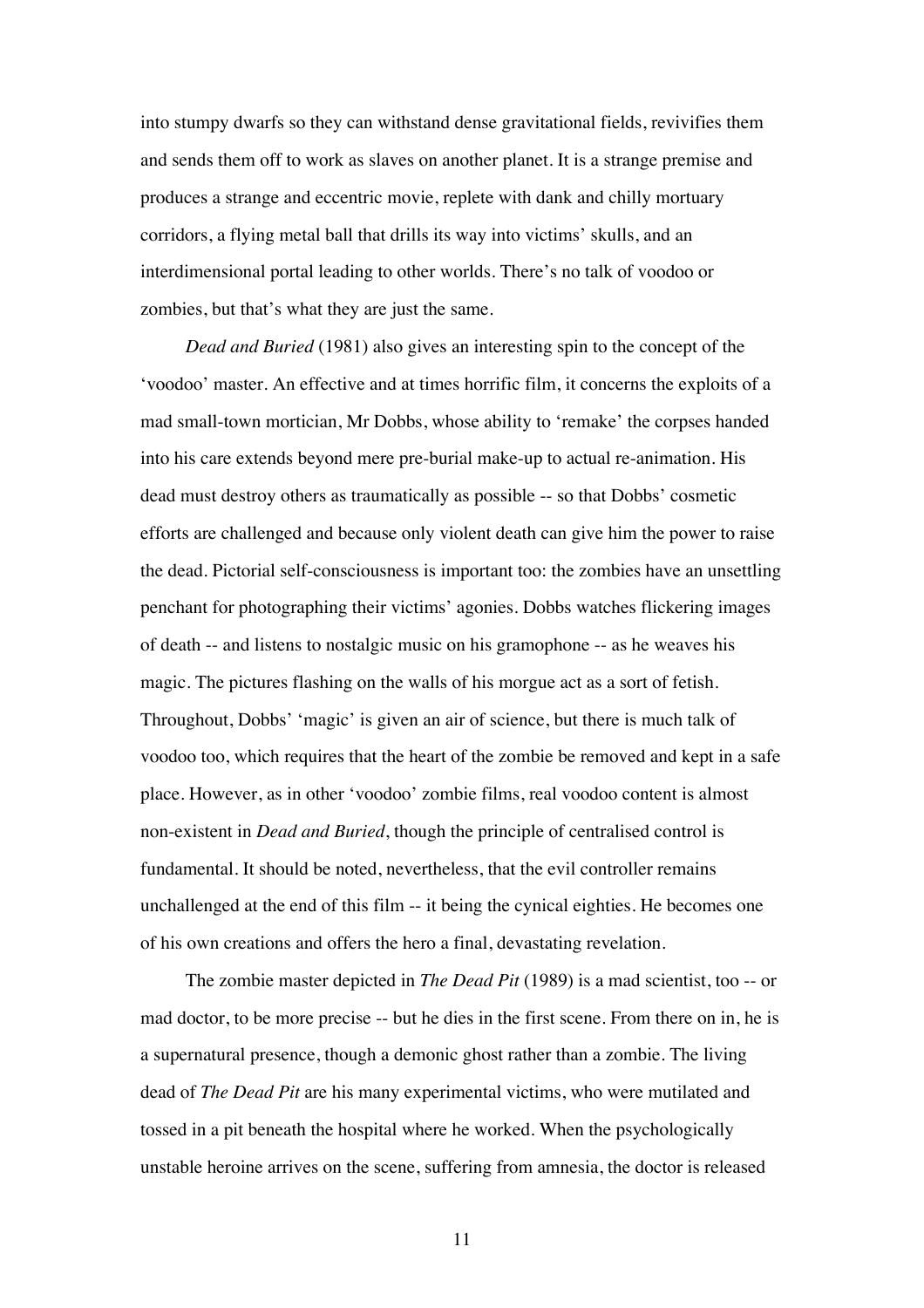into stumpy dwarfs so they can withstand dense gravitational fields, revivifies them and sends them off to work as slaves on another planet. It is a strange premise and produces a strange and eccentric movie, replete with dank and chilly mortuary corridors, a flying metal ball that drills its way into victims' skulls, and an interdimensional portal leading to other worlds. There's no talk of voodoo or zombies, but that's what they are just the same.

*Dead and Buried* (1981) also gives an interesting spin to the concept of the 'voodoo' master. An effective and at times horrific film, it concerns the exploits of a mad small-town mortician, Mr Dobbs, whose ability to 'remake' the corpses handed into his care extends beyond mere pre-burial make-up to actual re-animation. His dead must destroy others as traumatically as possible -- so that Dobbs' cosmetic efforts are challenged and because only violent death can give him the power to raise the dead. Pictorial self-consciousness is important too: the zombies have an unsettling penchant for photographing their victims' agonies. Dobbs watches flickering images of death -- and listens to nostalgic music on his gramophone -- as he weaves his magic. The pictures flashing on the walls of his morgue act as a sort of fetish. Throughout, Dobbs' 'magic' is given an air of science, but there is much talk of voodoo too, which requires that the heart of the zombie be removed and kept in a safe place. However, as in other 'voodoo' zombie films, real voodoo content is almost non-existent in *Dead and Buried*, though the principle of centralised control is fundamental. It should be noted, nevertheless, that the evil controller remains unchallenged at the end of this film -- it being the cynical eighties. He becomes one of his own creations and offers the hero a final, devastating revelation.

The zombie master depicted in *The Dead Pit* (1989) is a mad scientist, too -- or mad doctor, to be more precise -- but he dies in the first scene. From there on in, he is a supernatural presence, though a demonic ghost rather than a zombie. The living dead of *The Dead Pit* are his many experimental victims, who were mutilated and tossed in a pit beneath the hospital where he worked. When the psychologically unstable heroine arrives on the scene, suffering from amnesia, the doctor is released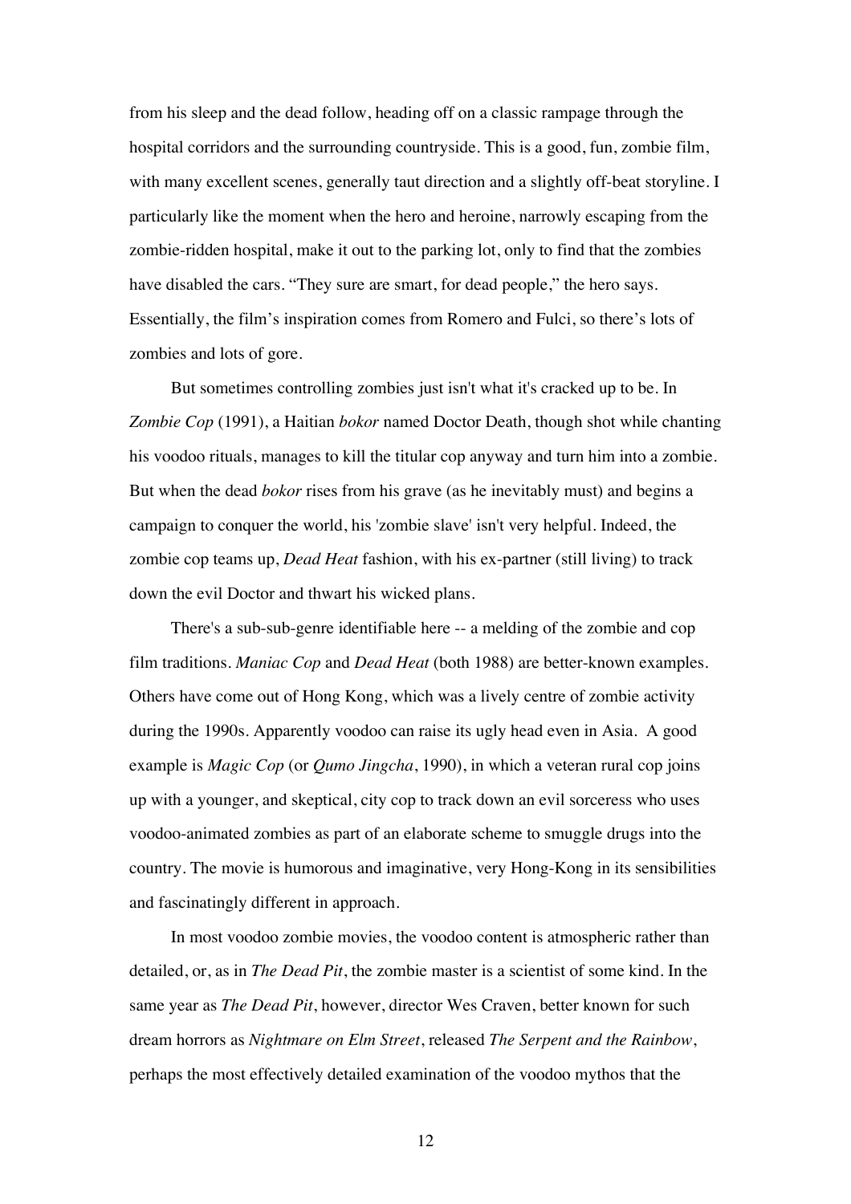from his sleep and the dead follow, heading off on a classic rampage through the hospital corridors and the surrounding countryside. This is a good, fun, zombie film, with many excellent scenes, generally taut direction and a slightly off-beat storyline. I particularly like the moment when the hero and heroine, narrowly escaping from the zombie-ridden hospital, make it out to the parking lot, only to find that the zombies have disabled the cars. "They sure are smart, for dead people," the hero says. Essentially, the film's inspiration comes from Romero and Fulci, so there's lots of zombies and lots of gore.

But sometimes controlling zombies just isn't what it's cracked up to be. In *Zombie Cop* (1991), a Haitian *bokor* named Doctor Death, though shot while chanting his voodoo rituals, manages to kill the titular cop anyway and turn him into a zombie. But when the dead *bokor* rises from his grave (as he inevitably must) and begins a campaign to conquer the world, his 'zombie slave' isn't very helpful. Indeed, the zombie cop teams up, *Dead Heat* fashion, with his ex-partner (still living) to track down the evil Doctor and thwart his wicked plans.

There's a sub-sub-genre identifiable here -- a melding of the zombie and cop film traditions. *Maniac Cop* and *Dead Heat* (both 1988) are better-known examples. Others have come out of Hong Kong, which was a lively centre of zombie activity during the 1990s. Apparently voodoo can raise its ugly head even in Asia. A good example is *Magic Cop* (or *Qumo Jingcha*, 1990), in which a veteran rural cop joins up with a younger, and skeptical, city cop to track down an evil sorceress who uses voodoo-animated zombies as part of an elaborate scheme to smuggle drugs into the country. The movie is humorous and imaginative, very Hong-Kong in its sensibilities and fascinatingly different in approach.

In most voodoo zombie movies, the voodoo content is atmospheric rather than detailed, or, as in *The Dead Pit*, the zombie master is a scientist of some kind. In the same year as *The Dead Pit*, however, director Wes Craven, better known for such dream horrors as *Nightmare on Elm Street*, released *The Serpent and the Rainbow*, perhaps the most effectively detailed examination of the voodoo mythos that the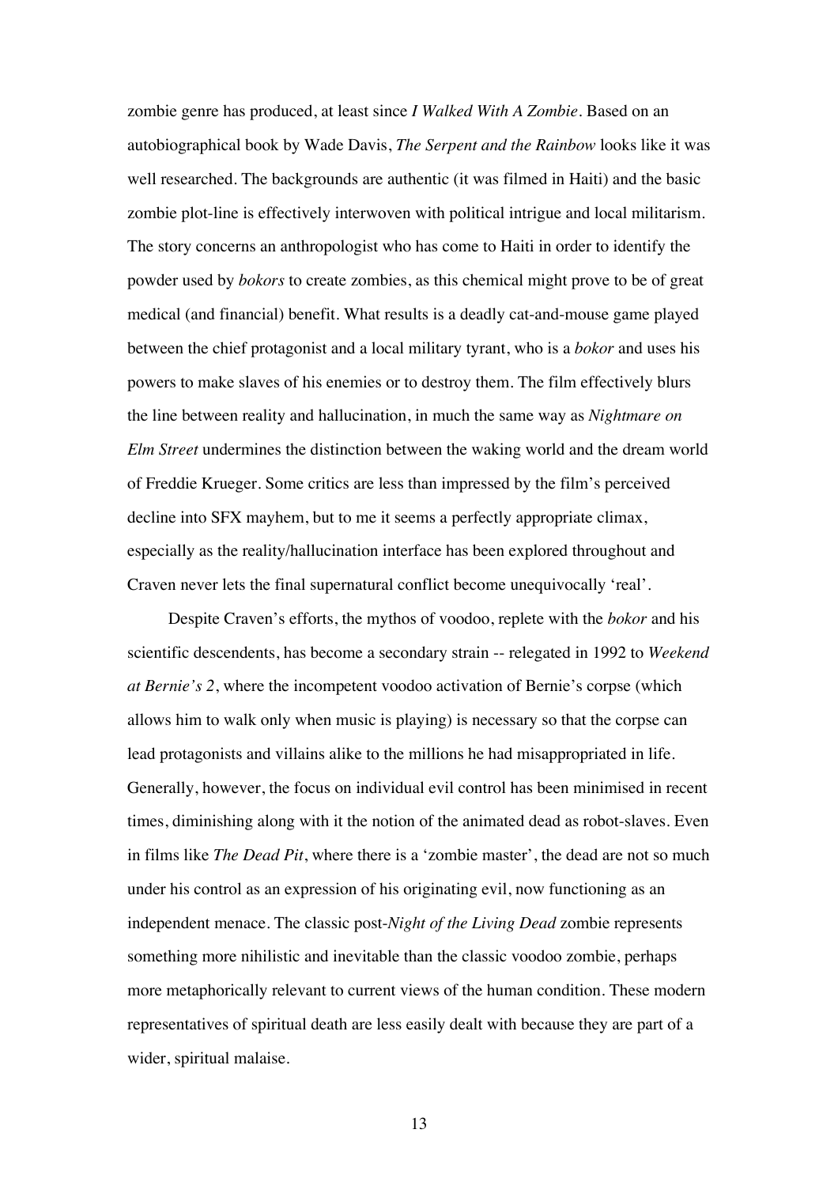zombie genre has produced, at least since *I Walked With A Zombie*. Based on an autobiographical book by Wade Davis, *The Serpent and the Rainbow* looks like it was well researched. The backgrounds are authentic (it was filmed in Haiti) and the basic zombie plot-line is effectively interwoven with political intrigue and local militarism. The story concerns an anthropologist who has come to Haiti in order to identify the powder used by *bokors* to create zombies, as this chemical might prove to be of great medical (and financial) benefit. What results is a deadly cat-and-mouse game played between the chief protagonist and a local military tyrant, who is a *bokor* and uses his powers to make slaves of his enemies or to destroy them. The film effectively blurs the line between reality and hallucination, in much the same way as *Nightmare on Elm Street* undermines the distinction between the waking world and the dream world of Freddie Krueger. Some critics are less than impressed by the film's perceived decline into SFX mayhem, but to me it seems a perfectly appropriate climax, especially as the reality/hallucination interface has been explored throughout and Craven never lets the final supernatural conflict become unequivocally 'real'.

Despite Craven's efforts, the mythos of voodoo, replete with the *bokor* and his scientific descendents, has become a secondary strain -- relegated in 1992 to *Weekend at Bernie's 2*, where the incompetent voodoo activation of Bernie's corpse (which allows him to walk only when music is playing) is necessary so that the corpse can lead protagonists and villains alike to the millions he had misappropriated in life. Generally, however, the focus on individual evil control has been minimised in recent times, diminishing along with it the notion of the animated dead as robot-slaves. Even in films like *The Dead Pit*, where there is a 'zombie master', the dead are not so much under his control as an expression of his originating evil, now functioning as an independent menace. The classic post-*Night of the Living Dead* zombie represents something more nihilistic and inevitable than the classic voodoo zombie, perhaps more metaphorically relevant to current views of the human condition. These modern representatives of spiritual death are less easily dealt with because they are part of a wider, spiritual malaise.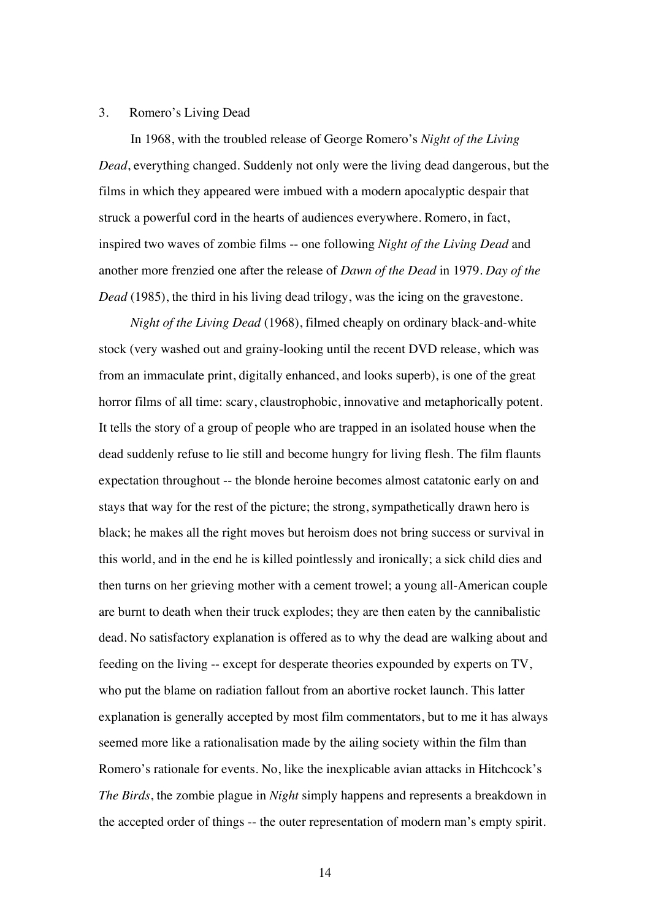## 3. Romero's Living Dead

In 1968, with the troubled release of George Romero's *Night of the Living Dead*, everything changed. Suddenly not only were the living dead dangerous, but the films in which they appeared were imbued with a modern apocalyptic despair that struck a powerful cord in the hearts of audiences everywhere. Romero, in fact, inspired two waves of zombie films -- one following *Night of the Living Dead* and another more frenzied one after the release of *Dawn of the Dead* in 1979. *Day of the Dead* (1985), the third in his living dead trilogy, was the icing on the gravestone.

*Night of the Living Dead* (1968), filmed cheaply on ordinary black-and-white stock (very washed out and grainy-looking until the recent DVD release, which was from an immaculate print, digitally enhanced, and looks superb), is one of the great horror films of all time: scary, claustrophobic, innovative and metaphorically potent. It tells the story of a group of people who are trapped in an isolated house when the dead suddenly refuse to lie still and become hungry for living flesh. The film flaunts expectation throughout -- the blonde heroine becomes almost catatonic early on and stays that way for the rest of the picture; the strong, sympathetically drawn hero is black; he makes all the right moves but heroism does not bring success or survival in this world, and in the end he is killed pointlessly and ironically; a sick child dies and then turns on her grieving mother with a cement trowel; a young all-American couple are burnt to death when their truck explodes; they are then eaten by the cannibalistic dead. No satisfactory explanation is offered as to why the dead are walking about and feeding on the living -- except for desperate theories expounded by experts on TV, who put the blame on radiation fallout from an abortive rocket launch. This latter explanation is generally accepted by most film commentators, but to me it has always seemed more like a rationalisation made by the ailing society within the film than Romero's rationale for events. No, like the inexplicable avian attacks in Hitchcock's *The Birds*, the zombie plague in *Night* simply happens and represents a breakdown in the accepted order of things -- the outer representation of modern man's empty spirit.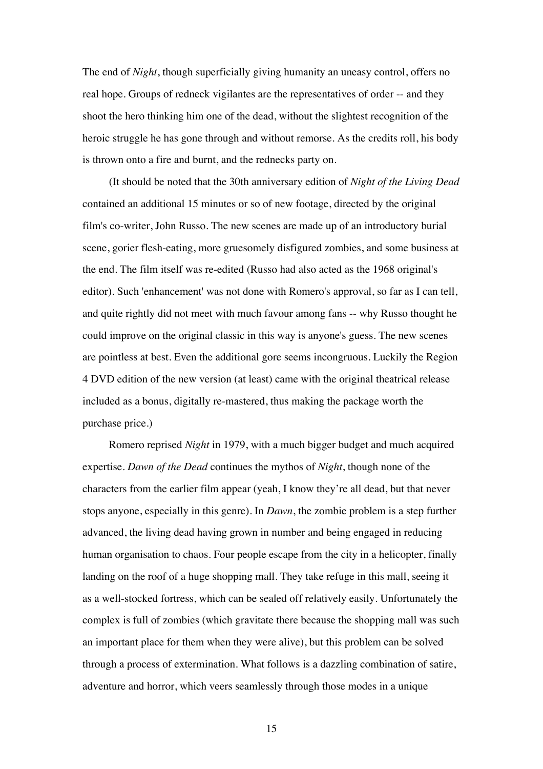The end of *Night*, though superficially giving humanity an uneasy control, offers no real hope. Groups of redneck vigilantes are the representatives of order -- and they shoot the hero thinking him one of the dead, without the slightest recognition of the heroic struggle he has gone through and without remorse. As the credits roll, his body is thrown onto a fire and burnt, and the rednecks party on.

(It should be noted that the 30th anniversary edition of *Night of the Living Dead* contained an additional 15 minutes or so of new footage, directed by the original film's co-writer, John Russo. The new scenes are made up of an introductory burial scene, gorier flesh-eating, more gruesomely disfigured zombies, and some business at the end. The film itself was re-edited (Russo had also acted as the 1968 original's editor). Such 'enhancement' was not done with Romero's approval, so far as I can tell, and quite rightly did not meet with much favour among fans -- why Russo thought he could improve on the original classic in this way is anyone's guess. The new scenes are pointless at best. Even the additional gore seems incongruous. Luckily the Region 4 DVD edition of the new version (at least) came with the original theatrical release included as a bonus, digitally re-mastered, thus making the package worth the purchase price.)

Romero reprised *Night* in 1979, with a much bigger budget and much acquired expertise. *Dawn of the Dead* continues the mythos of *Night*, though none of the characters from the earlier film appear (yeah, I know they're all dead, but that never stops anyone, especially in this genre). In *Dawn*, the zombie problem is a step further advanced, the living dead having grown in number and being engaged in reducing human organisation to chaos. Four people escape from the city in a helicopter, finally landing on the roof of a huge shopping mall. They take refuge in this mall, seeing it as a well-stocked fortress, which can be sealed off relatively easily. Unfortunately the complex is full of zombies (which gravitate there because the shopping mall was such an important place for them when they were alive), but this problem can be solved through a process of extermination. What follows is a dazzling combination of satire, adventure and horror, which veers seamlessly through those modes in a unique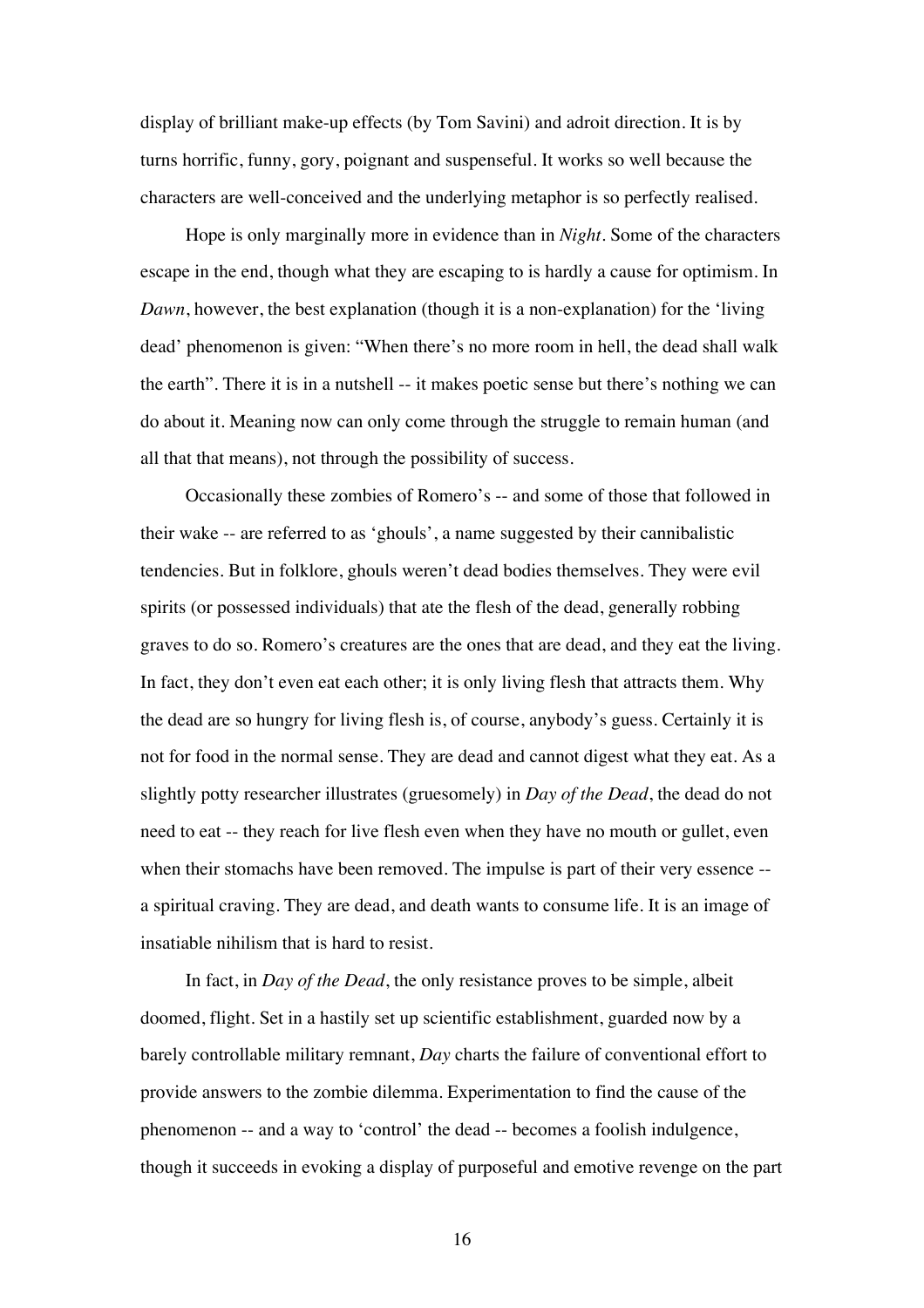display of brilliant make-up effects (by Tom Savini) and adroit direction. It is by turns horrific, funny, gory, poignant and suspenseful. It works so well because the characters are well-conceived and the underlying metaphor is so perfectly realised.

Hope is only marginally more in evidence than in *Night*. Some of the characters escape in the end, though what they are escaping to is hardly a cause for optimism. In *Dawn*, however, the best explanation (though it is a non-explanation) for the 'living dead' phenomenon is given: "When there's no more room in hell, the dead shall walk the earth". There it is in a nutshell -- it makes poetic sense but there's nothing we can do about it. Meaning now can only come through the struggle to remain human (and all that that means), not through the possibility of success.

Occasionally these zombies of Romero's -- and some of those that followed in their wake -- are referred to as 'ghouls', a name suggested by their cannibalistic tendencies. But in folklore, ghouls weren't dead bodies themselves. They were evil spirits (or possessed individuals) that ate the flesh of the dead, generally robbing graves to do so. Romero's creatures are the ones that are dead, and they eat the living. In fact, they don't even eat each other; it is only living flesh that attracts them. Why the dead are so hungry for living flesh is, of course, anybody's guess. Certainly it is not for food in the normal sense. They are dead and cannot digest what they eat. As a slightly potty researcher illustrates (gruesomely) in *Day of the Dead*, the dead do not need to eat -- they reach for live flesh even when they have no mouth or gullet, even when their stomachs have been removed. The impulse is part of their very essence -- a spiritual craving. They are dead, and death wants to consume life. It is an image of insatiable nihilism that is hard to resist.

In fact, in *Day of the Dead*, the only resistance proves to be simple, albeit doomed, flight. Set in a hastily set up scientific establishment, guarded now by a barely controllable military remnant, *Day* charts the failure of conventional effort to provide answers to the zombie dilemma. Experimentation to find the cause of the phenomenon -- and a way to 'control' the dead -- becomes a foolish indulgence, though it succeeds in evoking a display of purposeful and emotive revenge on the part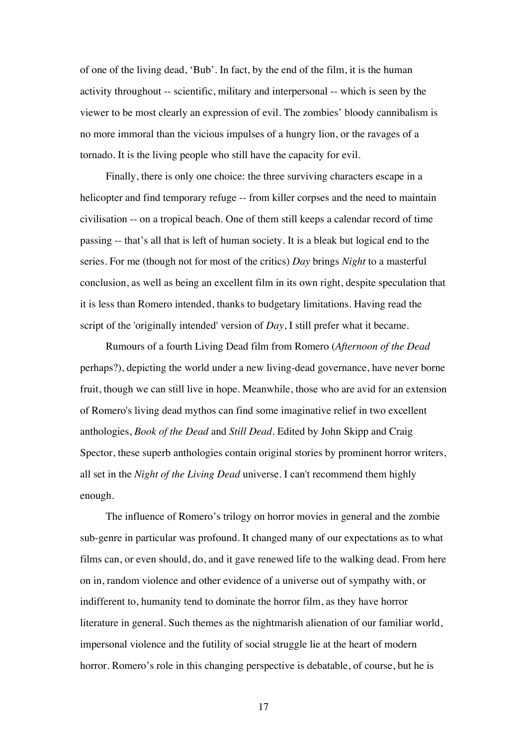of one of the living dead, 'Bub'. In fact, by the end of the film, it is the human activity throughout -- scientific, military and interpersonal -- which is seen by the viewer to be most clearly an expression of evil. The zombies' bloody cannibalism is no more immoral than the vicious impulses of a hungry lion, or the ravages of a tornado. It is the living people who still have the capacity for evil.

Finally, there is only one choice: the three surviving characters escape in a helicopter and find temporary refuge -- from killer corpses and the need to maintain civilisation -- on a tropical beach. One of them still keeps a calendar record of time passing -- that's all that is left of human society. It is a bleak but logical end to the series. For me (though not for most of the critics) *Day* brings *Night* to a masterful conclusion, as well as being an excellent film in its own right, despite speculation that it is less than Romero intended, thanks to budgetary limitations. Having read the script of the 'originally intended' version of *Day*, I still prefer what it became.

Rumours of a fourth Living Dead film from Romero (*Afternoon of the Dead* perhaps?), depicting the world under a new living-dead governance, have never borne fruit, though we can still live in hope. Meanwhile, those who are avid for an extension of Romero's living dead mythos can find some imaginative relief in two excellent anthologies, *Book of the Dead* and *Still Dead*. Edited by John Skipp and Craig Spector, these superb anthologies contain original stories by prominent horror writers, all set in the *Night of the Living Dead* universe. I can't recommend them highly enough.

The influence of Romero's trilogy on horror movies in general and the zombie sub-genre in particular was profound. It changed many of our expectations as to what films can, or even should, do, and it gave renewed life to the walking dead. From here on in, random violence and other evidence of a universe out of sympathy with, or indifferent to, humanity tend to dominate the horror film, as they have horror literature in general. Such themes as the nightmarish alienation of our familiar world, impersonal violence and the futility of social struggle lie at the heart of modern horror. Romero's role in this changing perspective is debatable, of course, but he is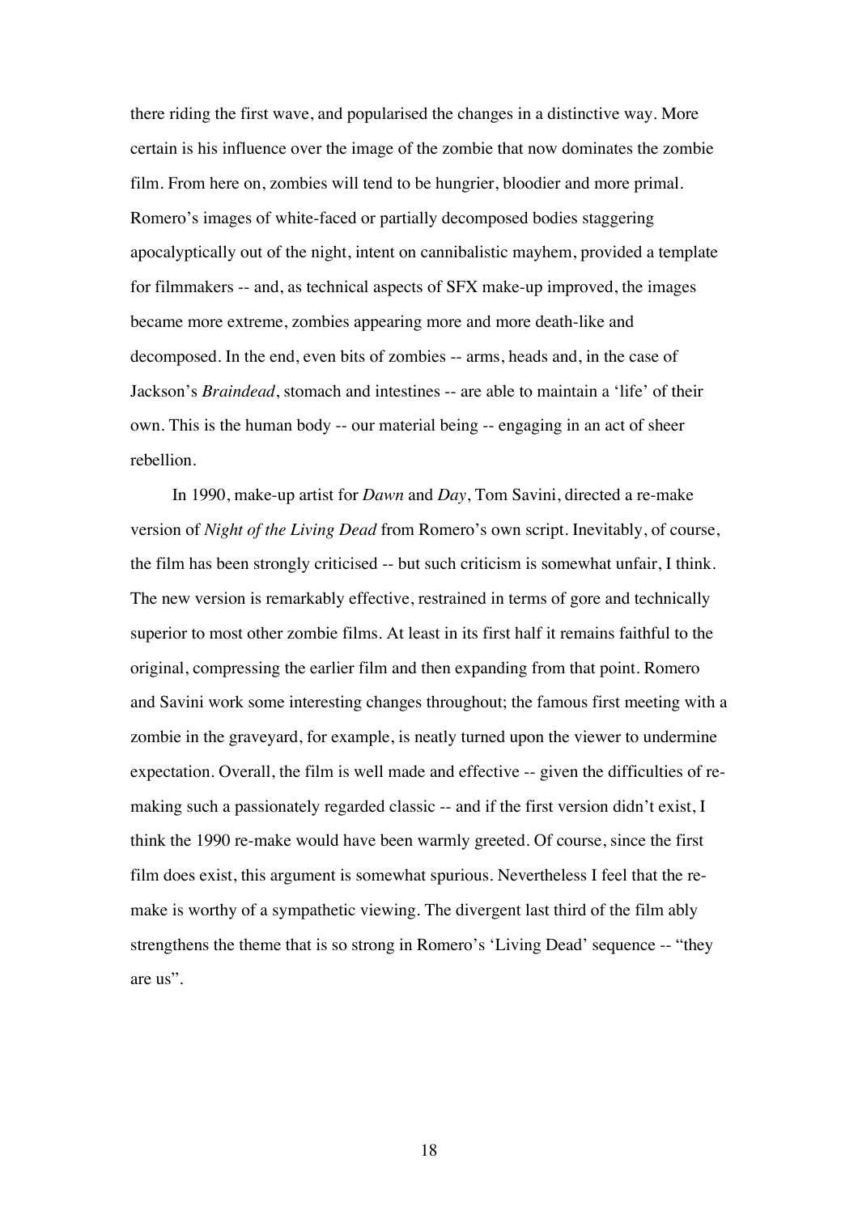there riding the first wave, and popularised the changes in a distinctive way. More certain is his influence over the image of the zombie that now dominates the zombie film. From here on, zombies will tend to be hungrier, bloodier and more primal. Romero's images of white-faced or partially decomposed bodies staggering apocalyptically out of the night, intent on cannibalistic mayhem, provided a template for filmmakers -- and, as technical aspects of SFX make-up improved, the images became more extreme, zombies appearing more and more death-like and decomposed. In the end, even bits of zombies -- arms, heads and, in the case of Jackson's *Braindead*, stomach and intestines -- are able to maintain a 'life' of their own. This is the human body -- our material being -- engaging in an act of sheer rebellion.

In 1990, make-up artist for *Dawn* and *Day*, Tom Savini, directed a re-make version of *Night of the Living Dead* from Romero's own script. Inevitably, of course, the film has been strongly criticised -- but such criticism is somewhat unfair, I think. The new version is remarkably effective, restrained in terms of gore and technically superior to most other zombie films. At least in its first half it remains faithful to the original, compressing the earlier film and then expanding from that point. Romero and Savini work some interesting changes throughout; the famous first meeting with a zombie in the graveyard, for example, is neatly turned upon the viewer to undermine expectation. Overall, the film is well made and effective -- given the difficulties of re-making such a passionately regarded classic -- and if the first version didn't exist, I think the 1990 re-make would have been warmly greeted. Of course, since the first film does exist, this argument is somewhat spurious. Nevertheless I feel that the re-make is worthy of a sympathetic viewing. The divergent last third of the film ably strengthens the theme that is so strong in Romero's 'Living Dead' sequence -- "they are us".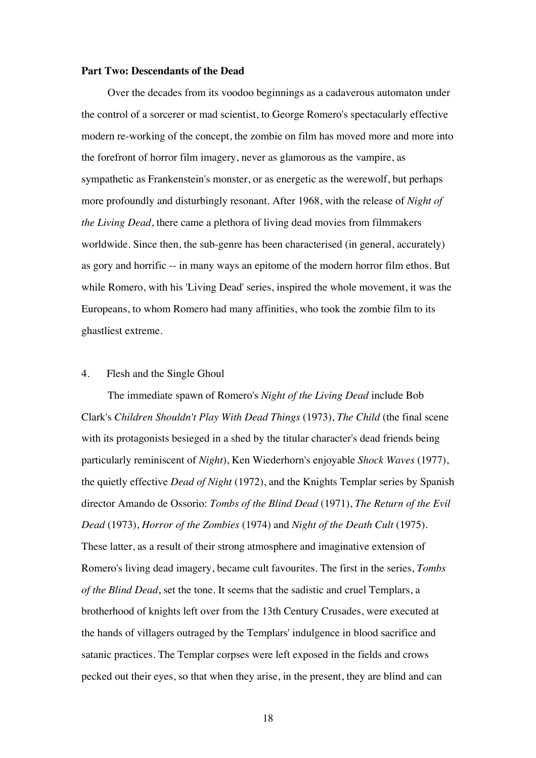**Part Two: Descendants of the Dead**

Over the decades from its voodoo beginnings as a cadaverous automaton under the control of a sorcerer or mad scientist, to George Romero's spectacularly effective modern re-working of the concept, the zombie on film has moved more and more into the forefront of horror film imagery, never as glamorous as the vampire, as sympathetic as Frankenstein's monster, or as energetic as the werewolf, but perhaps more profoundly and disturbingly resonant. After 1968, with the release of *Night of the Living Dead*, there came a plethora of living dead movies from filmmakers worldwide. Since then, the sub-genre has been characterised (in general, accurately) as gory and horrific -- in many ways an epitome of the modern horror film ethos. But while Romero, with his 'Living Dead' series, inspired the whole movement, it was the Europeans, to whom Romero had many affinities, who took the zombie film to its ghastliest extreme.

4. Flesh and the Single Ghoul

The immediate spawn of Romero's *Night of the Living Dead* include Bob Clark's *Children Shouldn't Play With Dead Things* (1973), *The Child* (the final scene with its protagonists besieged in a shed by the titular character's dead friends being particularly reminiscent of *Night*), Ken Wiederhorn's enjoyable *Shock Waves* (1977), the quietly effective *Dead of Night* (1972), and the Knights Templar series by Spanish director Amando de Ossorio: *Tombs of the Blind Dead* (1971), *The Return of the Evil Dead* (1973), *Horror of the Zombies* (1974) and *Night of the Death Cult* (1975). These latter, as a result of their strong atmosphere and imaginative extension of Romero's living dead imagery, became cult favourites. The first in the series, *Tombs of the Blind Dead*, set the tone. It seems that the sadistic and cruel Templars, a brotherhood of knights left over from the 13th Century Crusades, were executed at the hands of villagers outraged by the Templars' indulgence in blood sacrifice and satanic practices. The Templar corpses were left exposed in the fields and crows pecked out their eyes, so that when they arise, in the present, they are blind and can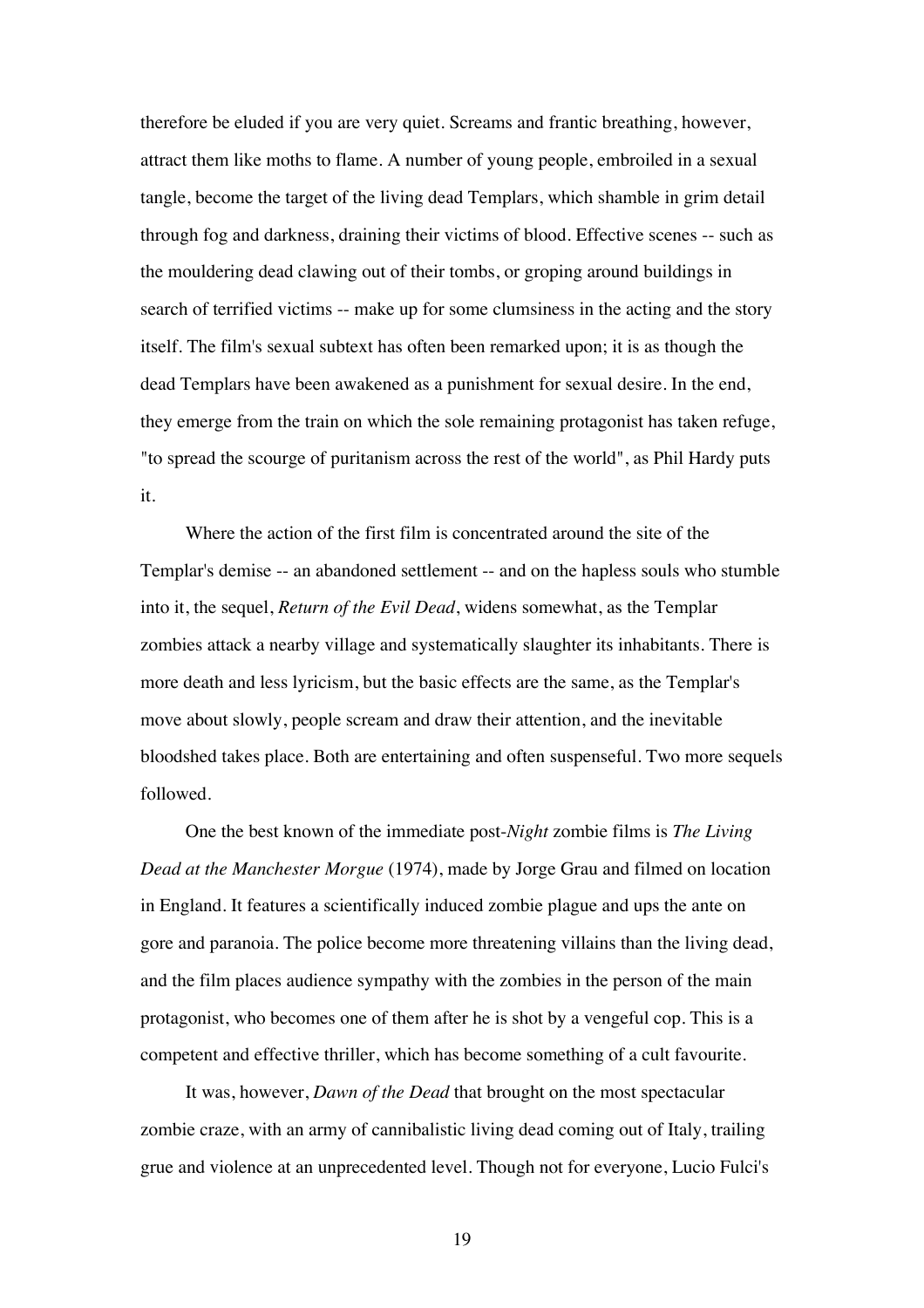therefore be eluded if you are very quiet. Screams and frantic breathing, however, attract them like moths to flame. A number of young people, embroiled in a sexual tangle, become the target of the living dead Templars, which shamble in grim detail through fog and darkness, draining their victims of blood. Effective scenes -- such as the mouldering dead clawing out of their tombs, or groping around buildings in search of terrified victims -- make up for some clumsiness in the acting and the story itself. The film's sexual subtext has often been remarked upon; it is as though the dead Templars have been awakened as a punishment for sexual desire. In the end, they emerge from the train on which the sole remaining protagonist has taken refuge, "to spread the scourge of puritanism across the rest of the world", as Phil Hardy puts it.

Where the action of the first film is concentrated around the site of the Templar's demise -- an abandoned settlement -- and on the hapless souls who stumble into it, the sequel, *Return of the Evil Dead*, widens somewhat, as the Templar zombies attack a nearby village and systematically slaughter its inhabitants. There is more death and less lyricism, but the basic effects are the same, as the Templar's move about slowly, people scream and draw their attention, and the inevitable bloodshed takes place. Both are entertaining and often suspenseful. Two more sequels followed.

One the best known of the immediate post-*Night* zombie films is *The Living Dead at the Manchester Morgue* (1974), made by Jorge Grau and filmed on location in England. It features a scientifically induced zombie plague and ups the ante on gore and paranoia. The police become more threatening villains than the living dead, and the film places audience sympathy with the zombies in the person of the main protagonist, who becomes one of them after he is shot by a vengeful cop. This is a competent and effective thriller, which has become something of a cult favourite.

It was, however, *Dawn of the Dead* that brought on the most spectacular zombie craze, with an army of cannibalistic living dead coming out of Italy, trailing grue and violence at an unprecedented level. Though not for everyone, Lucio Fulci's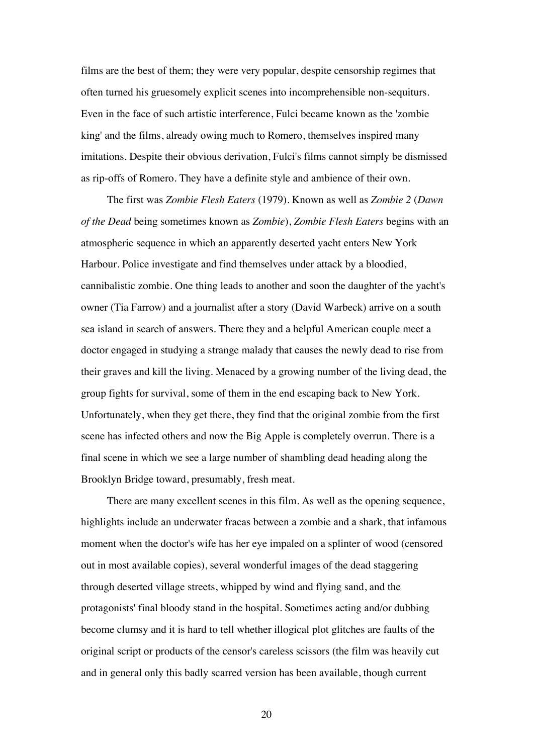films are the best of them; they were very popular, despite censorship regimes that often turned his gruesomely explicit scenes into incomprehensible non-sequiturs. Even in the face of such artistic interference, Fulci became known as the 'zombie king' and the films, already owing much to Romero, themselves inspired many imitations. Despite their obvious derivation, Fulci's films cannot simply be dismissed as rip-offs of Romero. They have a definite style and ambience of their own.

The first was *Zombie Flesh Eaters* (1979). Known as well as *Zombie 2* (*Dawn of the Dead* being sometimes known as *Zombie*), *Zombie Flesh Eaters* begins with an atmospheric sequence in which an apparently deserted yacht enters New York Harbour. Police investigate and find themselves under attack by a bloodied, cannibalistic zombie. One thing leads to another and soon the daughter of the yacht's owner (Tia Farrow) and a journalist after a story (David Warbeck) arrive on a south sea island in search of answers. There they and a helpful American couple meet a doctor engaged in studying a strange malady that causes the newly dead to rise from their graves and kill the living. Menaced by a growing number of the living dead, the group fights for survival, some of them in the end escaping back to New York. Unfortunately, when they get there, they find that the original zombie from the first scene has infected others and now the Big Apple is completely overrun. There is a final scene in which we see a large number of shambling dead heading along the Brooklyn Bridge toward, presumably, fresh meat.

There are many excellent scenes in this film. As well as the opening sequence, highlights include an underwater fracas between a zombie and a shark, that infamous moment when the doctor's wife has her eye impaled on a splinter of wood (censored out in most available copies), several wonderful images of the dead staggering through deserted village streets, whipped by wind and flying sand, and the protagonists' final bloody stand in the hospital. Sometimes acting and/or dubbing become clumsy and it is hard to tell whether illogical plot glitches are faults of the original script or products of the censor's careless scissors (the film was heavily cut and in general only this badly scarred version has been available, though current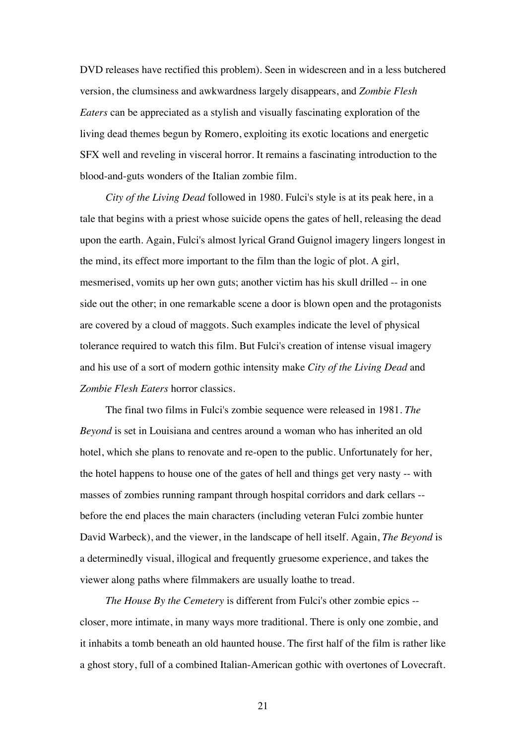DVD releases have rectified this problem). Seen in widescreen and in a less butchered version, the clumsiness and awkwardness largely disappears, and *Zombie Flesh Eaters* can be appreciated as a stylish and visually fascinating exploration of the living dead themes begun by Romero, exploiting its exotic locations and energetic SFX well and reveling in visceral horror. It remains a fascinating introduction to the blood-and-guts wonders of the Italian zombie film.

*City of the Living Dead* followed in 1980. Fulci's style is at its peak here, in a tale that begins with a priest whose suicide opens the gates of hell, releasing the dead upon the earth. Again, Fulci's almost lyrical Grand Guignol imagery lingers longest in the mind, its effect more important to the film than the logic of plot. A girl, mesmerised, vomits up her own guts; another victim has his skull drilled -- in one side out the other; in one remarkable scene a door is blown open and the protagonists are covered by a cloud of maggots. Such examples indicate the level of physical tolerance required to watch this film. But Fulci's creation of intense visual imagery and his use of a sort of modern gothic intensity make *City of the Living Dead* and *Zombie Flesh Eaters* horror classics.

The final two films in Fulci's zombie sequence were released in 1981. *The Beyond* is set in Louisiana and centres around a woman who has inherited an old hotel, which she plans to renovate and re-open to the public. Unfortunately for her, the hotel happens to house one of the gates of hell and things get very nasty -- with masses of zombies running rampant through hospital corridors and dark cellars -- before the end places the main characters (including veteran Fulci zombie hunter David Warbeck), and the viewer, in the landscape of hell itself. Again, *The Beyond* is a determinedly visual, illogical and frequently gruesome experience, and takes the viewer along paths where filmmakers are usually loathe to tread.

*The House By the Cemetery* is different from Fulci's other zombie epics -- closer, more intimate, in many ways more traditional. There is only one zombie, and it inhabits a tomb beneath an old haunted house. The first half of the film is rather like a ghost story, full of a combined Italian-American gothic with overtones of Lovecraft.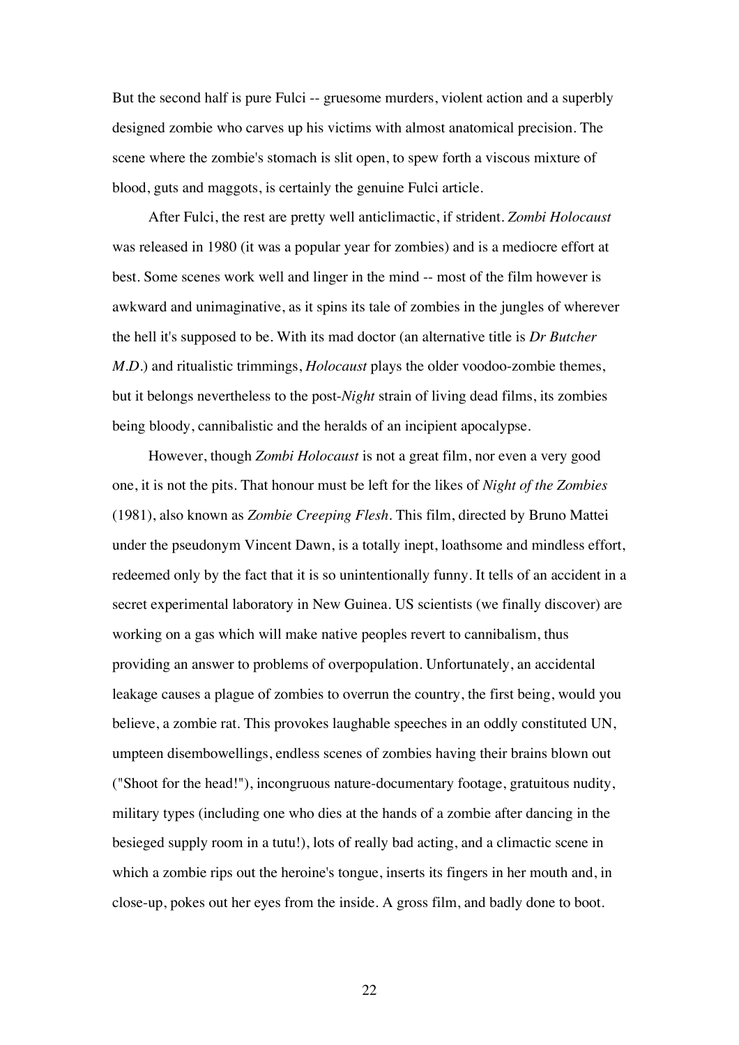But the second half is pure Fulci -- gruesome murders, violent action and a superbly designed zombie who carves up his victims with almost anatomical precision. The scene where the zombie's stomach is slit open, to spew forth a viscous mixture of blood, guts and maggots, is certainly the genuine Fulci article.

After Fulci, the rest are pretty well anticlimactic, if strident. *Zombi Holocaust* was released in 1980 (it was a popular year for zombies) and is a mediocre effort at best. Some scenes work well and linger in the mind -- most of the film however is awkward and unimaginative, as it spins its tale of zombies in the jungles of wherever the hell it's supposed to be. With its mad doctor (an alternative title is *Dr Butcher M.D.*) and ritualistic trimmings, *Holocaust* plays the older voodoo-zombie themes, but it belongs nevertheless to the post-*Night* strain of living dead films, its zombies being bloody, cannibalistic and the heralds of an incipient apocalypse.

However, though *Zombi Holocaust* is not a great film, nor even a very good one, it is not the pits. That honour must be left for the likes of *Night of the Zombies* (1981), also known as *Zombie Creeping Flesh*. This film, directed by Bruno Mattei under the pseudonym Vincent Dawn, is a totally inept, loathsome and mindless effort, redeemed only by the fact that it is so unintentionally funny. It tells of an accident in a secret experimental laboratory in New Guinea. US scientists (we finally discover) are working on a gas which will make native peoples revert to cannibalism, thus providing an answer to problems of overpopulation. Unfortunately, an accidental leakage causes a plague of zombies to overrun the country, the first being, would you believe, a zombie rat. This provokes laughable speeches in an oddly constituted UN, umpteen disembowellings, endless scenes of zombies having their brains blown out ("Shoot for the head!"), incongruous nature-documentary footage, gratuitous nudity, military types (including one who dies at the hands of a zombie after dancing in the besieged supply room in a tutu!), lots of really bad acting, and a climactic scene in which a zombie rips out the heroine's tongue, inserts its fingers in her mouth and, in close-up, pokes out her eyes from the inside. A gross film, and badly done to boot.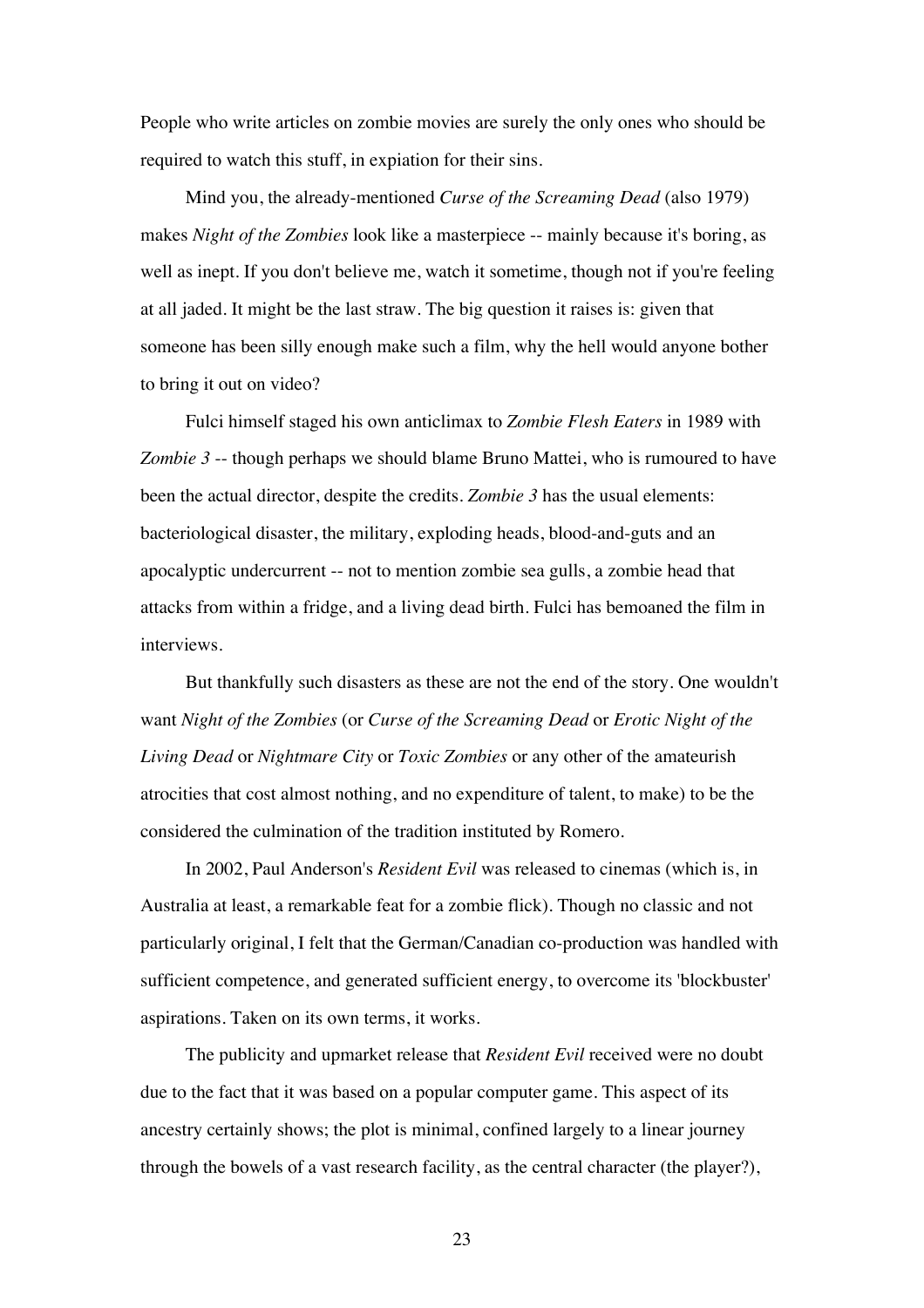People who write articles on zombie movies are surely the only ones who should be required to watch this stuff, in expiation for their sins.

Mind you, the already-mentioned *Curse of the Screaming Dead* (also 1979) makes *Night of the Zombies* look like a masterpiece -- mainly because it's boring, as well as inept. If you don't believe me, watch it sometime, though not if you're feeling at all jaded. It might be the last straw. The big question it raises is: given that someone has been silly enough make such a film, why the hell would anyone bother to bring it out on video?

Fulci himself staged his own anticlimax to *Zombie Flesh Eaters* in 1989 with *Zombie 3* -- though perhaps we should blame Bruno Mattei, who is rumoured to have been the actual director, despite the credits. *Zombie 3* has the usual elements: bacteriological disaster, the military, exploding heads, blood-and-guts and an apocalyptic undercurrent -- not to mention zombie sea gulls, a zombie head that attacks from within a fridge, and a living dead birth. Fulci has bemoaned the film in interviews.

But thankfully such disasters as these are not the end of the story. One wouldn't want *Night of the Zombies* (or *Curse of the Screaming Dead* or *Erotic Night of the Living Dead* or *Nightmare City* or *Toxic Zombies* or any other of the amateurish atrocities that cost almost nothing, and no expenditure of talent, to make) to be the considered the culmination of the tradition instituted by Romero.

In 2002, Paul Anderson's *Resident Evil* was released to cinemas (which is, in Australia at least, a remarkable feat for a zombie flick). Though no classic and not particularly original, I felt that the German/Canadian co-production was handled with sufficient competence, and generated sufficient energy, to overcome its 'blockbuster' aspirations. Taken on its own terms, it works.

The publicity and upmarket release that *Resident Evil* received were no doubt due to the fact that it was based on a popular computer game. This aspect of its ancestry certainly shows; the plot is minimal, confined largely to a linear journey through the bowels of a vast research facility, as the central character (the player?),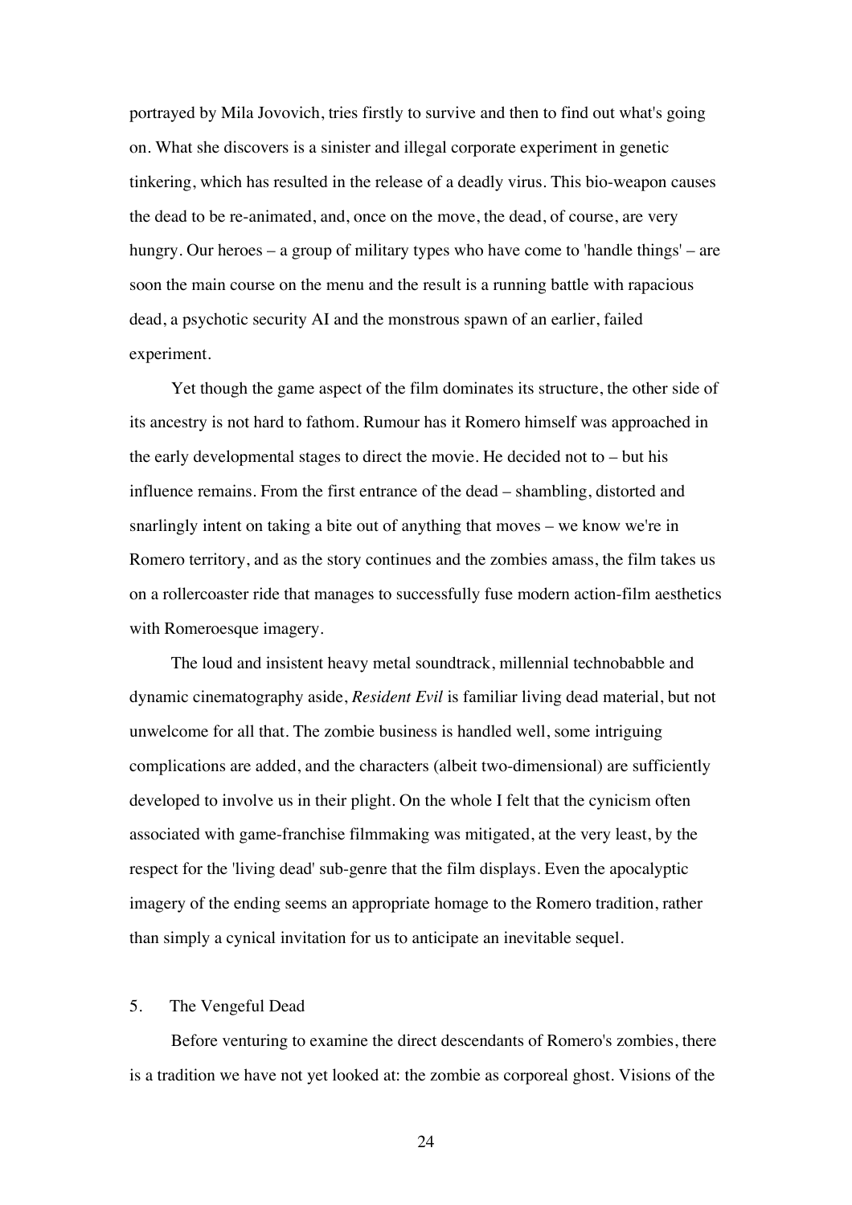portrayed by Mila Jovovich, tries firstly to survive and then to find out what's going on. What she discovers is a sinister and illegal corporate experiment in genetic tinkering, which has resulted in the release of a deadly virus. This bio-weapon causes the dead to be re-animated, and, once on the move, the dead, of course, are very hungry. Our heroes – a group of military types who have come to 'handle things' – are soon the main course on the menu and the result is a running battle with rapacious dead, a psychotic security AI and the monstrous spawn of an earlier, failed experiment.

Yet though the game aspect of the film dominates its structure, the other side of its ancestry is not hard to fathom. Rumour has it Romero himself was approached in the early developmental stages to direct the movie. He decided not to – but his influence remains. From the first entrance of the dead – shambling, distorted and snarlingly intent on taking a bite out of anything that moves – we know we're in Romero territory, and as the story continues and the zombies amass, the film takes us on a rollercoaster ride that manages to successfully fuse modern action-film aesthetics with Romeroesque imagery.

The loud and insistent heavy metal soundtrack, millennial technobabble and dynamic cinematography aside, *Resident Evil* is familiar living dead material, but not unwelcome for all that. The zombie business is handled well, some intriguing complications are added, and the characters (albeit two-dimensional) are sufficiently developed to involve us in their plight. On the whole I felt that the cynicism often associated with game-franchise filmmaking was mitigated, at the very least, by the respect for the 'living dead' sub-genre that the film displays. Even the apocalyptic imagery of the ending seems an appropriate homage to the Romero tradition, rather than simply a cynical invitation for us to anticipate an inevitable sequel.

## 5. The Vengeful Dead

Before venturing to examine the direct descendants of Romero's zombies, there is a tradition we have not yet looked at: the zombie as corporeal ghost. Visions of the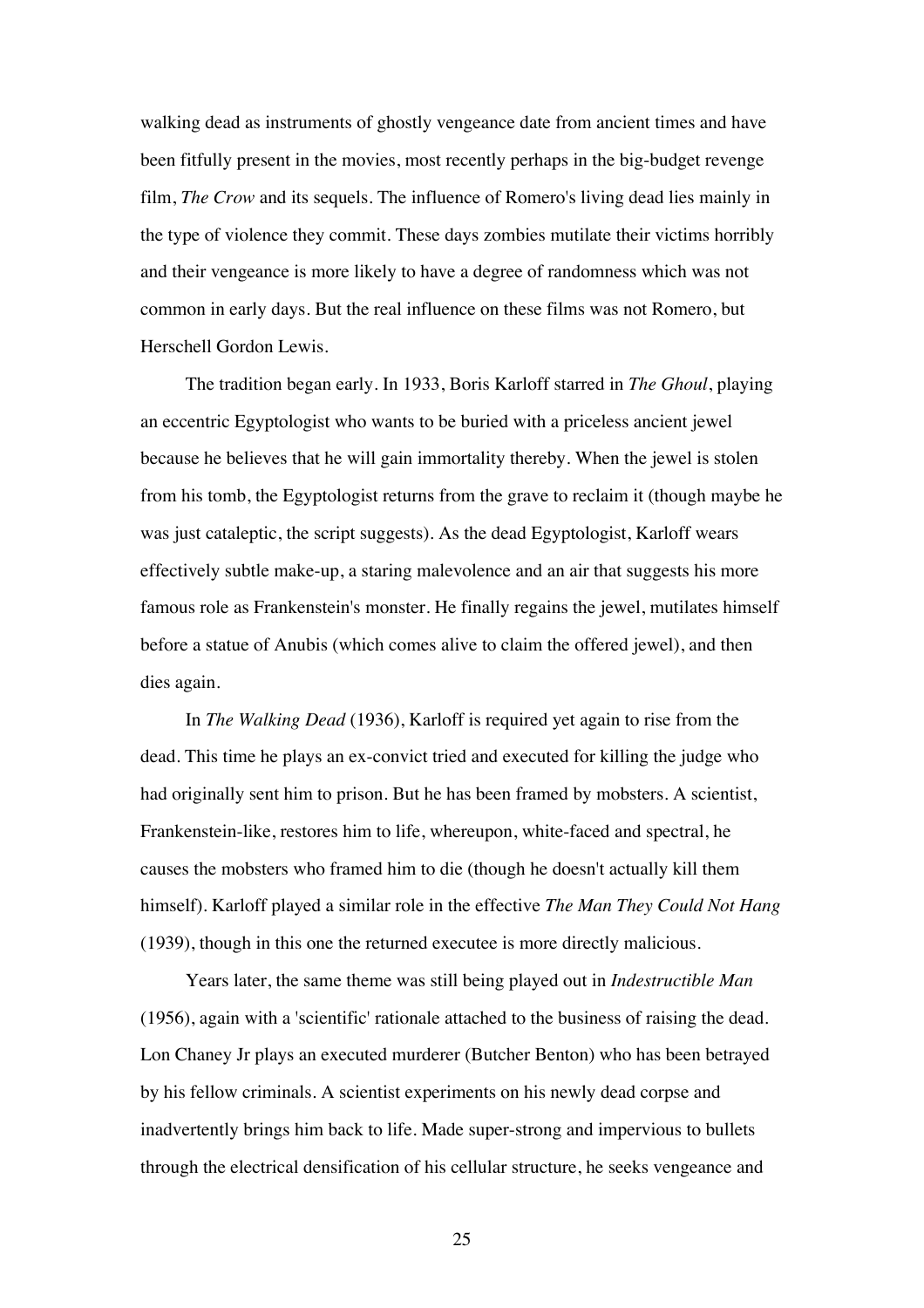walking dead as instruments of ghostly vengeance date from ancient times and have been fitfully present in the movies, most recently perhaps in the big-budget revenge film, *The Crow* and its sequels. The influence of Romero's living dead lies mainly in the type of violence they commit. These days zombies mutilate their victims horribly and their vengeance is more likely to have a degree of randomness which was not common in early days. But the real influence on these films was not Romero, but Herschell Gordon Lewis.

The tradition began early. In 1933, Boris Karloff starred in *The Ghoul*, playing an eccentric Egyptologist who wants to be buried with a priceless ancient jewel because he believes that he will gain immortality thereby. When the jewel is stolen from his tomb, the Egyptologist returns from the grave to reclaim it (though maybe he was just cataleptic, the script suggests). As the dead Egyptologist, Karloff wears effectively subtle make-up, a staring malevolence and an air that suggests his more famous role as Frankenstein's monster. He finally regains the jewel, mutilates himself before a statue of Anubis (which comes alive to claim the offered jewel), and then dies again.

In *The Walking Dead* (1936), Karloff is required yet again to rise from the dead. This time he plays an ex-convict tried and executed for killing the judge who had originally sent him to prison. But he has been framed by mobsters. A scientist, Frankenstein-like, restores him to life, whereupon, white-faced and spectral, he causes the mobsters who framed him to die (though he doesn't actually kill them himself). Karloff played a similar role in the effective *The Man They Could Not Hang* (1939), though in this one the returned executee is more directly malicious.

Years later, the same theme was still being played out in *Indestructible Man* (1956), again with a 'scientific' rationale attached to the business of raising the dead. Lon Chaney Jr plays an executed murderer (Butcher Benton) who has been betrayed by his fellow criminals. A scientist experiments on his newly dead corpse and inadvertently brings him back to life. Made super-strong and impervious to bullets through the electrical densification of his cellular structure, he seeks vengeance and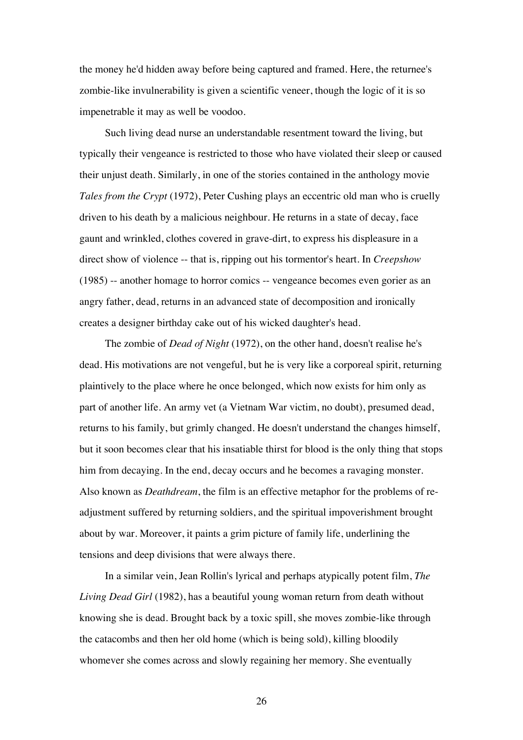the money he'd hidden away before being captured and framed. Here, the returnee's zombie-like invulnerability is given a scientific veneer, though the logic of it is so impenetrable it may as well be voodoo.

Such living dead nurse an understandable resentment toward the living, but typically their vengeance is restricted to those who have violated their sleep or caused their unjust death. Similarly, in one of the stories contained in the anthology movie *Tales from the Crypt* (1972), Peter Cushing plays an eccentric old man who is cruelly driven to his death by a malicious neighbour. He returns in a state of decay, face gaunt and wrinkled, clothes covered in grave-dirt, to express his displeasure in a direct show of violence -- that is, ripping out his tormentor's heart. In *Creepshow* (1985) -- another homage to horror comics -- vengeance becomes even gorier as an angry father, dead, returns in an advanced state of decomposition and ironically creates a designer birthday cake out of his wicked daughter's head.

The zombie of *Dead of Night* (1972), on the other hand, doesn't realise he's dead. His motivations are not vengeful, but he is very like a corporeal spirit, returning plaintively to the place where he once belonged, which now exists for him only as part of another life. An army vet (a Vietnam War victim, no doubt), presumed dead, returns to his family, but grimly changed. He doesn't understand the changes himself, but it soon becomes clear that his insatiable thirst for blood is the only thing that stops him from decaying. In the end, decay occurs and he becomes a ravaging monster. Also known as *Deathdream*, the film is an effective metaphor for the problems of re-adjustment suffered by returning soldiers, and the spiritual impoverishment brought about by war. Moreover, it paints a grim picture of family life, underlining the tensions and deep divisions that were always there.

In a similar vein, Jean Rollin's lyrical and perhaps atypically potent film, *The Living Dead Girl* (1982), has a beautiful young woman return from death without knowing she is dead. Brought back by a toxic spill, she moves zombie-like through the catacombs and then her old home (which is being sold), killing bloodily whomever she comes across and slowly regaining her memory. She eventually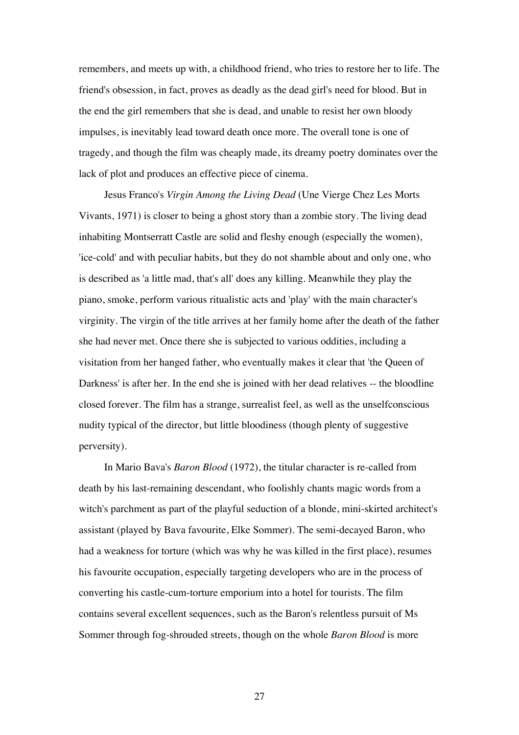remembers, and meets up with, a childhood friend, who tries to restore her to life. The friend's obsession, in fact, proves as deadly as the dead girl's need for blood. But in the end the girl remembers that she is dead, and unable to resist her own bloody impulses, is inevitably lead toward death once more. The overall tone is one of tragedy, and though the film was cheaply made, its dreamy poetry dominates over the lack of plot and produces an effective piece of cinema.

Jesus Franco's *Virgin Among the Living Dead* (Une Vierge Chez Les Morts Vivants, 1971) is closer to being a ghost story than a zombie story. The living dead inhabiting Montserratt Castle are solid and fleshy enough (especially the women), 'ice-cold' and with peculiar habits, but they do not shamble about and only one, who is described as 'a little mad, that's all' does any killing. Meanwhile they play the piano, smoke, perform various ritualistic acts and 'play' with the main character's virginity. The virgin of the title arrives at her family home after the death of the father she had never met. Once there she is subjected to various oddities, including a visitation from her hanged father, who eventually makes it clear that 'the Queen of Darkness' is after her. In the end she is joined with her dead relatives -- the bloodline closed forever. The film has a strange, surrealist feel, as well as the unselfconscious nudity typical of the director, but little bloodiness (though plenty of suggestive perversity).

In Mario Bava's *Baron Blood* (1972), the titular character is re-called from death by his last-remaining descendant, who foolishly chants magic words from a witch's parchment as part of the playful seduction of a blonde, mini-skirted architect's assistant (played by Bava favourite, Elke Sommer). The semi-decayed Baron, who had a weakness for torture (which was why he was killed in the first place), resumes his favourite occupation, especially targeting developers who are in the process of converting his castle-cum-torture emporium into a hotel for tourists. The film contains several excellent sequences, such as the Baron's relentless pursuit of Ms Sommer through fog-shrouded streets, though on the whole *Baron Blood* is more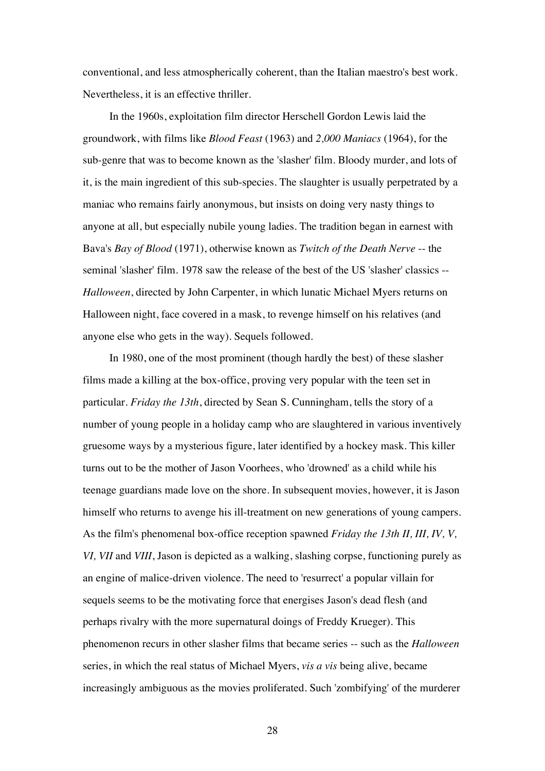conventional, and less atmospherically coherent, than the Italian maestro's best work. Nevertheless, it is an effective thriller.

In the 1960s, exploitation film director Herschell Gordon Lewis laid the groundwork, with films like *Blood Feast* (1963) and *2,000 Maniacs* (1964), for the sub-genre that was to become known as the 'slasher' film. Bloody murder, and lots of it, is the main ingredient of this sub-species. The slaughter is usually perpetrated by a maniac who remains fairly anonymous, but insists on doing very nasty things to anyone at all, but especially nubile young ladies. The tradition began in earnest with Bava's *Bay of Blood* (1971), otherwise known as *Twitch of the Death Nerve* -- the seminal 'slasher' film. 1978 saw the release of the best of the US 'slasher' classics -- *Halloween*, directed by John Carpenter, in which lunatic Michael Myers returns on Halloween night, face covered in a mask, to revenge himself on his relatives (and anyone else who gets in the way). Sequels followed.

In 1980, one of the most prominent (though hardly the best) of these slasher films made a killing at the box-office, proving very popular with the teen set in particular. *Friday the 13th*, directed by Sean S. Cunningham, tells the story of a number of young people in a holiday camp who are slaughtered in various inventively gruesome ways by a mysterious figure, later identified by a hockey mask. This killer turns out to be the mother of Jason Voorhees, who 'drowned' as a child while his teenage guardians made love on the shore. In subsequent movies, however, it is Jason himself who returns to avenge his ill-treatment on new generations of young campers. As the film's phenomenal box-office reception spawned *Friday the 13th II, III, IV, V, VI, VII* and *VIII*, Jason is depicted as a walking, slashing corpse, functioning purely as an engine of malice-driven violence. The need to 'resurrect' a popular villain for sequels seems to be the motivating force that energises Jason's dead flesh (and perhaps rivalry with the more supernatural doings of Freddy Krueger). This phenomenon recurs in other slasher films that became series -- such as the *Halloween* series, in which the real status of Michael Myers, *vis a vis* being alive, became increasingly ambiguous as the movies proliferated. Such 'zombifying' of the murderer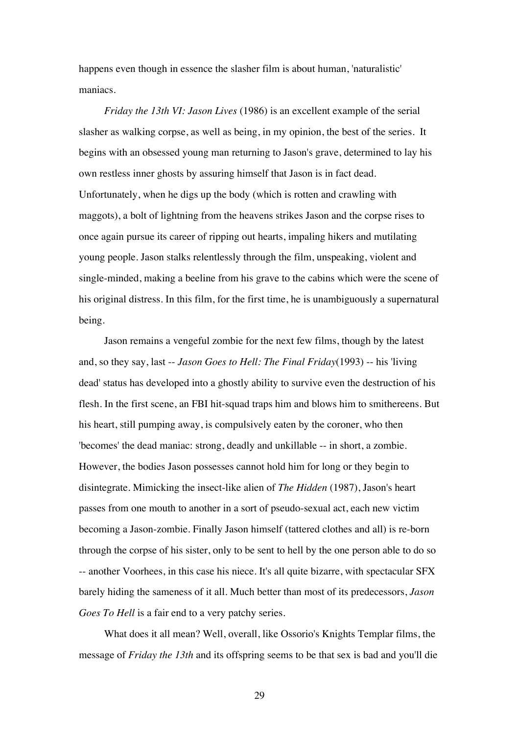happens even though in essence the slasher film is about human, 'naturalistic' maniacs.

*Friday the 13th VI: Jason Lives* (1986) is an excellent example of the serial slasher as walking corpse, as well as being, in my opinion, the best of the series. It begins with an obsessed young man returning to Jason's grave, determined to lay his own restless inner ghosts by assuring himself that Jason is in fact dead. Unfortunately, when he digs up the body (which is rotten and crawling with maggots), a bolt of lightning from the heavens strikes Jason and the corpse rises to once again pursue its career of ripping out hearts, impaling hikers and mutilating young people. Jason stalks relentlessly through the film, unspeaking, violent and single-minded, making a beeline from his grave to the cabins which were the scene of his original distress. In this film, for the first time, he is unambiguously a supernatural being.

Jason remains a vengeful zombie for the next few films, though by the latest and, so they say, last -- *Jason Goes to Hell: The Final Friday*(1993) -- his 'living dead' status has developed into a ghostly ability to survive even the destruction of his flesh. In the first scene, an FBI hit-squad traps him and blows him to smithereens. But his heart, still pumping away, is compulsively eaten by the coroner, who then 'becomes' the dead maniac: strong, deadly and unkillable -- in short, a zombie. However, the bodies Jason possesses cannot hold him for long or they begin to disintegrate. Mimicking the insect-like alien of *The Hidden* (1987), Jason's heart passes from one mouth to another in a sort of pseudo-sexual act, each new victim becoming a Jason-zombie. Finally Jason himself (tattered clothes and all) is re-born through the corpse of his sister, only to be sent to hell by the one person able to do so -- another Voorhees, in this case his niece. It's all quite bizarre, with spectacular SFX barely hiding the sameness of it all. Much better than most of its predecessors, *Jason Goes To Hell* is a fair end to a very patchy series.

What does it all mean? Well, overall, like Ossorio's Knights Templar films, the message of *Friday the 13th* and its offspring seems to be that sex is bad and you'll die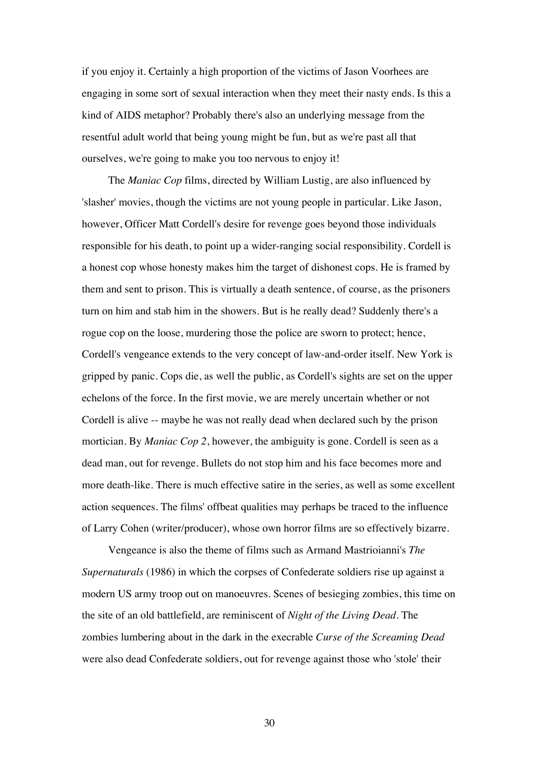if you enjoy it. Certainly a high proportion of the victims of Jason Voorhees are engaging in some sort of sexual interaction when they meet their nasty ends. Is this a kind of AIDS metaphor? Probably there's also an underlying message from the resentful adult world that being young might be fun, but as we're past all that ourselves, we're going to make you too nervous to enjoy it!

The *Maniac Cop* films, directed by William Lustig, are also influenced by 'slasher' movies, though the victims are not young people in particular. Like Jason, however, Officer Matt Cordell's desire for revenge goes beyond those individuals responsible for his death, to point up a wider-ranging social responsibility. Cordell is a honest cop whose honesty makes him the target of dishonest cops. He is framed by them and sent to prison. This is virtually a death sentence, of course, as the prisoners turn on him and stab him in the showers. But is he really dead? Suddenly there's a rogue cop on the loose, murdering those the police are sworn to protect; hence, Cordell's vengeance extends to the very concept of law-and-order itself. New York is gripped by panic. Cops die, as well the public, as Cordell's sights are set on the upper echelons of the force. In the first movie, we are merely uncertain whether or not Cordell is alive -- maybe he was not really dead when declared such by the prison mortician. By *Maniac Cop 2*, however, the ambiguity is gone. Cordell is seen as a dead man, out for revenge. Bullets do not stop him and his face becomes more and more death-like. There is much effective satire in the series, as well as some excellent action sequences. The films' offbeat qualities may perhaps be traced to the influence of Larry Cohen (writer/producer), whose own horror films are so effectively bizarre.

Vengeance is also the theme of films such as Armand Mastrioianni's *The Supernaturals* (1986) in which the corpses of Confederate soldiers rise up against a modern US army troop out on manoeuvres. Scenes of besieging zombies, this time on the site of an old battlefield, are reminiscent of *Night of the Living Dead*. The zombies lumbering about in the dark in the execrable *Curse of the Screaming Dead* were also dead Confederate soldiers, out for revenge against those who 'stole' their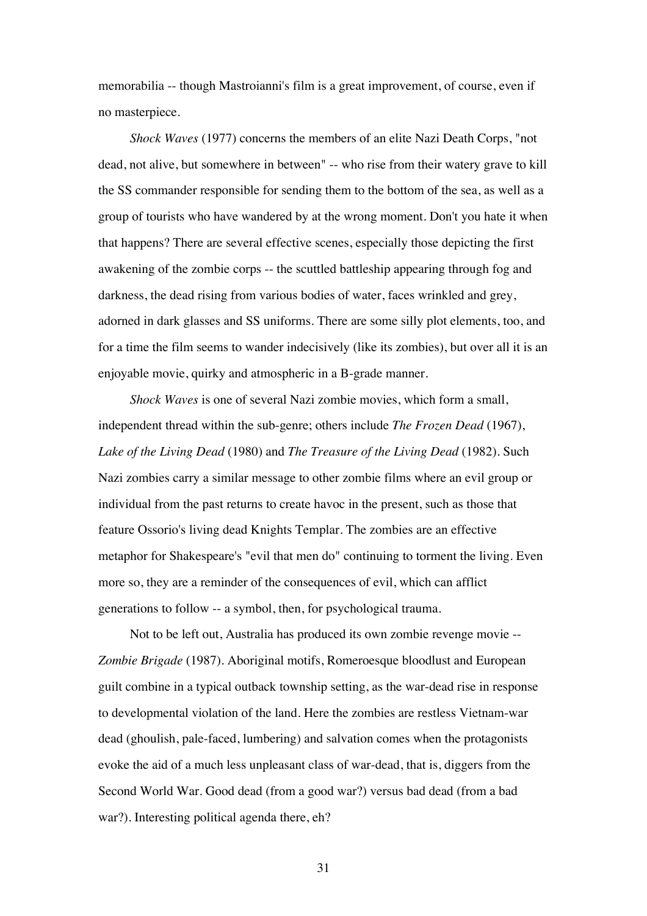memorabilia -- though Mastroianni's film is a great improvement, of course, even if no masterpiece.

*Shock Waves* (1977) concerns the members of an elite Nazi Death Corps, "not dead, not alive, but somewhere in between" -- who rise from their watery grave to kill the SS commander responsible for sending them to the bottom of the sea, as well as a group of tourists who have wandered by at the wrong moment. Don't you hate it when that happens? There are several effective scenes, especially those depicting the first awakening of the zombie corps -- the scuttled battleship appearing through fog and darkness, the dead rising from various bodies of water, faces wrinkled and grey, adorned in dark glasses and SS uniforms. There are some silly plot elements, too, and for a time the film seems to wander indecisively (like its zombies), but over all it is an enjoyable movie, quirky and atmospheric in a B-grade manner.

*Shock Waves* is one of several Nazi zombie movies, which form a small, independent thread within the sub-genre; others include *The Frozen Dead* (1967), *Lake of the Living Dead* (1980) and *The Treasure of the Living Dead* (1982). Such Nazi zombies carry a similar message to other zombie films where an evil group or individual from the past returns to create havoc in the present, such as those that feature Ossorio's living dead Knights Templar. The zombies are an effective metaphor for Shakespeare's "evil that men do" continuing to torment the living. Even more so, they are a reminder of the consequences of evil, which can afflict generations to follow -- a symbol, then, for psychological trauma.

Not to be left out, Australia has produced its own zombie revenge movie -- *Zombie Brigade* (1987). Aboriginal motifs, Romeroesque bloodlust and European guilt combine in a typical outback township setting, as the war-dead rise in response to developmental violation of the land. Here the zombies are restless Vietnam-war dead (ghoulish, pale-faced, lumbering) and salvation comes when the protagonists evoke the aid of a much less unpleasant class of war-dead, that is, diggers from the Second World War. Good dead (from a good war?) versus bad dead (from a bad war?). Interesting political agenda there, eh?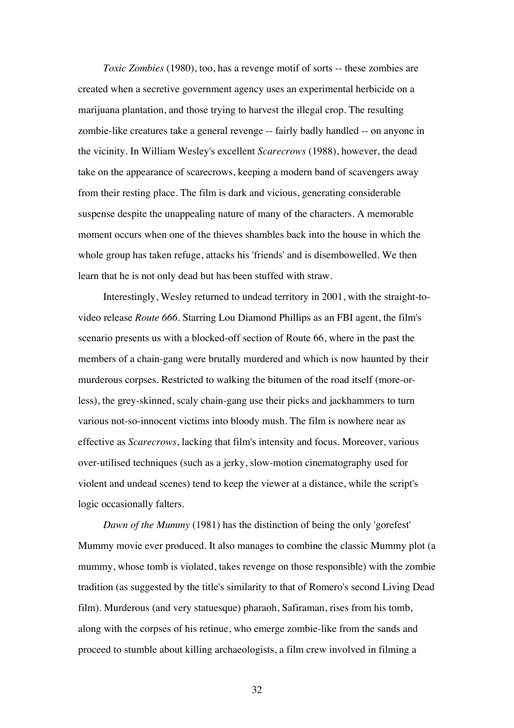*Toxic Zombies* (1980), too, has a revenge motif of sorts -- these zombies are created when a secretive government agency uses an experimental herbicide on a marijuana plantation, and those trying to harvest the illegal crop. The resulting zombie-like creatures take a general revenge -- fairly badly handled -- on anyone in the vicinity. In William Wesley's excellent *Scarecrows* (1988), however, the dead take on the appearance of scarecrows, keeping a modern band of scavengers away from their resting place. The film is dark and vicious, generating considerable suspense despite the unappealing nature of many of the characters. A memorable moment occurs when one of the thieves shambles back into the house in which the whole group has taken refuge, attacks his 'friends' and is disembowelled. We then learn that he is not only dead but has been stuffed with straw.

Interestingly, Wesley returned to undead territory in 2001, with the straight-to-video release *Route 666*. Starring Lou Diamond Phillips as an FBI agent, the film's scenario presents us with a blocked-off section of Route 66, where in the past the members of a chain-gang were brutally murdered and which is now haunted by their murderous corpses. Restricted to walking the bitumen of the road itself (more-or-less), the grey-skinned, scaly chain-gang use their picks and jackhammers to turn various not-so-innocent victims into bloody mush. The film is nowhere near as effective as *Scarecrows*, lacking that film's intensity and focus. Moreover, various over-utilised techniques (such as a jerky, slow-motion cinematography used for violent and undead scenes) tend to keep the viewer at a distance, while the script's logic occasionally falters.

*Dawn of the Mummy* (1981) has the distinction of being the only 'gorefest' Mummy movie ever produced. It also manages to combine the classic Mummy plot (a mummy, whose tomb is violated, takes revenge on those responsible) with the zombie tradition (as suggested by the title's similarity to that of Romero's second Living Dead film). Murderous (and very statuesque) pharaoh, Safiraman, rises from his tomb, along with the corpses of his retinue, who emerge zombie-like from the sands and proceed to stumble about killing archaeologists, a film crew involved in filming a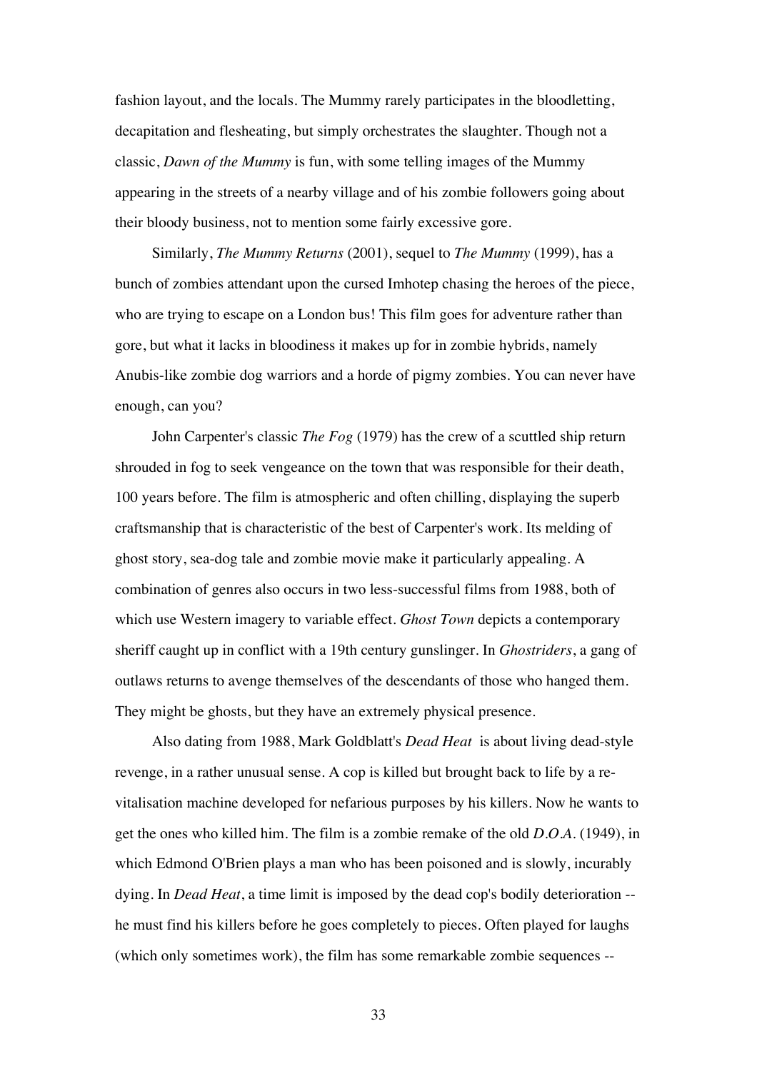fashion layout, and the locals. The Mummy rarely participates in the bloodletting, decapitation and flesheating, but simply orchestrates the slaughter. Though not a classic, *Dawn of the Mummy* is fun, with some telling images of the Mummy appearing in the streets of a nearby village and of his zombie followers going about their bloody business, not to mention some fairly excessive gore.

Similarly, *The Mummy Returns* (2001), sequel to *The Mummy* (1999), has a bunch of zombies attendant upon the cursed Imhotep chasing the heroes of the piece, who are trying to escape on a London bus! This film goes for adventure rather than gore, but what it lacks in bloodiness it makes up for in zombie hybrids, namely Anubis-like zombie dog warriors and a horde of pigmy zombies. You can never have enough, can you?

John Carpenter's classic *The Fog* (1979) has the crew of a scuttled ship return shrouded in fog to seek vengeance on the town that was responsible for their death, 100 years before. The film is atmospheric and often chilling, displaying the superb craftsmanship that is characteristic of the best of Carpenter's work. Its melding of ghost story, sea-dog tale and zombie movie make it particularly appealing. A combination of genres also occurs in two less-successful films from 1988, both of which use Western imagery to variable effect. *Ghost Town* depicts a contemporary sheriff caught up in conflict with a 19th century gunslinger. In *Ghostriders*, a gang of outlaws returns to avenge themselves of the descendants of those who hanged them. They might be ghosts, but they have an extremely physical presence.

Also dating from 1988, Mark Goldblatt's *Dead Heat* is about living dead-style revenge, in a rather unusual sense. A cop is killed but brought back to life by a re-vitalisation machine developed for nefarious purposes by his killers. Now he wants to get the ones who killed him. The film is a zombie remake of the old *D.O.A.* (1949), in which Edmond O'Brien plays a man who has been poisoned and is slowly, incurably dying. In *Dead Heat*, a time limit is imposed by the dead cop's bodily deterioration -- he must find his killers before he goes completely to pieces. Often played for laughs (which only sometimes work), the film has some remarkable zombie sequences --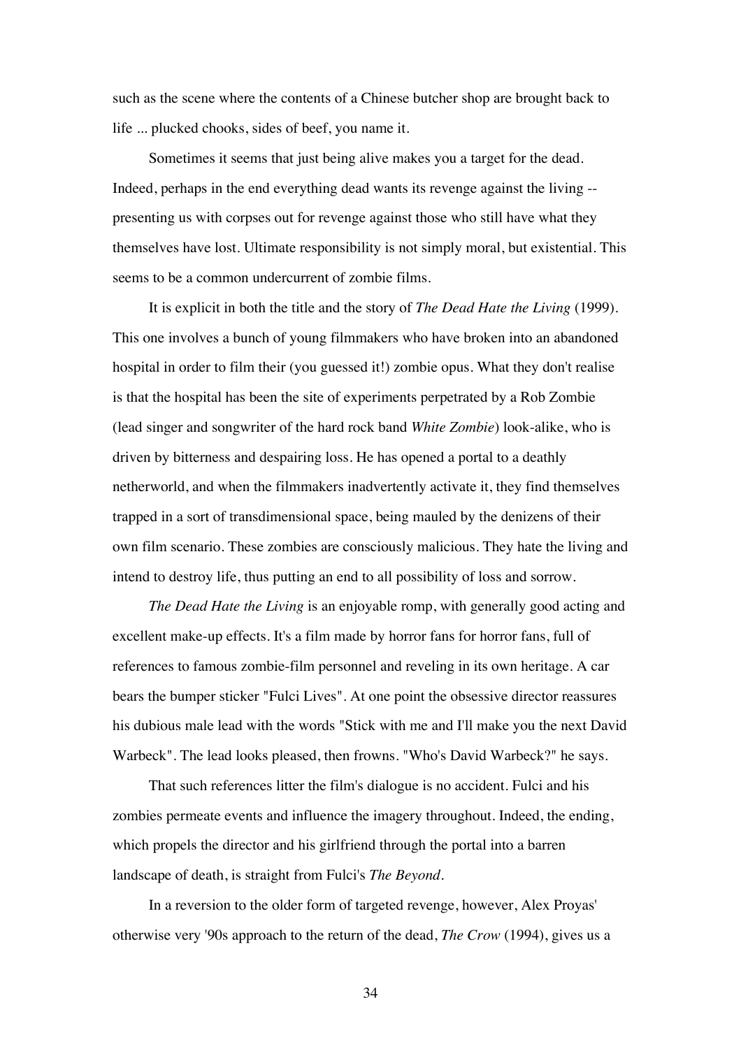such as the scene where the contents of a Chinese butcher shop are brought back to life ... plucked chooks, sides of beef, you name it.

Sometimes it seems that just being alive makes you a target for the dead. Indeed, perhaps in the end everything dead wants its revenge against the living -- presenting us with corpses out for revenge against those who still have what they themselves have lost. Ultimate responsibility is not simply moral, but existential. This seems to be a common undercurrent of zombie films.

It is explicit in both the title and the story of *The Dead Hate the Living* (1999). This one involves a bunch of young filmmakers who have broken into an abandoned hospital in order to film their (you guessed it!) zombie opus. What they don't realise is that the hospital has been the site of experiments perpetrated by a Rob Zombie (lead singer and songwriter of the hard rock band *White Zombie*) look-alike, who is driven by bitterness and despairing loss. He has opened a portal to a deathly netherworld, and when the filmmakers inadvertently activate it, they find themselves trapped in a sort of transdimensional space, being mauled by the denizens of their own film scenario. These zombies are consciously malicious. They hate the living and intend to destroy life, thus putting an end to all possibility of loss and sorrow.

*The Dead Hate the Living* is an enjoyable romp, with generally good acting and excellent make-up effects. It's a film made by horror fans for horror fans, full of references to famous zombie-film personnel and reveling in its own heritage. A car bears the bumper sticker "Fulci Lives". At one point the obsessive director reassures his dubious male lead with the words "Stick with me and I'll make you the next David Warbeck". The lead looks pleased, then frowns. "Who's David Warbeck?" he says.

That such references litter the film's dialogue is no accident. Fulci and his zombies permeate events and influence the imagery throughout. Indeed, the ending, which propels the director and his girlfriend through the portal into a barren landscape of death, is straight from Fulci's *The Beyond*.

In a reversion to the older form of targeted revenge, however, Alex Proyas' otherwise very '90s approach to the return of the dead, *The Crow* (1994), gives us a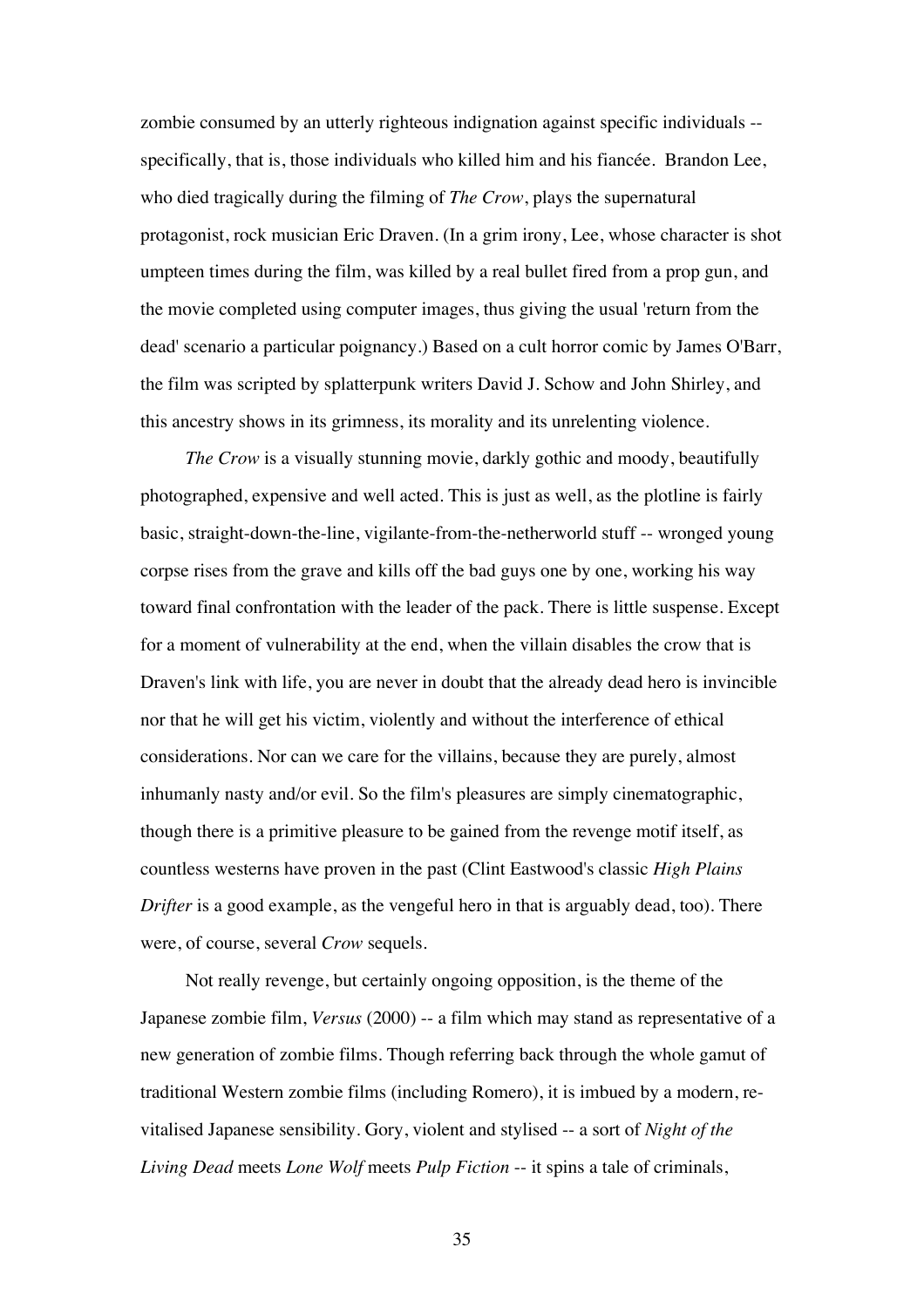zombie consumed by an utterly righteous indignation against specific individuals -- specifically, that is, those individuals who killed him and his fiancée. Brandon Lee, who died tragically during the filming of *The Crow*, plays the supernatural protagonist, rock musician Eric Draven. (In a grim irony, Lee, whose character is shot umpteen times during the film, was killed by a real bullet fired from a prop gun, and the movie completed using computer images, thus giving the usual 'return from the dead' scenario a particular poignancy.) Based on a cult horror comic by James O'Barr, the film was scripted by splatterpunk writers David J. Schow and John Shirley, and this ancestry shows in its grimness, its morality and its unrelenting violence.

*The Crow* is a visually stunning movie, darkly gothic and moody, beautifully photographed, expensive and well acted. This is just as well, as the plotline is fairly basic, straight-down-the-line, vigilante-from-the-netherworld stuff -- wronged young corpse rises from the grave and kills off the bad guys one by one, working his way toward final confrontation with the leader of the pack. There is little suspense. Except for a moment of vulnerability at the end, when the villain disables the crow that is Draven's link with life, you are never in doubt that the already dead hero is invincible nor that he will get his victim, violently and without the interference of ethical considerations. Nor can we care for the villains, because they are purely, almost inhumanly nasty and/or evil. So the film's pleasures are simply cinematographic, though there is a primitive pleasure to be gained from the revenge motif itself, as countless westerns have proven in the past (Clint Eastwood's classic *High Plains Drifter* is a good example, as the vengeful hero in that is arguably dead, too). There were, of course, several *Crow* sequels.

Not really revenge, but certainly ongoing opposition, is the theme of the Japanese zombie film, *Versus* (2000) -- a film which may stand as representative of a new generation of zombie films. Though referring back through the whole gamut of traditional Western zombie films (including Romero), it is imbued by a modern, re-vitalised Japanese sensibility. Gory, violent and stylised -- a sort of *Night of the Living Dead* meets *Lone Wolf* meets *Pulp Fiction* -- it spins a tale of criminals,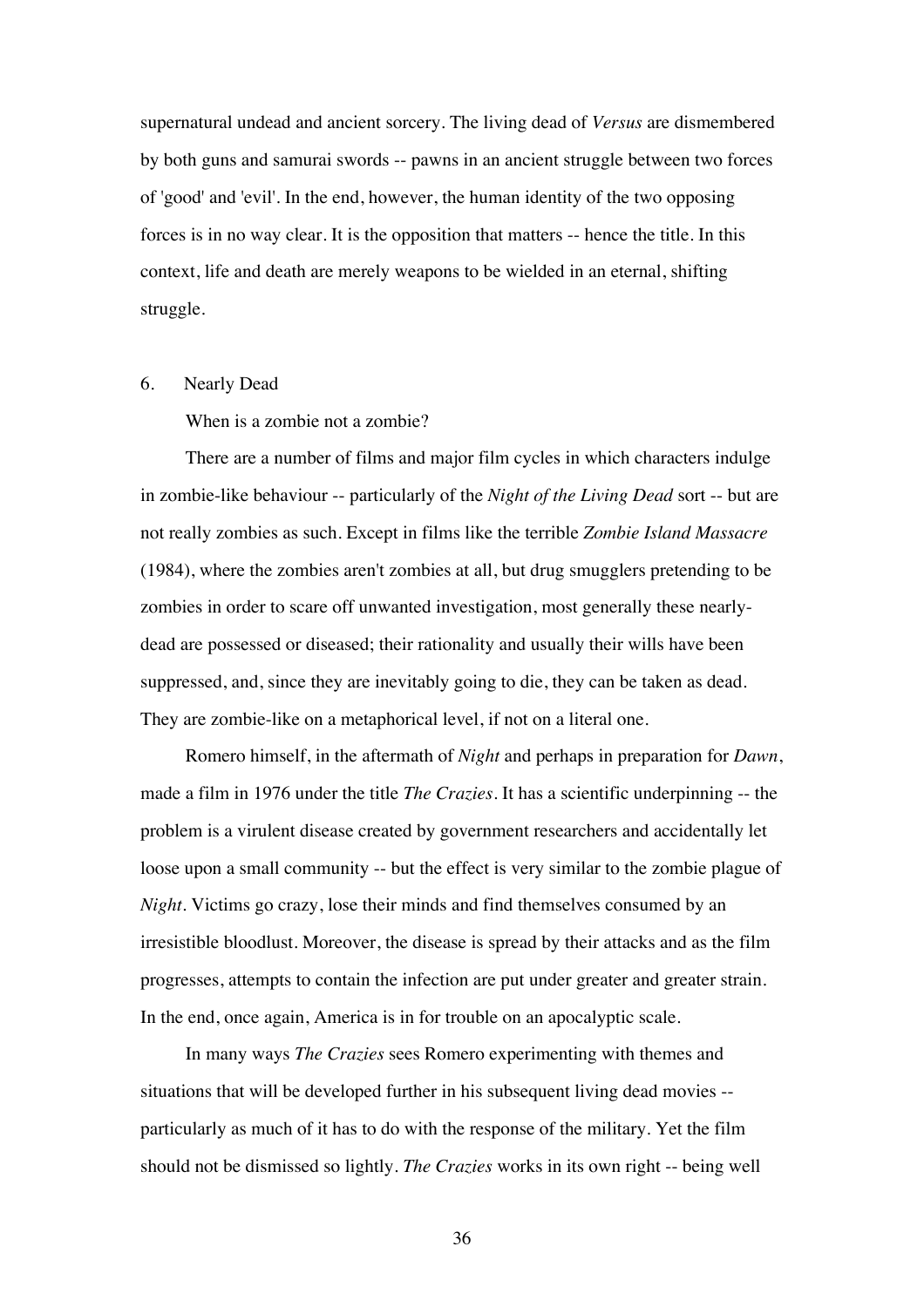supernatural undead and ancient sorcery. The living dead of *Versus* are dismembered by both guns and samurai swords -- pawns in an ancient struggle between two forces of 'good' and 'evil'. In the end, however, the human identity of the two opposing forces is in no way clear. It is the opposition that matters -- hence the title. In this context, life and death are merely weapons to be wielded in an eternal, shifting struggle.

## 6. Nearly Dead

When is a zombie not a zombie?

There are a number of films and major film cycles in which characters indulge in zombie-like behaviour -- particularly of the *Night of the Living Dead* sort -- but are not really zombies as such. Except in films like the terrible *Zombie Island Massacre* (1984), where the zombies aren't zombies at all, but drug smugglers pretending to be zombies in order to scare off unwanted investigation, most generally these nearly-dead are possessed or diseased; their rationality and usually their wills have been suppressed, and, since they are inevitably going to die, they can be taken as dead. They are zombie-like on a metaphorical level, if not on a literal one.

Romero himself, in the aftermath of *Night* and perhaps in preparation for *Dawn*, made a film in 1976 under the title *The Crazies*. It has a scientific underpinning -- the problem is a virulent disease created by government researchers and accidentally let loose upon a small community -- but the effect is very similar to the zombie plague of *Night*. Victims go crazy, lose their minds and find themselves consumed by an irresistible bloodlust. Moreover, the disease is spread by their attacks and as the film progresses, attempts to contain the infection are put under greater and greater strain. In the end, once again, America is in for trouble on an apocalyptic scale.

In many ways *The Crazies* sees Romero experimenting with themes and situations that will be developed further in his subsequent living dead movies -- particularly as much of it has to do with the response of the military. Yet the film should not be dismissed so lightly. *The Crazies* works in its own right -- being well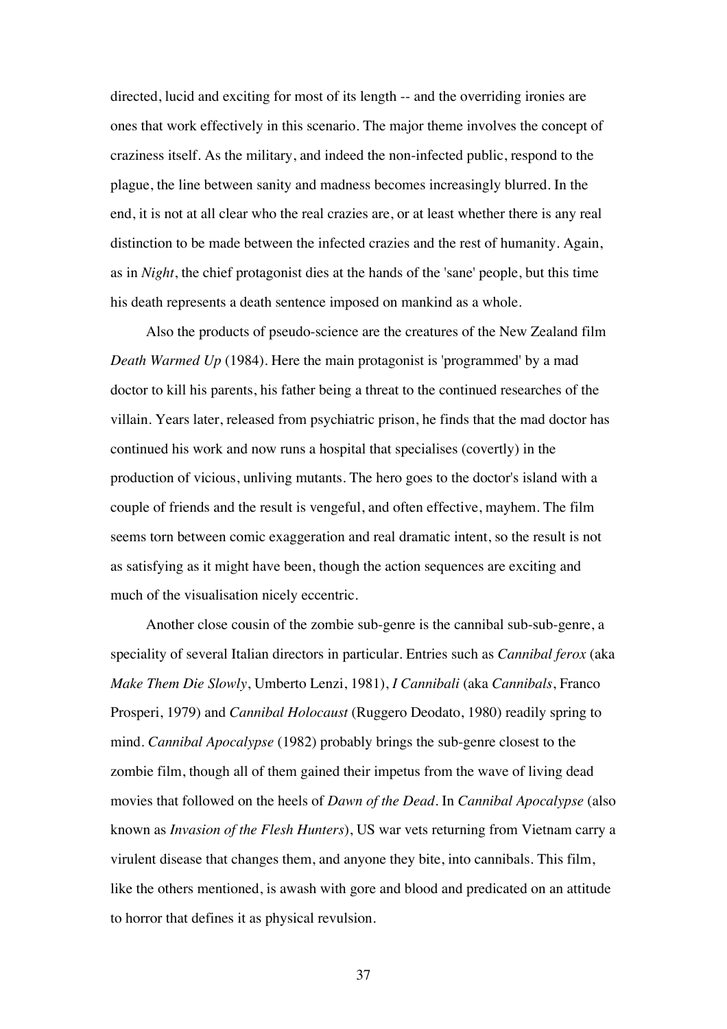directed, lucid and exciting for most of its length -- and the overriding ironies are ones that work effectively in this scenario. The major theme involves the concept of craziness itself. As the military, and indeed the non-infected public, respond to the plague, the line between sanity and madness becomes increasingly blurred. In the end, it is not at all clear who the real crazies are, or at least whether there is any real distinction to be made between the infected crazies and the rest of humanity. Again, as in *Night*, the chief protagonist dies at the hands of the 'sane' people, but this time his death represents a death sentence imposed on mankind as a whole.

Also the products of pseudo-science are the creatures of the New Zealand film *Death Warmed Up* (1984). Here the main protagonist is 'programmed' by a mad doctor to kill his parents, his father being a threat to the continued researches of the villain. Years later, released from psychiatric prison, he finds that the mad doctor has continued his work and now runs a hospital that specialises (covertly) in the production of vicious, unliving mutants. The hero goes to the doctor's island with a couple of friends and the result is vengeful, and often effective, mayhem. The film seems torn between comic exaggeration and real dramatic intent, so the result is not as satisfying as it might have been, though the action sequences are exciting and much of the visualisation nicely eccentric.

Another close cousin of the zombie sub-genre is the cannibal sub-sub-genre, a speciality of several Italian directors in particular. Entries such as *Cannibal ferox* (aka *Make Them Die Slowly*, Umberto Lenzi, 1981), *I Cannibali* (aka *Cannibals*, Franco Prosperi, 1979) and *Cannibal Holocaust* (Ruggero Deodato, 1980) readily spring to mind. *Cannibal Apocalypse* (1982) probably brings the sub-genre closest to the zombie film, though all of them gained their impetus from the wave of living dead movies that followed on the heels of *Dawn of the Dead*. In *Cannibal Apocalypse* (also known as *Invasion of the Flesh Hunters*), US war vets returning from Vietnam carry a virulent disease that changes them, and anyone they bite, into cannibals. This film, like the others mentioned, is awash with gore and blood and predicated on an attitude to horror that defines it as physical revulsion.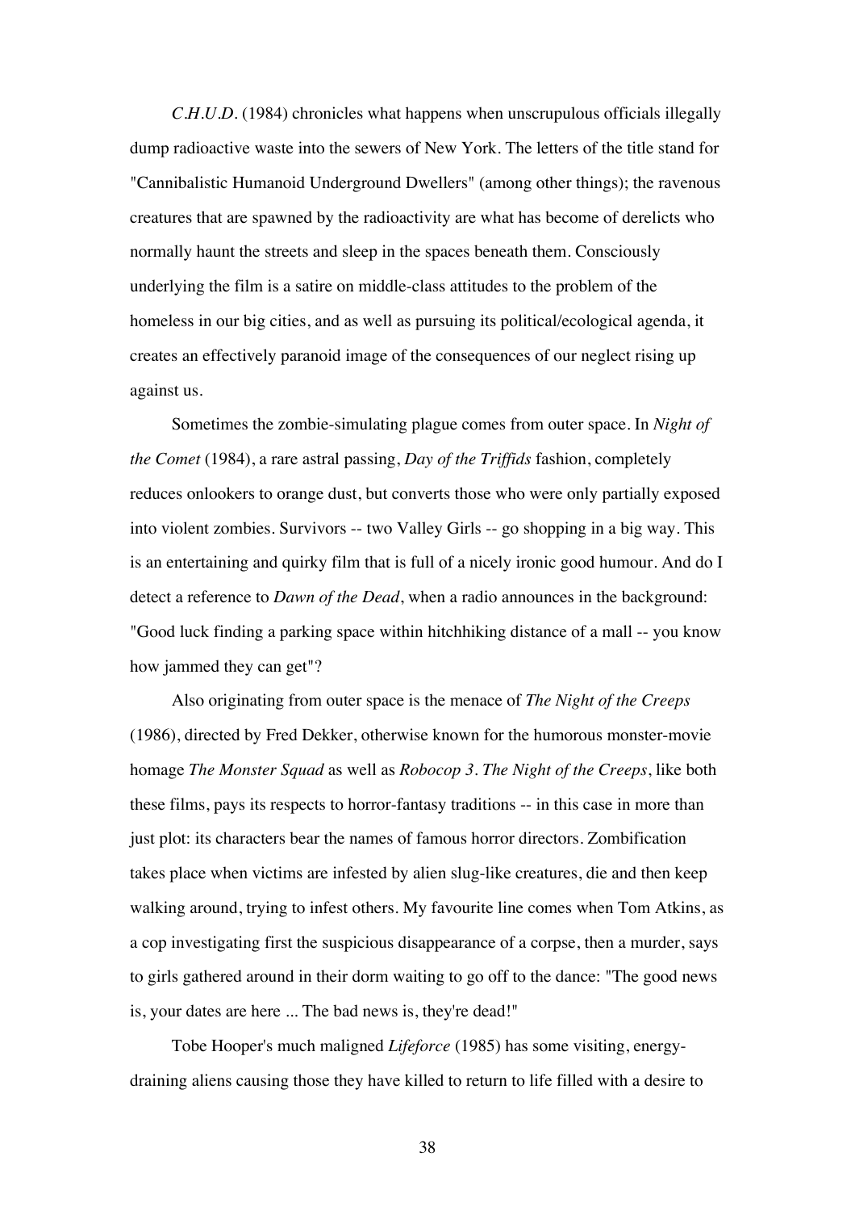*C.H.U.D.* (1984) chronicles what happens when unscrupulous officials illegally dump radioactive waste into the sewers of New York. The letters of the title stand for "Cannibalistic Humanoid Underground Dwellers" (among other things); the ravenous creatures that are spawned by the radioactivity are what has become of derelicts who normally haunt the streets and sleep in the spaces beneath them. Consciously underlying the film is a satire on middle-class attitudes to the problem of the homeless in our big cities, and as well as pursuing its political/ecological agenda, it creates an effectively paranoid image of the consequences of our neglect rising up against us.

Sometimes the zombie-simulating plague comes from outer space. In *Night of the Comet* (1984), a rare astral passing, *Day of the Triffids* fashion, completely reduces onlookers to orange dust, but converts those who were only partially exposed into violent zombies. Survivors -- two Valley Girls -- go shopping in a big way. This is an entertaining and quirky film that is full of a nicely ironic good humour. And do I detect a reference to *Dawn of the Dead*, when a radio announces in the background: "Good luck finding a parking space within hitchhiking distance of a mall -- you know how jammed they can get"?

Also originating from outer space is the menace of *The Night of the Creeps* (1986), directed by Fred Dekker, otherwise known for the humorous monster-movie homage *The Monster Squad* as well as *Robocop 3*. *The Night of the Creeps*, like both these films, pays its respects to horror-fantasy traditions -- in this case in more than just plot: its characters bear the names of famous horror directors. Zombification takes place when victims are infested by alien slug-like creatures, die and then keep walking around, trying to infest others. My favourite line comes when Tom Atkins, as a cop investigating first the suspicious disappearance of a corpse, then a murder, says to girls gathered around in their dorm waiting to go off to the dance: "The good news is, your dates are here ... The bad news is, they're dead!"

Tobe Hooper's much maligned *Lifeforce* (1985) has some visiting, energy-draining aliens causing those they have killed to return to life filled with a desire to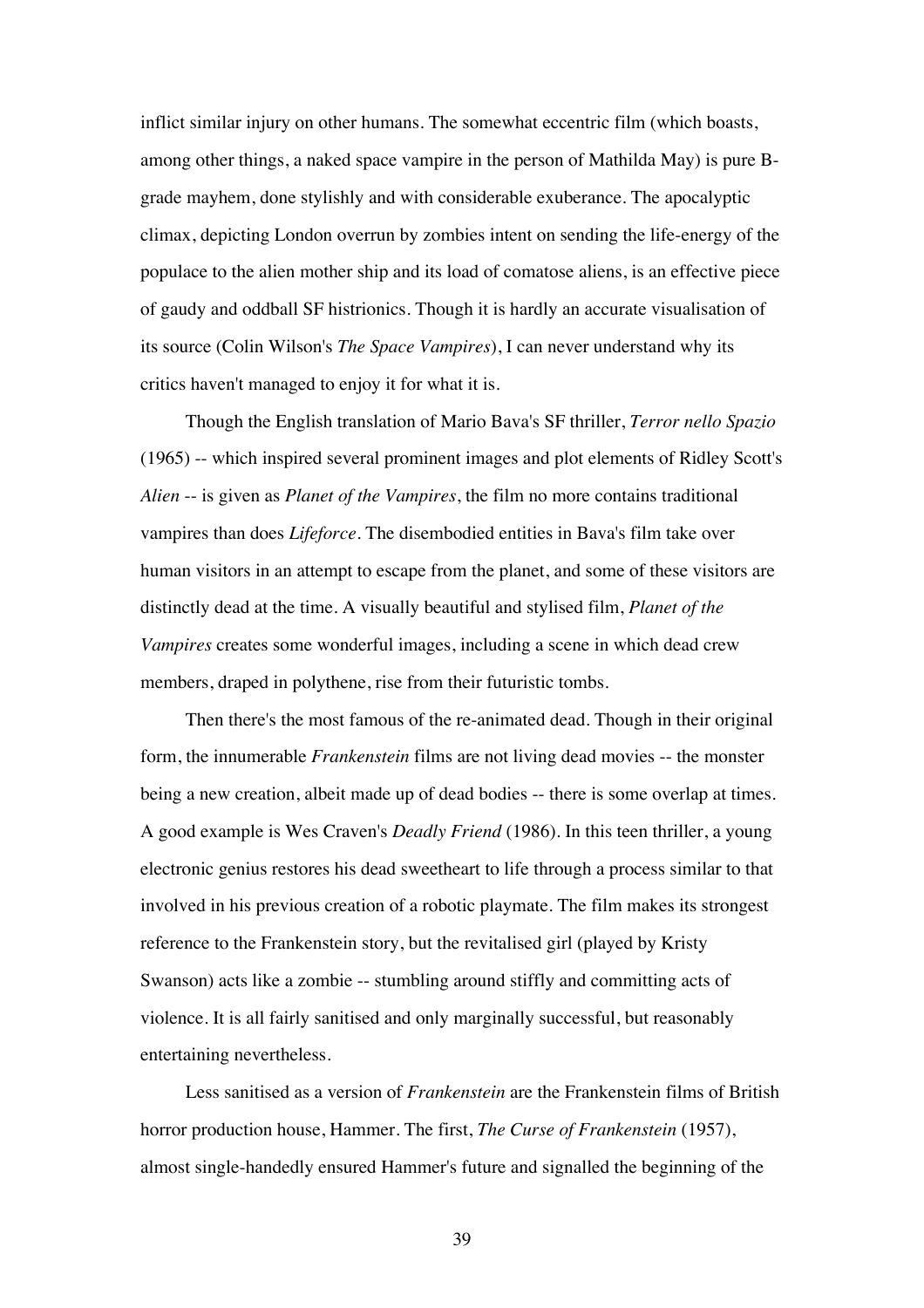inflict similar injury on other humans. The somewhat eccentric film (which boasts, among other things, a naked space vampire in the person of Mathilda May) is pure B-grade mayhem, done stylishly and with considerable exuberance. The apocalyptic climax, depicting London overrun by zombies intent on sending the life-energy of the populace to the alien mother ship and its load of comatose aliens, is an effective piece of gaudy and oddball SF histrionics. Though it is hardly an accurate visualisation of its source (Colin Wilson's *The Space Vampires*), I can never understand why its critics haven't managed to enjoy it for what it is.

Though the English translation of Mario Bava's SF thriller, *Terror nello Spazio* (1965) -- which inspired several prominent images and plot elements of Ridley Scott's *Alien* -- is given as *Planet of the Vampires*, the film no more contains traditional vampires than does *Lifeforce*. The disembodied entities in Bava's film take over human visitors in an attempt to escape from the planet, and some of these visitors are distinctly dead at the time. A visually beautiful and stylised film, *Planet of the Vampires* creates some wonderful images, including a scene in which dead crew members, draped in polythene, rise from their futuristic tombs.

Then there's the most famous of the re-animated dead. Though in their original form, the innumerable *Frankenstein* films are not living dead movies -- the monster being a new creation, albeit made up of dead bodies -- there is some overlap at times. A good example is Wes Craven's *Deadly Friend* (1986). In this teen thriller, a young electronic genius restores his dead sweetheart to life through a process similar to that involved in his previous creation of a robotic playmate. The film makes its strongest reference to the Frankenstein story, but the revitalised girl (played by Kristy Swanson) acts like a zombie -- stumbling around stiffly and committing acts of violence. It is all fairly sanitised and only marginally successful, but reasonably entertaining nevertheless.

Less sanitised as a version of *Frankenstein* are the Frankenstein films of British horror production house, Hammer. The first, *The Curse of Frankenstein* (1957), almost single-handedly ensured Hammer's future and signalled the beginning of the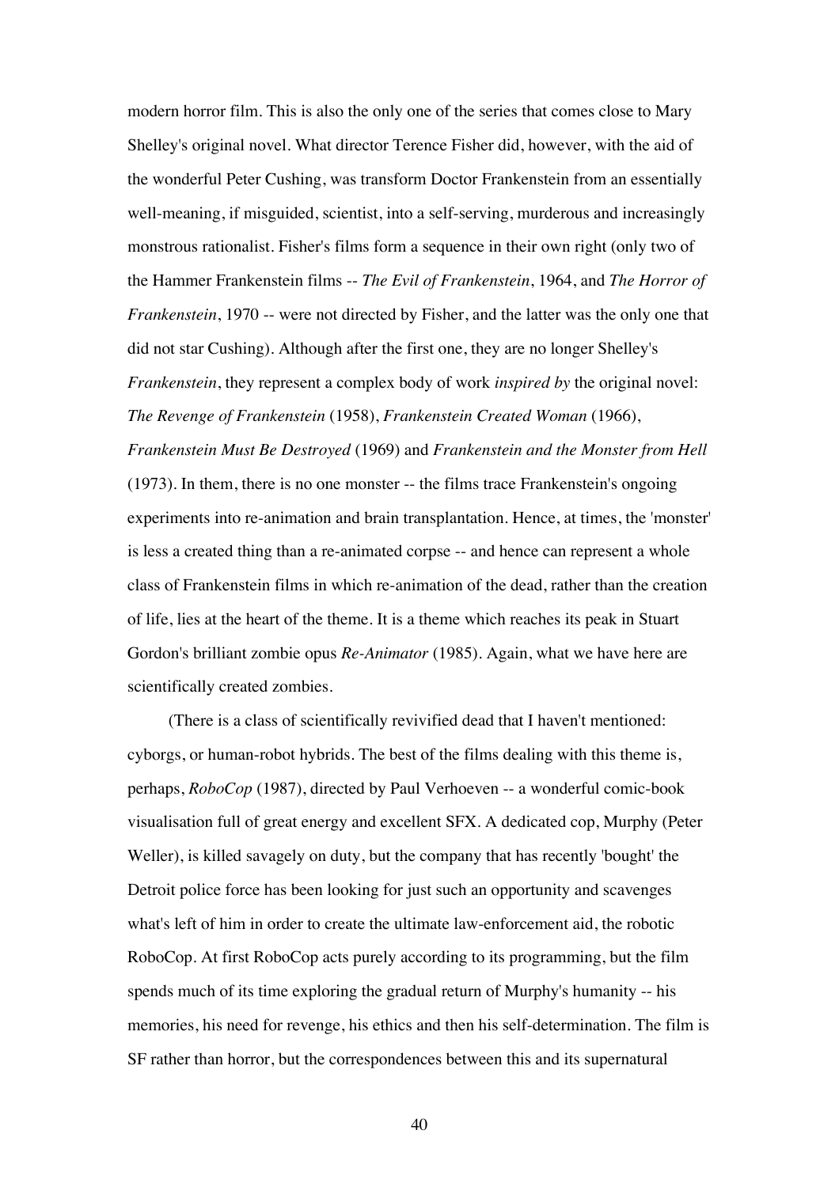modern horror film. This is also the only one of the series that comes close to Mary Shelley's original novel. What director Terence Fisher did, however, with the aid of the wonderful Peter Cushing, was transform Doctor Frankenstein from an essentially well-meaning, if misguided, scientist, into a self-serving, murderous and increasingly monstrous rationalist. Fisher's films form a sequence in their own right (only two of the Hammer Frankenstein films -- *The Evil of Frankenstein*, 1964, and *The Horror of Frankenstein*, 1970 -- were not directed by Fisher, and the latter was the only one that did not star Cushing). Although after the first one, they are no longer Shelley's *Frankenstein*, they represent a complex body of work *inspired by* the original novel: *The Revenge of Frankenstein* (1958), *Frankenstein Created Woman* (1966), *Frankenstein Must Be Destroyed* (1969) and *Frankenstein and the Monster from Hell* (1973). In them, there is no one monster -- the films trace Frankenstein's ongoing experiments into re-animation and brain transplantation. Hence, at times, the 'monster' is less a created thing than a re-animated corpse -- and hence can represent a whole class of Frankenstein films in which re-animation of the dead, rather than the creation of life, lies at the heart of the theme. It is a theme which reaches its peak in Stuart Gordon's brilliant zombie opus *Re-Animator* (1985). Again, what we have here are scientifically created zombies.

(There is a class of scientifically revivified dead that I haven't mentioned: cyborgs, or human-robot hybrids. The best of the films dealing with this theme is, perhaps, *RoboCop* (1987), directed by Paul Verhoeven -- a wonderful comic-book visualisation full of great energy and excellent SFX. A dedicated cop, Murphy (Peter Weller), is killed savagely on duty, but the company that has recently 'bought' the Detroit police force has been looking for just such an opportunity and scavenges what's left of him in order to create the ultimate law-enforcement aid, the robotic RoboCop. At first RoboCop acts purely according to its programming, but the film spends much of its time exploring the gradual return of Murphy's humanity -- his memories, his need for revenge, his ethics and then his self-determination. The film is SF rather than horror, but the correspondences between this and its supernatural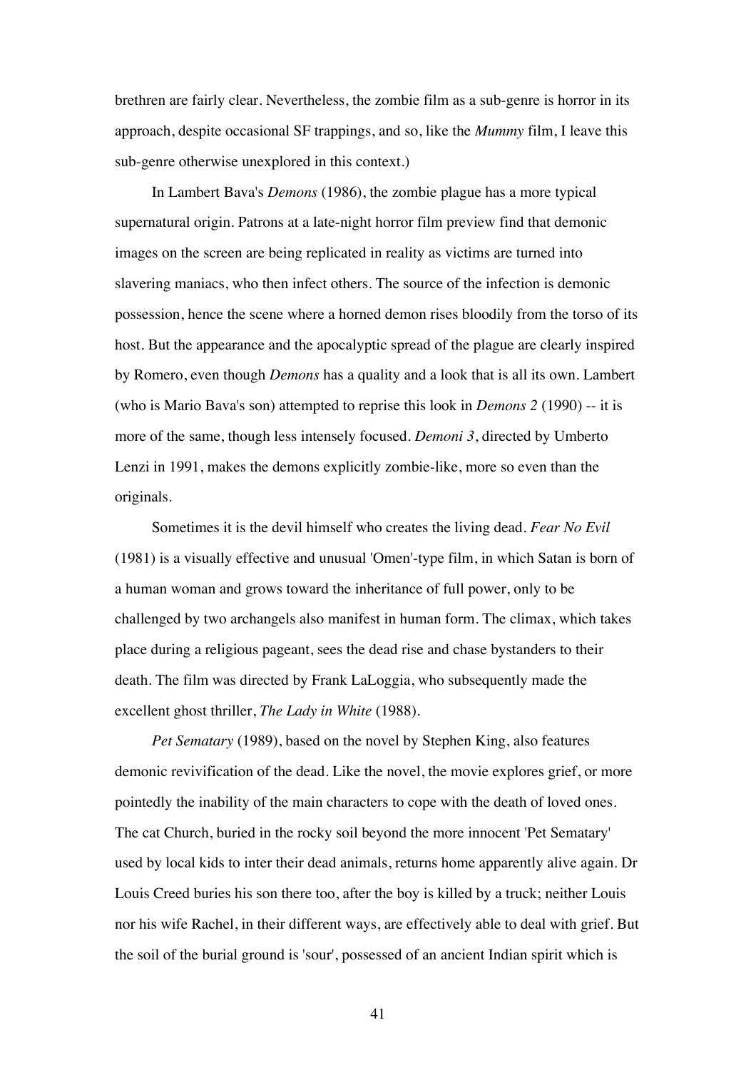brethren are fairly clear. Nevertheless, the zombie film as a sub-genre is horror in its approach, despite occasional SF trappings, and so, like the *Mummy* film, I leave this sub-genre otherwise unexplored in this context.)

In Lambert Bava's *Demons* (1986), the zombie plague has a more typical supernatural origin. Patrons at a late-night horror film preview find that demonic images on the screen are being replicated in reality as victims are turned into slavering maniacs, who then infect others. The source of the infection is demonic possession, hence the scene where a horned demon rises bloodily from the torso of its host. But the appearance and the apocalyptic spread of the plague are clearly inspired by Romero, even though *Demons* has a quality and a look that is all its own. Lambert (who is Mario Bava's son) attempted to reprise this look in *Demons 2* (1990) -- it is more of the same, though less intensely focused. *Demoni 3*, directed by Umberto Lenzi in 1991, makes the demons explicitly zombie-like, more so even than the originals.

Sometimes it is the devil himself who creates the living dead. *Fear No Evil* (1981) is a visually effective and unusual 'Omen'-type film, in which Satan is born of a human woman and grows toward the inheritance of full power, only to be challenged by two archangels also manifest in human form. The climax, which takes place during a religious pageant, sees the dead rise and chase bystanders to their death. The film was directed by Frank LaLoggia, who subsequently made the excellent ghost thriller, *The Lady in White* (1988).

*Pet Sematary* (1989), based on the novel by Stephen King, also features demonic revivification of the dead. Like the novel, the movie explores grief, or more pointedly the inability of the main characters to cope with the death of loved ones. The cat Church, buried in the rocky soil beyond the more innocent 'Pet Sematary' used by local kids to inter their dead animals, returns home apparently alive again. Dr Louis Creed buries his son there too, after the boy is killed by a truck; neither Louis nor his wife Rachel, in their different ways, are effectively able to deal with grief. But the soil of the burial ground is 'sour', possessed of an ancient Indian spirit which is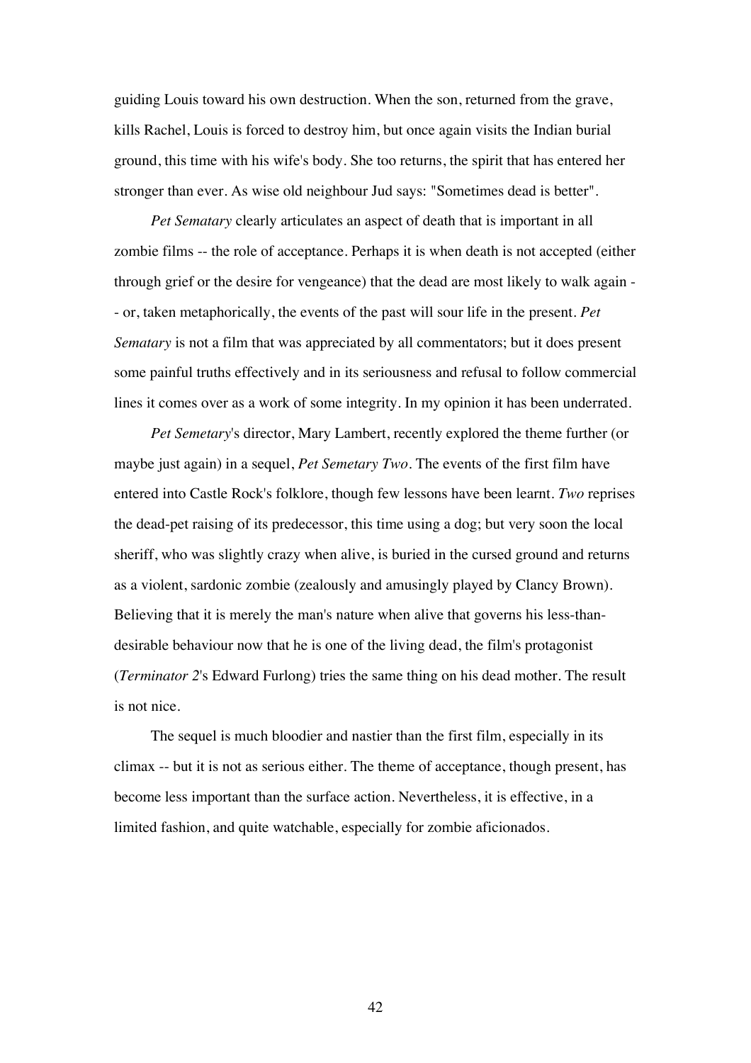guiding Louis toward his own destruction. When the son, returned from the grave, kills Rachel, Louis is forced to destroy him, but once again visits the Indian burial ground, this time with his wife's body. She too returns, the spirit that has entered her stronger than ever. As wise old neighbour Jud says: "Sometimes dead is better".

*Pet Sematary* clearly articulates an aspect of death that is important in all zombie films -- the role of acceptance. Perhaps it is when death is not accepted (either through grief or the desire for vengeance) that the dead are most likely to walk again -- or, taken metaphorically, the events of the past will sour life in the present. *Pet Sematary* is not a film that was appreciated by all commentators; but it does present some painful truths effectively and in its seriousness and refusal to follow commercial lines it comes over as a work of some integrity. In my opinion it has been underrated.

*Pet Semetary*'s director, Mary Lambert, recently explored the theme further (or maybe just again) in a sequel, *Pet Semetary Two*. The events of the first film have entered into Castle Rock's folklore, though few lessons have been learnt. *Two* reprises the dead-pet raising of its predecessor, this time using a dog; but very soon the local sheriff, who was slightly crazy when alive, is buried in the cursed ground and returns as a violent, sardonic zombie (zealously and amusingly played by Clancy Brown). Believing that it is merely the man's nature when alive that governs his less-than-desirable behaviour now that he is one of the living dead, the film's protagonist (*Terminator 2*'s Edward Furlong) tries the same thing on his dead mother. The result is not nice.

The sequel is much bloodier and nastier than the first film, especially in its climax -- but it is not as serious either. The theme of acceptance, though present, has become less important than the surface action. Nevertheless, it is effective, in a limited fashion, and quite watchable, especially for zombie aficionados.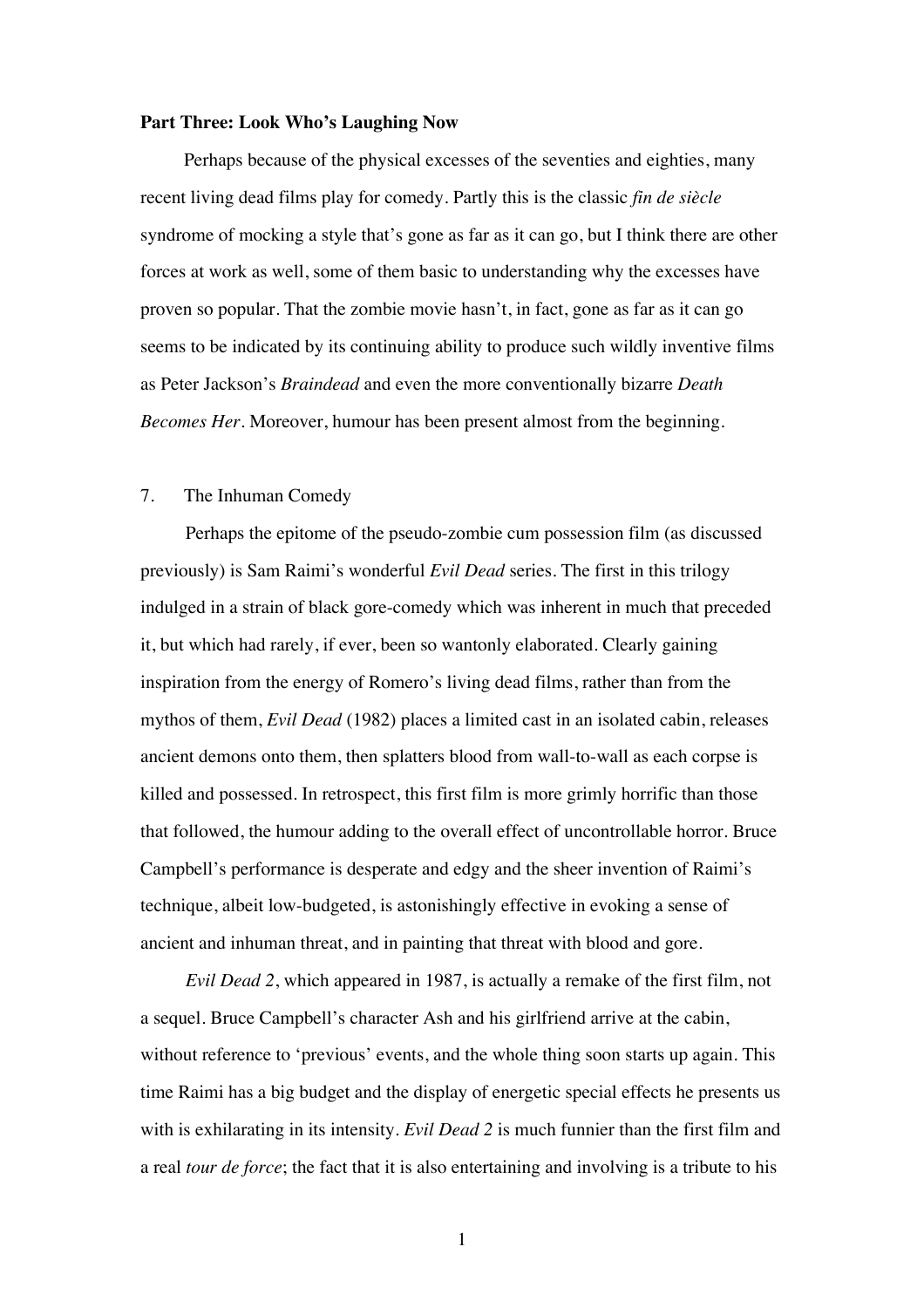**Part Three: Look Who's Laughing Now**

Perhaps because of the physical excesses of the seventies and eighties, many recent living dead films play for comedy. Partly this is the classic *fin de siècle* syndrome of mocking a style that's gone as far as it can go, but I think there are other forces at work as well, some of them basic to understanding why the excesses have proven so popular. That the zombie movie hasn't, in fact, gone as far as it can go seems to be indicated by its continuing ability to produce such wildly inventive films as Peter Jackson's *Braindead* and even the more conventionally bizarre *Death Becomes Her*. Moreover, humour has been present almost from the beginning.

7. The Inhuman Comedy

Perhaps the epitome of the pseudo-zombie cum possession film (as discussed previously) is Sam Raimi's wonderful *Evil Dead* series. The first in this trilogy indulged in a strain of black gore-comedy which was inherent in much that preceded it, but which had rarely, if ever, been so wantonly elaborated. Clearly gaining inspiration from the energy of Romero's living dead films, rather than from the mythos of them, *Evil Dead* (1982) places a limited cast in an isolated cabin, releases ancient demons onto them, then splatters blood from wall-to-wall as each corpse is killed and possessed. In retrospect, this first film is more grimly horrific than those that followed, the humour adding to the overall effect of uncontrollable horror. Bruce Campbell's performance is desperate and edgy and the sheer invention of Raimi's technique, albeit low-budgeted, is astonishingly effective in evoking a sense of ancient and inhuman threat, and in painting that threat with blood and gore.

*Evil Dead 2*, which appeared in 1987, is actually a remake of the first film, not a sequel. Bruce Campbell's character Ash and his girlfriend arrive at the cabin, without reference to 'previous' events, and the whole thing soon starts up again. This time Raimi has a big budget and the display of energetic special effects he presents us with is exhilarating in its intensity. *Evil Dead 2* is much funnier than the first film and a real *tour de force*; the fact that it is also entertaining and involving is a tribute to his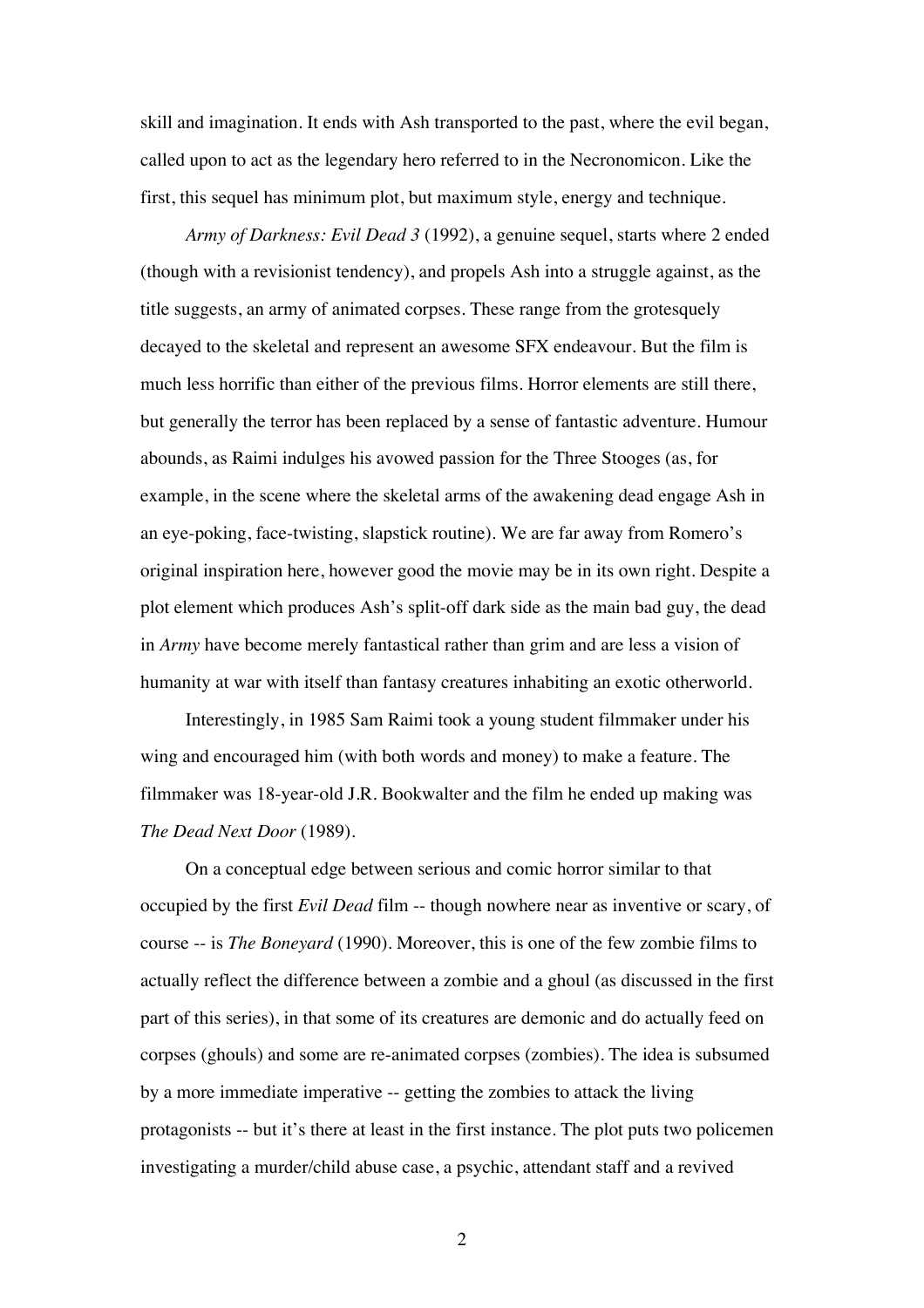skill and imagination. It ends with Ash transported to the past, where the evil began, called upon to act as the legendary hero referred to in the Necronomicon. Like the first, this sequel has minimum plot, but maximum style, energy and technique.

*Army of Darkness: Evil Dead 3* (1992), a genuine sequel, starts where 2 ended (though with a revisionist tendency), and propels Ash into a struggle against, as the title suggests, an army of animated corpses. These range from the grotesquely decayed to the skeletal and represent an awesome SFX endeavour. But the film is much less horrific than either of the previous films. Horror elements are still there, but generally the terror has been replaced by a sense of fantastic adventure. Humour abounds, as Raimi indulges his avowed passion for the Three Stooges (as, for example, in the scene where the skeletal arms of the awakening dead engage Ash in an eye-poking, face-twisting, slapstick routine). We are far away from Romero's original inspiration here, however good the movie may be in its own right. Despite a plot element which produces Ash's split-off dark side as the main bad guy, the dead in *Army* have become merely fantastical rather than grim and are less a vision of humanity at war with itself than fantasy creatures inhabiting an exotic otherworld.

Interestingly, in 1985 Sam Raimi took a young student filmmaker under his wing and encouraged him (with both words and money) to make a feature. The filmmaker was 18-year-old J.R. Bookwalter and the film he ended up making was *The Dead Next Door* (1989).

On a conceptual edge between serious and comic horror similar to that occupied by the first *Evil Dead* film -- though nowhere near as inventive or scary, of course -- is *The Boneyard* (1990). Moreover, this is one of the few zombie films to actually reflect the difference between a zombie and a ghoul (as discussed in the first part of this series), in that some of its creatures are demonic and do actually feed on corpses (ghouls) and some are re-animated corpses (zombies). The idea is subsumed by a more immediate imperative -- getting the zombies to attack the living protagonists -- but it's there at least in the first instance. The plot puts two policemen investigating a murder/child abuse case, a psychic, attendant staff and a revived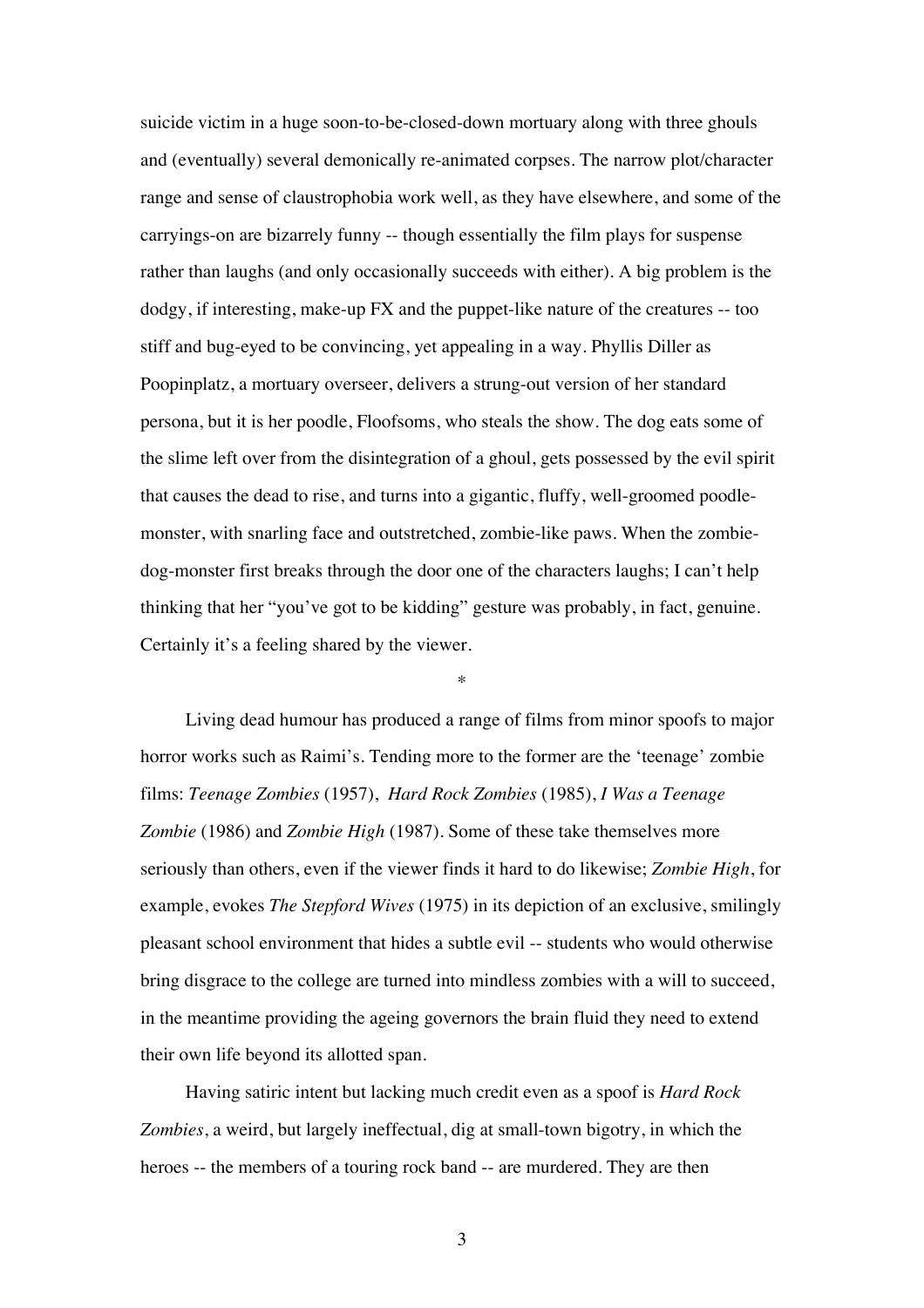suicide victim in a huge soon-to-be-closed-down mortuary along with three ghouls and (eventually) several demonically re-animated corpses. The narrow plot/character range and sense of claustrophobia work well, as they have elsewhere, and some of the carryings-on are bizarrely funny -- though essentially the film plays for suspense rather than laughs (and only occasionally succeeds with either). A big problem is the dodgy, if interesting, make-up FX and the puppet-like nature of the creatures -- too stiff and bug-eyed to be convincing, yet appealing in a way. Phyllis Diller as Poopinplatz, a mortuary overseer, delivers a strung-out version of her standard persona, but it is her poodle, Floofsoms, who steals the show. The dog eats some of the slime left over from the disintegration of a ghoul, gets possessed by the evil spirit that causes the dead to rise, and turns into a gigantic, fluffy, well-groomed poodle-monster, with snarling face and outstretched, zombie-like paws. When the zombie-dog-monster first breaks through the door one of the characters laughs; I can't help thinking that her "you've got to be kidding" gesture was probably, in fact, genuine. Certainly it's a feeling shared by the viewer.

*

Living dead humour has produced a range of films from minor spoofs to major horror works such as Raimi's. Tending more to the former are the 'teenage' zombie films: *Teenage Zombies* (1957), *Hard Rock Zombies* (1985), *I Was a Teenage Zombie* (1986) and *Zombie High* (1987). Some of these take themselves more seriously than others, even if the viewer finds it hard to do likewise; *Zombie High*, for example, evokes *The Stepford Wives* (1975) in its depiction of an exclusive, smilingly pleasant school environment that hides a subtle evil -- students who would otherwise bring disgrace to the college are turned into mindless zombies with a will to succeed, in the meantime providing the ageing governors the brain fluid they need to extend their own life beyond its allotted span.

Having satiric intent but lacking much credit even as a spoof is *Hard Rock Zombies*, a weird, but largely ineffectual, dig at small-town bigotry, in which the heroes -- the members of a touring rock band -- are murdered. They are then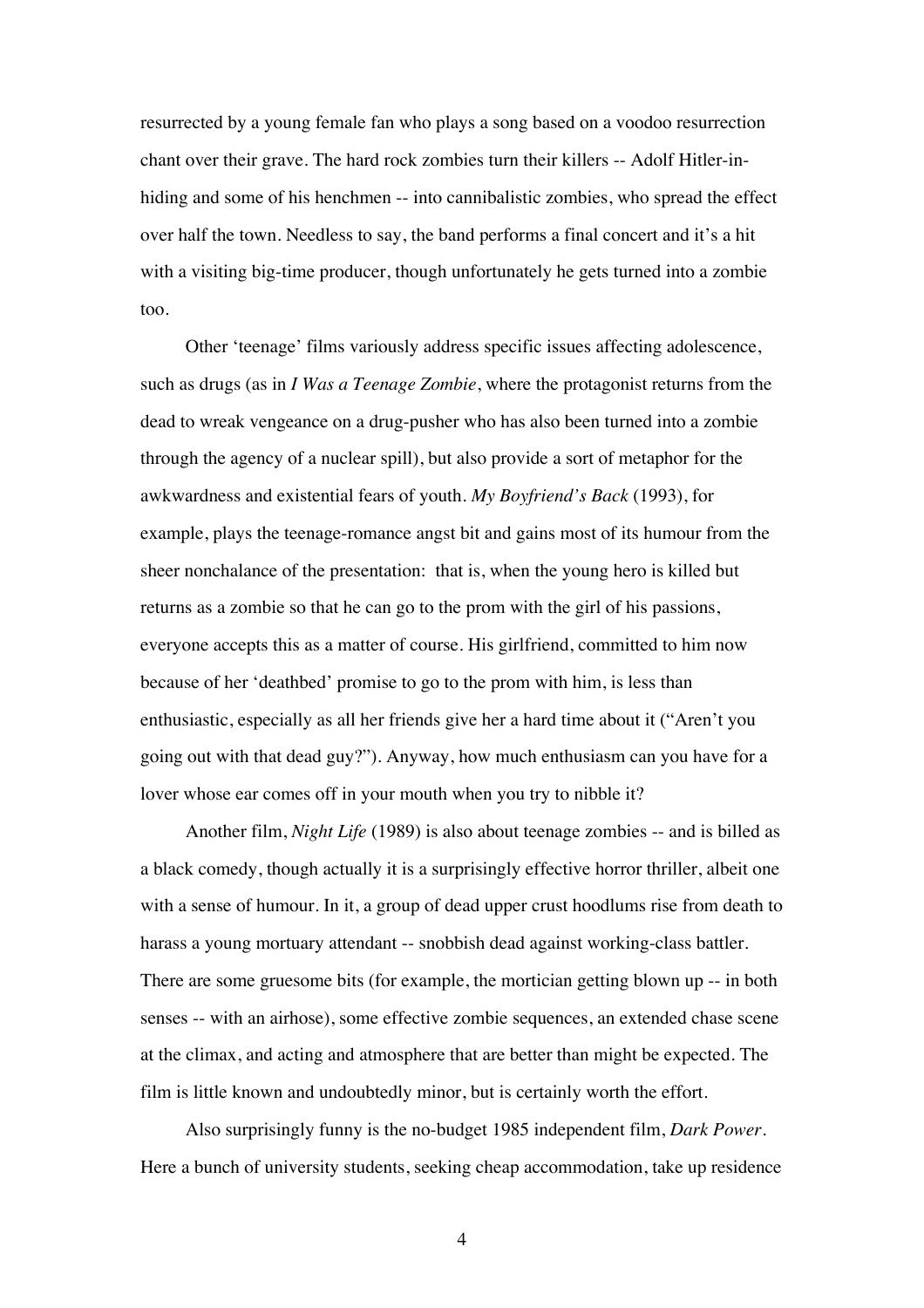resurrected by a young female fan who plays a song based on a voodoo resurrection chant over their grave. The hard rock zombies turn their killers -- Adolf Hitler-in-hiding and some of his henchmen -- into cannibalistic zombies, who spread the effect over half the town. Needless to say, the band performs a final concert and it's a hit with a visiting big-time producer, though unfortunately he gets turned into a zombie too.

Other 'teenage' films variously address specific issues affecting adolescence, such as drugs (as in *I Was a Teenage Zombie*, where the protagonist returns from the dead to wreak vengeance on a drug-pusher who has also been turned into a zombie through the agency of a nuclear spill), but also provide a sort of metaphor for the awkwardness and existential fears of youth. *My Boyfriend's Back* (1993), for example, plays the teenage-romance angst bit and gains most of its humour from the sheer nonchalance of the presentation: that is, when the young hero is killed but returns as a zombie so that he can go to the prom with the girl of his passions, everyone accepts this as a matter of course. His girlfriend, committed to him now because of her 'deathbed' promise to go to the prom with him, is less than enthusiastic, especially as all her friends give her a hard time about it ("Aren't you going out with that dead guy?"). Anyway, how much enthusiasm can you have for a lover whose ear comes off in your mouth when you try to nibble it?

Another film, *Night Life* (1989) is also about teenage zombies -- and is billed as a black comedy, though actually it is a surprisingly effective horror thriller, albeit one with a sense of humour. In it, a group of dead upper crust hoodlums rise from death to harass a young mortuary attendant -- snobbish dead against working-class battler. There are some gruesome bits (for example, the mortician getting blown up -- in both senses -- with an airhose), some effective zombie sequences, an extended chase scene at the climax, and acting and atmosphere that are better than might be expected. The film is little known and undoubtedly minor, but is certainly worth the effort.

Also surprisingly funny is the no-budget 1985 independent film, *Dark Power*. Here a bunch of university students, seeking cheap accommodation, take up residence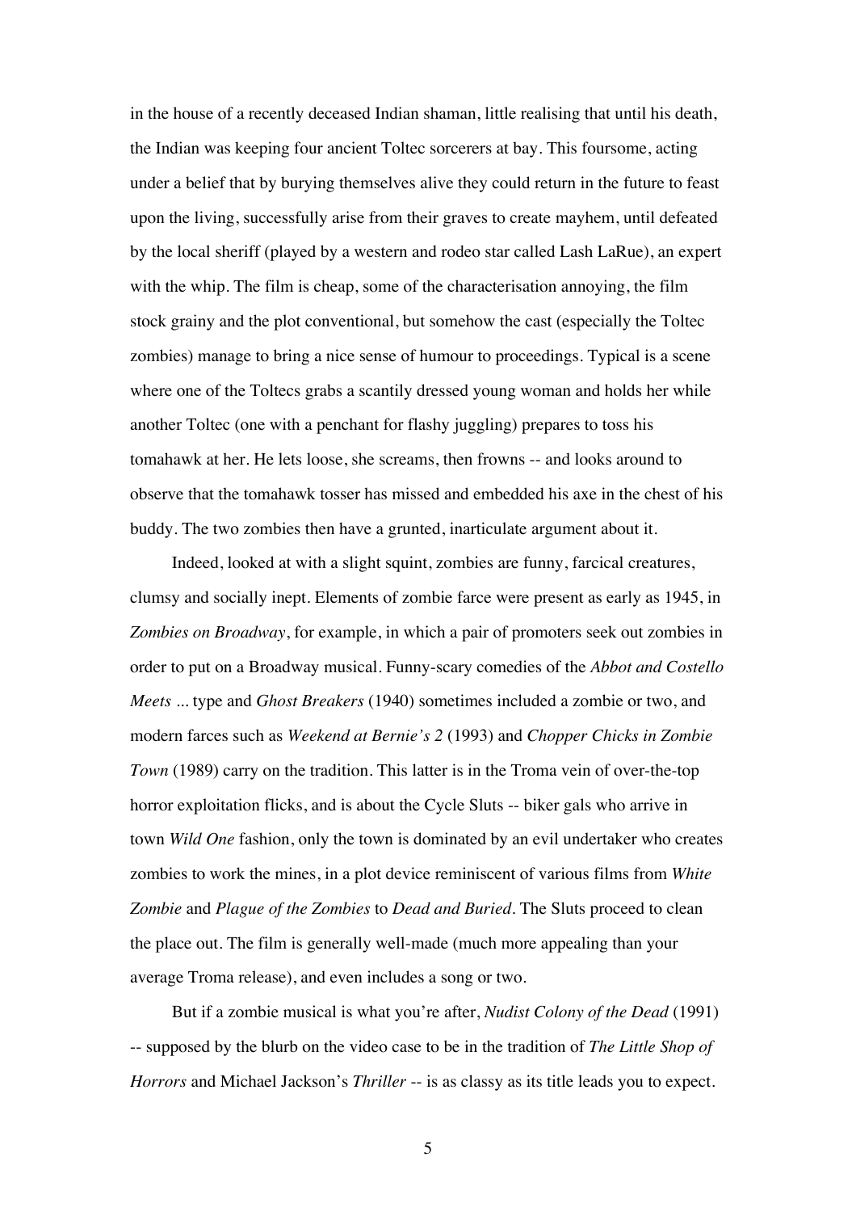in the house of a recently deceased Indian shaman, little realising that until his death, the Indian was keeping four ancient Toltec sorcerers at bay. This foursome, acting under a belief that by burying themselves alive they could return in the future to feast upon the living, successfully arise from their graves to create mayhem, until defeated by the local sheriff (played by a western and rodeo star called Lash LaRue), an expert with the whip. The film is cheap, some of the characterisation annoying, the film stock grainy and the plot conventional, but somehow the cast (especially the Toltec zombies) manage to bring a nice sense of humour to proceedings. Typical is a scene where one of the Toltecs grabs a scantily dressed young woman and holds her while another Toltec (one with a penchant for flashy juggling) prepares to toss his tomahawk at her. He lets loose, she screams, then frowns -- and looks around to observe that the tomahawk tosser has missed and embedded his axe in the chest of his buddy. The two zombies then have a grunted, inarticulate argument about it.

Indeed, looked at with a slight squint, zombies are funny, farcical creatures, clumsy and socially inept. Elements of zombie farce were present as early as 1945, in *Zombies on Broadway*, for example, in which a pair of promoters seek out zombies in order to put on a Broadway musical. Funny-scary comedies of the *Abbot and Costello Meets ...* type and *Ghost Breakers* (1940) sometimes included a zombie or two, and modern farces such as *Weekend at Bernie's 2* (1993) and *Chopper Chicks in Zombie Town* (1989) carry on the tradition. This latter is in the Troma vein of over-the-top horror exploitation flicks, and is about the Cycle Sluts -- biker gals who arrive in town *Wild One* fashion, only the town is dominated by an evil undertaker who creates zombies to work the mines, in a plot device reminiscent of various films from *White Zombie* and *Plague of the Zombies* to *Dead and Buried*. The Sluts proceed to clean the place out. The film is generally well-made (much more appealing than your average Troma release), and even includes a song or two.

But if a zombie musical is what you're after, *Nudist Colony of the Dead* (1991) -- supposed by the blurb on the video case to be in the tradition of *The Little Shop of Horrors* and Michael Jackson's *Thriller* -- is as classy as its title leads you to expect.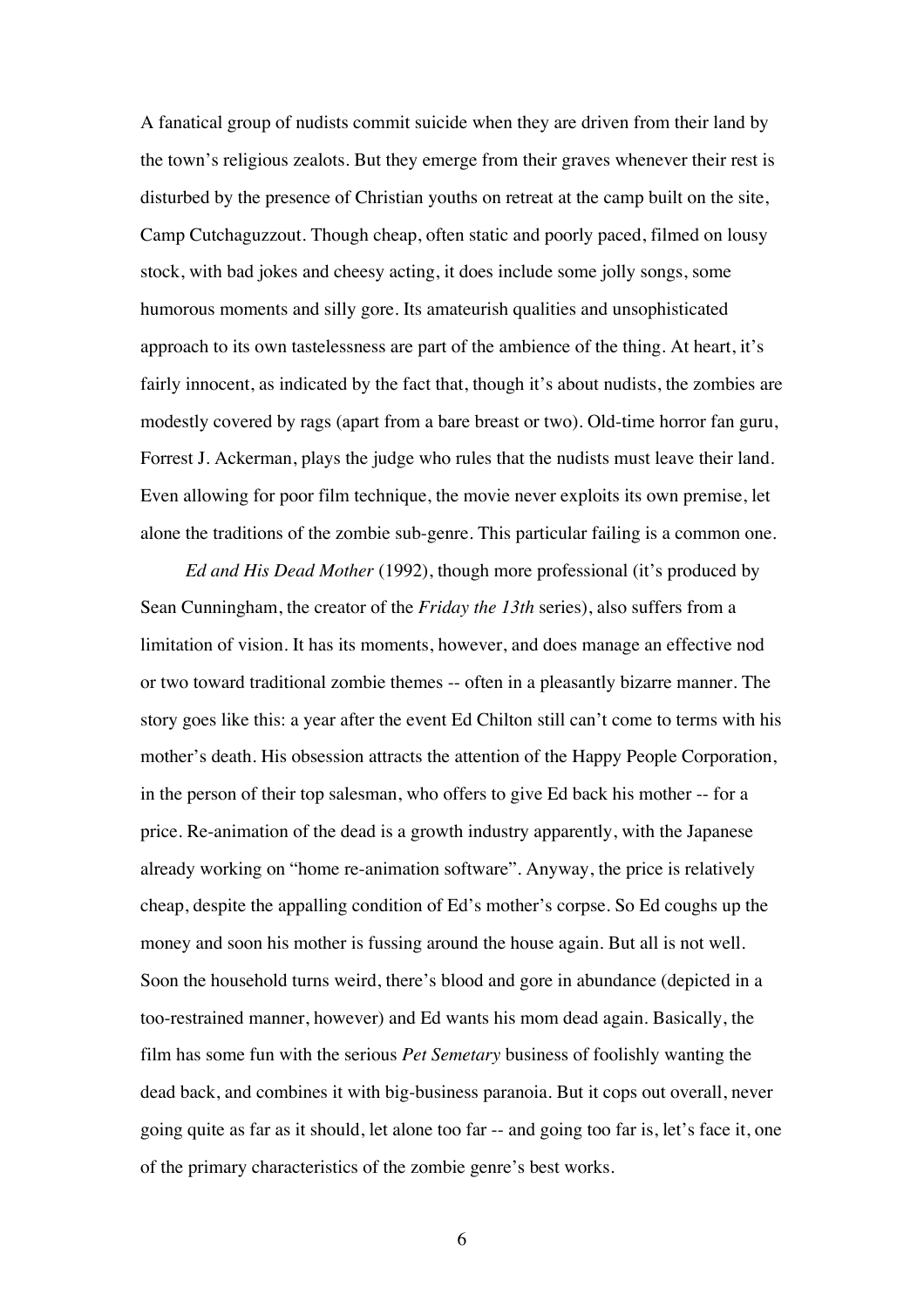A fanatical group of nudists commit suicide when they are driven from their land by the town's religious zealots. But they emerge from their graves whenever their rest is disturbed by the presence of Christian youths on retreat at the camp built on the site, Camp Cutchaguzzout. Though cheap, often static and poorly paced, filmed on lousy stock, with bad jokes and cheesy acting, it does include some jolly songs, some humorous moments and silly gore. Its amateurish qualities and unsophisticated approach to its own tastelessness are part of the ambience of the thing. At heart, it's fairly innocent, as indicated by the fact that, though it's about nudists, the zombies are modestly covered by rags (apart from a bare breast or two). Old-time horror fan guru, Forrest J. Ackerman, plays the judge who rules that the nudists must leave their land. Even allowing for poor film technique, the movie never exploits its own premise, let alone the traditions of the zombie sub-genre. This particular failing is a common one.

*Ed and His Dead Mother* (1992), though more professional (it's produced by Sean Cunningham, the creator of the *Friday the 13th* series), also suffers from a limitation of vision. It has its moments, however, and does manage an effective nod or two toward traditional zombie themes -- often in a pleasantly bizarre manner. The story goes like this: a year after the event Ed Chilton still can't come to terms with his mother's death. His obsession attracts the attention of the Happy People Corporation, in the person of their top salesman, who offers to give Ed back his mother -- for a price. Re-animation of the dead is a growth industry apparently, with the Japanese already working on "home re-animation software". Anyway, the price is relatively cheap, despite the appalling condition of Ed's mother's corpse. So Ed coughs up the money and soon his mother is fussing around the house again. But all is not well. Soon the household turns weird, there's blood and gore in abundance (depicted in a too-restrained manner, however) and Ed wants his mom dead again. Basically, the film has some fun with the serious *Pet Sematary* business of foolishly wanting the dead back, and combines it with big-business paranoia. But it cops out overall, never going quite as far as it should, let alone too far -- and going too far is, let's face it, one of the primary characteristics of the zombie genre's best works.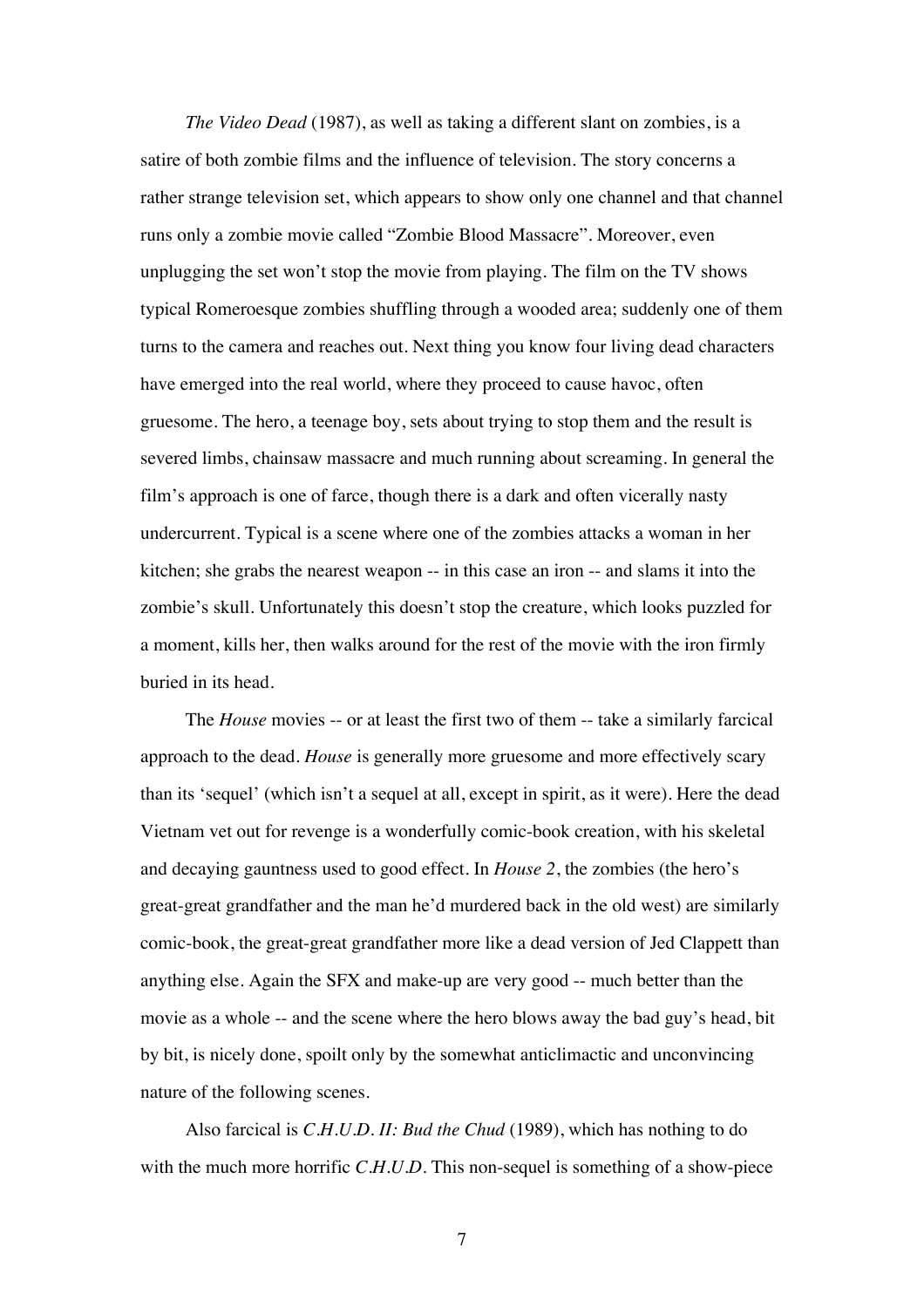*The Video Dead* (1987), as well as taking a different slant on zombies, is a satire of both zombie films and the influence of television. The story concerns a rather strange television set, which appears to show only one channel and that channel runs only a zombie movie called "Zombie Blood Massacre". Moreover, even unplugging the set won't stop the movie from playing. The film on the TV shows typical Romeroesque zombies shuffling through a wooded area; suddenly one of them turns to the camera and reaches out. Next thing you know four living dead characters have emerged into the real world, where they proceed to cause havoc, often gruesome. The hero, a teenage boy, sets about trying to stop them and the result is severed limbs, chainsaw massacre and much running about screaming. In general the film's approach is one of farce, though there is a dark and often vicerally nasty undercurrent. Typical is a scene where one of the zombies attacks a woman in her kitchen; she grabs the nearest weapon -- in this case an iron -- and slams it into the zombie's skull. Unfortunately this doesn't stop the creature, which looks puzzled for a moment, kills her, then walks around for the rest of the movie with the iron firmly buried in its head.

The *House* movies -- or at least the first two of them -- take a similarly farcical approach to the dead. *House* is generally more gruesome and more effectively scary than its 'sequel' (which isn't a sequel at all, except in spirit, as it were). Here the dead Vietnam vet out for revenge is a wonderfully comic-book creation, with his skeletal and decaying gauntness used to good effect. In *House 2*, the zombies (the hero's great-great grandfather and the man he'd murdered back in the old west) are similarly comic-book, the great-great grandfather more like a dead version of Jed Clappett than anything else. Again the SFX and make-up are very good -- much better than the movie as a whole -- and the scene where the hero blows away the bad guy's head, bit by bit, is nicely done, spoilt only by the somewhat anticlimactic and unconvincing nature of the following scenes.

Also farcical is *C.H.U.D. II: Bud the Chud* (1989), which has nothing to do with the much more horrific *C.H.U.D.* This non-sequel is something of a show-piece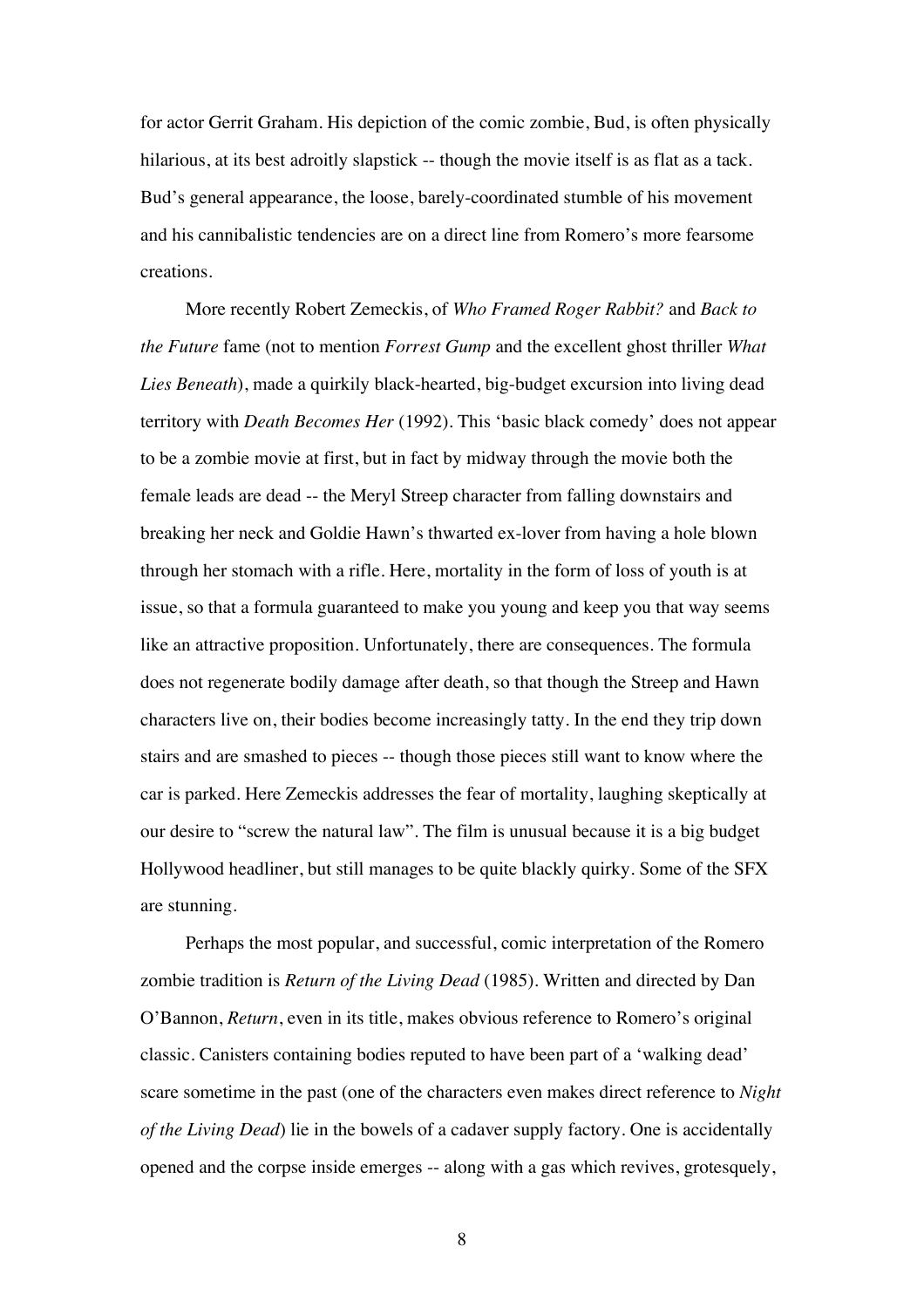for actor Gerrit Graham. His depiction of the comic zombie, Bud, is often physically hilarious, at its best adroitly slapstick -- though the movie itself is as flat as a tack. Bud's general appearance, the loose, barely-coordinated stumble of his movement and his cannibalistic tendencies are on a direct line from Romero's more fearsome creations.

More recently Robert Zemeckis, of *Who Framed Roger Rabbit?* and *Back to the Future* fame (not to mention *Forrest Gump* and the excellent ghost thriller *What Lies Beneath*), made a quirkily black-hearted, big-budget excursion into living dead territory with *Death Becomes Her* (1992). This 'basic black comedy' does not appear to be a zombie movie at first, but in fact by midway through the movie both the female leads are dead -- the Meryl Streep character from falling downstairs and breaking her neck and Goldie Hawn's thwarted ex-lover from having a hole blown through her stomach with a rifle. Here, mortality in the form of loss of youth is at issue, so that a formula guaranteed to make you young and keep you that way seems like an attractive proposition. Unfortunately, there are consequences. The formula does not regenerate bodily damage after death, so that though the Streep and Hawn characters live on, their bodies become increasingly tatty. In the end they trip down stairs and are smashed to pieces -- though those pieces still want to know where the car is parked. Here Zemeckis addresses the fear of mortality, laughing skeptically at our desire to "screw the natural law". The film is unusual because it is a big budget Hollywood headliner, but still manages to be quite blackly quirky. Some of the SFX are stunning.

Perhaps the most popular, and successful, comic interpretation of the Romero zombie tradition is *Return of the Living Dead* (1985). Written and directed by Dan O'Bannon, *Return*, even in its title, makes obvious reference to Romero's original classic. Canisters containing bodies reputed to have been part of a 'walking dead' scare sometime in the past (one of the characters even makes direct reference to *Night of the Living Dead*) lie in the bowels of a cadaver supply factory. One is accidentally opened and the corpse inside emerges -- along with a gas which revives, grotesquely,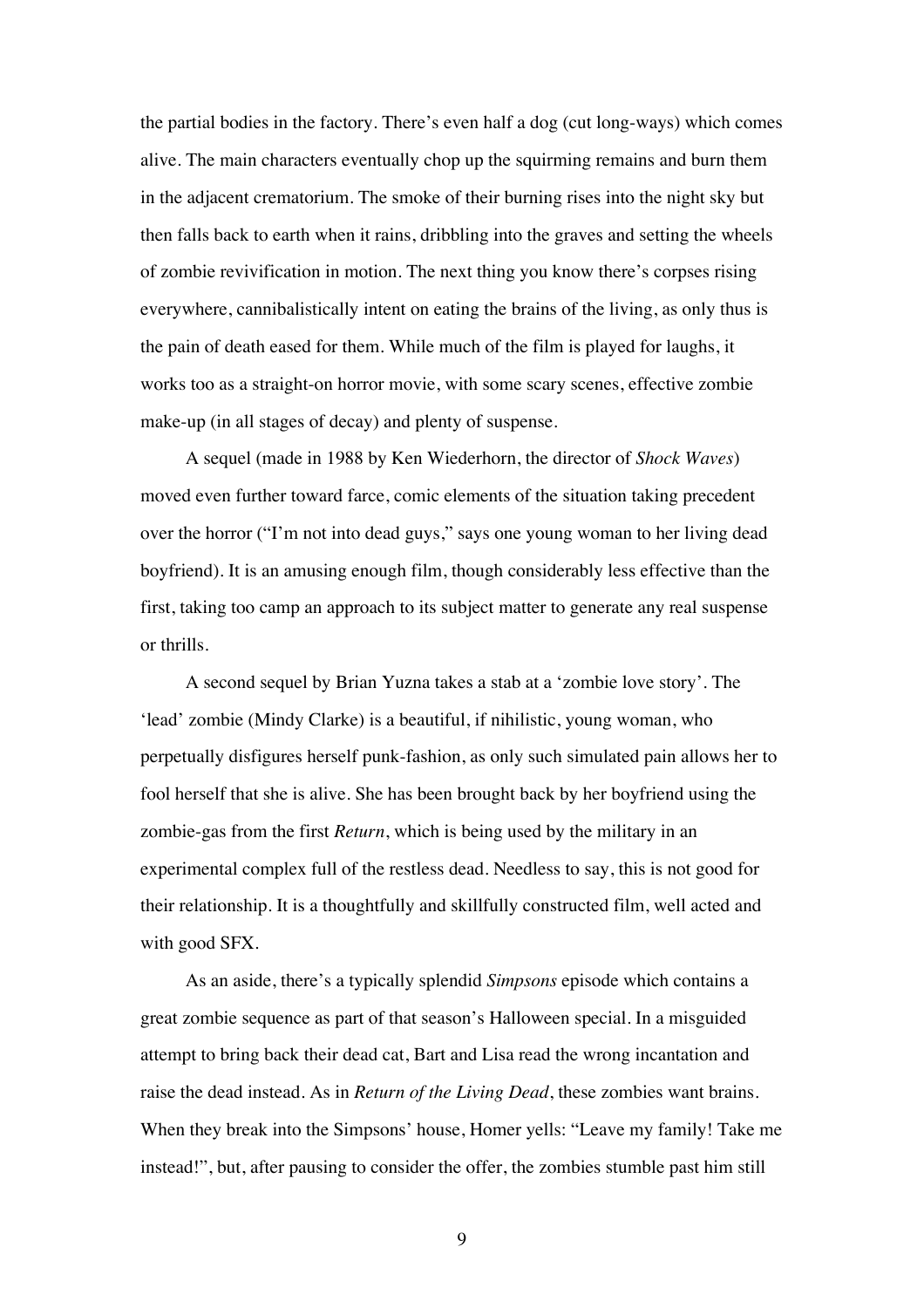the partial bodies in the factory. There's even half a dog (cut long-ways) which comes alive. The main characters eventually chop up the squirming remains and burn them in the adjacent crematorium. The smoke of their burning rises into the night sky but then falls back to earth when it rains, dribbling into the graves and setting the wheels of zombie revivification in motion. The next thing you know there's corpses rising everywhere, cannibalistically intent on eating the brains of the living, as only thus is the pain of death eased for them. While much of the film is played for laughs, it works too as a straight-on horror movie, with some scary scenes, effective zombie make-up (in all stages of decay) and plenty of suspense.

A sequel (made in 1988 by Ken Wiederhorn, the director of *Shock Waves*) moved even further toward farce, comic elements of the situation taking precedent over the horror ("I'm not into dead guys," says one young woman to her living dead boyfriend). It is an amusing enough film, though considerably less effective than the first, taking too camp an approach to its subject matter to generate any real suspense or thrills.

A second sequel by Brian Yuzna takes a stab at a 'zombie love story'. The 'lead' zombie (Mindy Clarke) is a beautiful, if nihilistic, young woman, who perpetually disfigures herself punk-fashion, as only such simulated pain allows her to fool herself that she is alive. She has been brought back by her boyfriend using the zombie-gas from the first *Return*, which is being used by the military in an experimental complex full of the restless dead. Needless to say, this is not good for their relationship. It is a thoughtfully and skillfully constructed film, well acted and with good SFX.

As an aside, there's a typically splendid *Simpsons* episode which contains a great zombie sequence as part of that season's Halloween special. In a misguided attempt to bring back their dead cat, Bart and Lisa read the wrong incantation and raise the dead instead. As in *Return of the Living Dead*, these zombies want brains. When they break into the Simpsons' house, Homer yells: "Leave my family! Take me instead!", but, after pausing to consider the offer, the zombies stumble past him still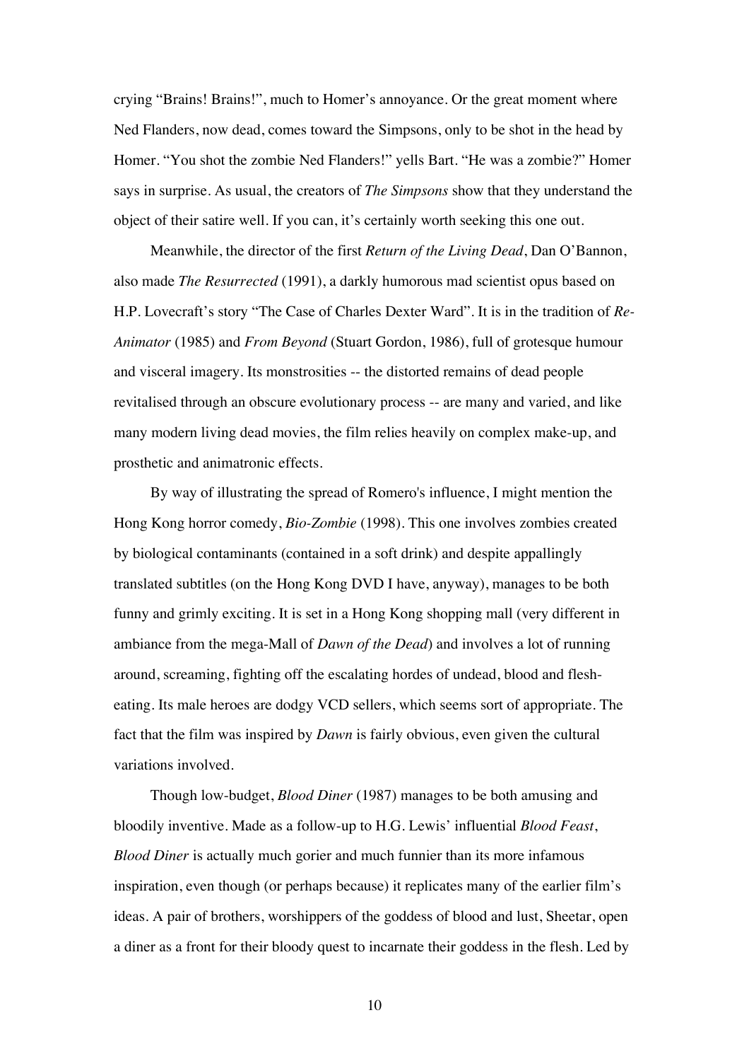crying "Brains! Brains!", much to Homer's annoyance. Or the great moment where Ned Flanders, now dead, comes toward the Simpsons, only to be shot in the head by Homer. "You shot the zombie Ned Flanders!" yells Bart. "He was a zombie?" Homer says in surprise. As usual, the creators of *The Simpsons* show that they understand the object of their satire well. If you can, it's certainly worth seeking this one out.

Meanwhile, the director of the first *Return of the Living Dead*, Dan O'Bannon, also made *The Resurrected* (1991), a darkly humorous mad scientist opus based on H.P. Lovecraft's story "The Case of Charles Dexter Ward". It is in the tradition of *Re-Animator* (1985) and *From Beyond* (Stuart Gordon, 1986), full of grotesque humour and visceral imagery. Its monstrosities -- the distorted remains of dead people revitalised through an obscure evolutionary process -- are many and varied, and like many modern living dead movies, the film relies heavily on complex make-up, and prosthetic and animatronic effects.

By way of illustrating the spread of Romero's influence, I might mention the Hong Kong horror comedy, *Bio-Zombie* (1998). This one involves zombies created by biological contaminants (contained in a soft drink) and despite appallingly translated subtitles (on the Hong Kong DVD I have, anyway), manages to be both funny and grimly exciting. It is set in a Hong Kong shopping mall (very different in ambiance from the mega-Mall of *Dawn of the Dead*) and involves a lot of running around, screaming, fighting off the escalating hordes of undead, blood and flesh-eating. Its male heroes are dodgy VCD sellers, which seems sort of appropriate. The fact that the film was inspired by *Dawn* is fairly obvious, even given the cultural variations involved.

Though low-budget, *Blood Diner* (1987) manages to be both amusing and bloodily inventive. Made as a follow-up to H.G. Lewis' influential *Blood Feast*, *Blood Diner* is actually much gorier and much funnier than its more infamous inspiration, even though (or perhaps because) it replicates many of the earlier film's ideas. A pair of brothers, worshippers of the goddess of blood and lust, Sheetar, open a diner as a front for their bloody quest to incarnate their goddess in the flesh. Led by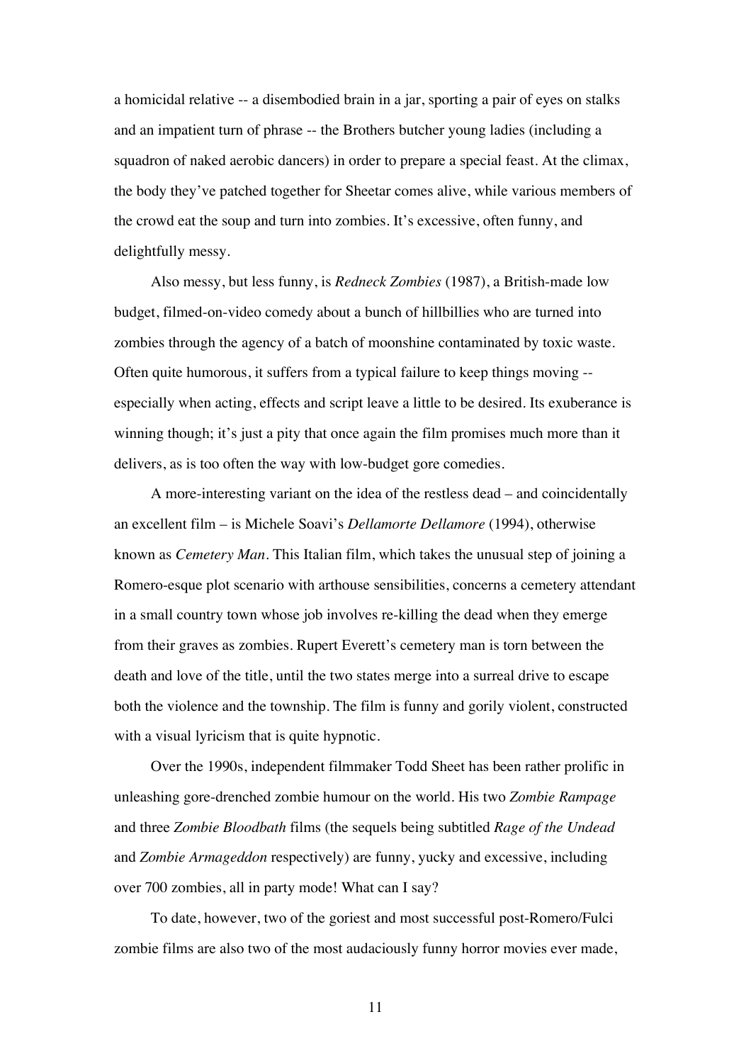a homicidal relative -- a disembodied brain in a jar, sporting a pair of eyes on stalks and an impatient turn of phrase -- the Brothers butcher young ladies (including a squadron of naked aerobic dancers) in order to prepare a special feast. At the climax, the body they've patched together for Sheetar comes alive, while various members of the crowd eat the soup and turn into zombies. It's excessive, often funny, and delightfully messy.

Also messy, but less funny, is *Redneck Zombies* (1987), a British-made low budget, filmed-on-video comedy about a bunch of hillbillies who are turned into zombies through the agency of a batch of moonshine contaminated by toxic waste. Often quite humorous, it suffers from a typical failure to keep things moving -- especially when acting, effects and script leave a little to be desired. Its exuberance is winning though; it's just a pity that once again the film promises much more than it delivers, as is too often the way with low-budget gore comedies.

A more-interesting variant on the idea of the restless dead – and coincidentally an excellent film – is Michele Soavi's *Dellamorte Dellamore* (1994), otherwise known as *Cemetery Man*. This Italian film, which takes the unusual step of joining a Romero-esque plot scenario with arthouse sensibilities, concerns a cemetery attendant in a small country town whose job involves re-killing the dead when they emerge from their graves as zombies. Rupert Everett's cemetery man is torn between the death and love of the title, until the two states merge into a surreal drive to escape both the violence and the township. The film is funny and gorily violent, constructed with a visual lyricism that is quite hypnotic.

Over the 1990s, independent filmmaker Todd Sheet has been rather prolific in unleashing gore-drenched zombie humour on the world. His two *Zombie Rampage* and three *Zombie Bloodbath* films (the sequels being subtitled *Rage of the Undead* and *Zombie Armageddon* respectively) are funny, yucky and excessive, including over 700 zombies, all in party mode! What can I say?

To date, however, two of the goriest and most successful post-Romero/Fulci zombie films are also two of the most audaciously funny horror movies ever made,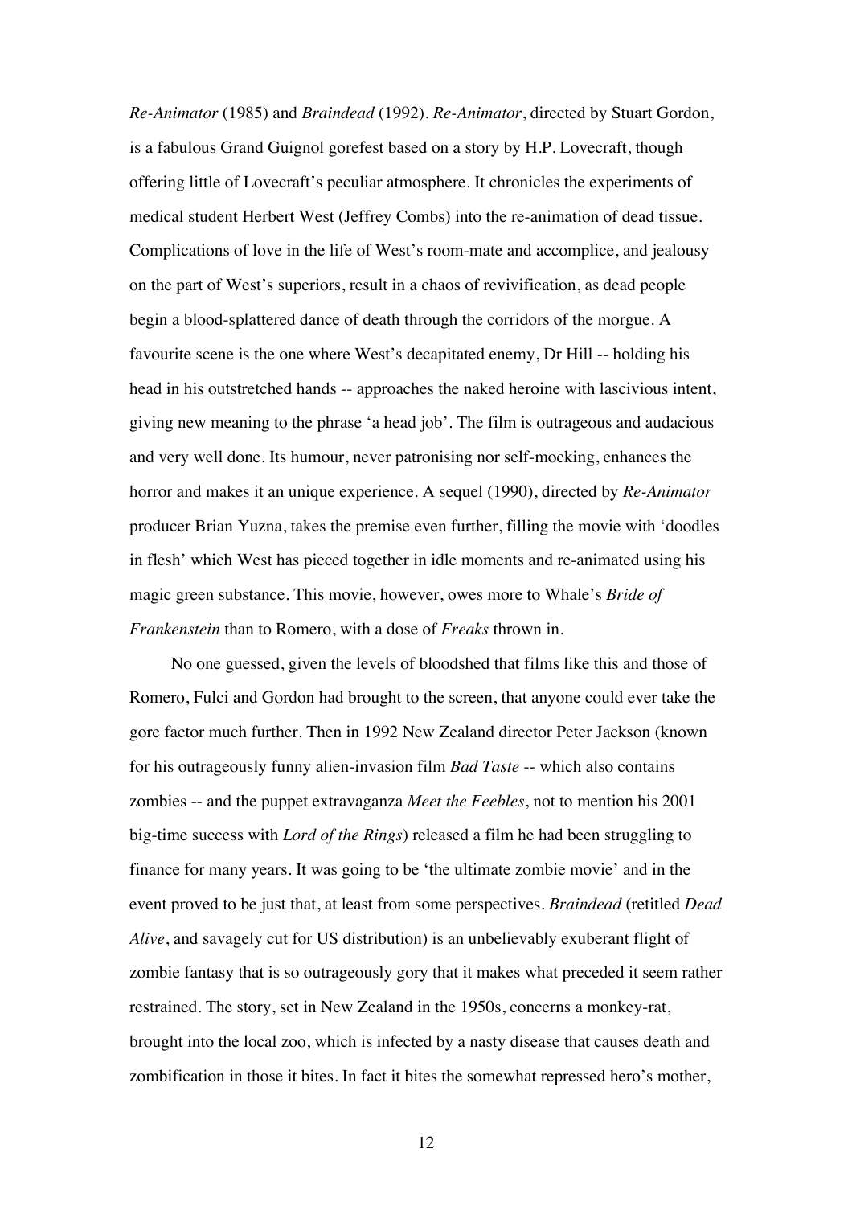*Re-Animator* (1985) and *Braindead* (1992). *Re-Animator*, directed by Stuart Gordon, is a fabulous Grand Guignol gorefest based on a story by H.P. Lovecraft, though offering little of Lovecraft's peculiar atmosphere. It chronicles the experiments of medical student Herbert West (Jeffrey Combs) into the re-animation of dead tissue. Complications of love in the life of West's room-mate and accomplice, and jealousy on the part of West's superiors, result in a chaos of revivification, as dead people begin a blood-splattered dance of death through the corridors of the morgue. A favourite scene is the one where West's decapitated enemy, Dr Hill -- holding his head in his outstretched hands -- approaches the naked heroine with lascivious intent, giving new meaning to the phrase 'a head job'. The film is outrageous and audacious and very well done. Its humour, never patronising nor self-mocking, enhances the horror and makes it an unique experience. A sequel (1990), directed by *Re-Animator* producer Brian Yuzna, takes the premise even further, filling the movie with 'doodles in flesh' which West has pieced together in idle moments and re-animated using his magic green substance. This movie, however, owes more to Whale's *Bride of Frankenstein* than to Romero, with a dose of *Freaks* thrown in.

No one guessed, given the levels of bloodshed that films like this and those of Romero, Fulci and Gordon had brought to the screen, that anyone could ever take the gore factor much further. Then in 1992 New Zealand director Peter Jackson (known for his outrageously funny alien-invasion film *Bad Taste* -- which also contains zombies -- and the puppet extravaganza *Meet the Feebles*, not to mention his 2001 big-time success with *Lord of the Rings*) released a film he had been struggling to finance for many years. It was going to be 'the ultimate zombie movie' and in the event proved to be just that, at least from some perspectives. *Braindead* (retitled *Dead Alive*, and savagely cut for US distribution) is an unbelievably exuberant flight of zombie fantasy that is so outrageously gory that it makes what preceded it seem rather restrained. The story, set in New Zealand in the 1950s, concerns a monkey-rat, brought into the local zoo, which is infected by a nasty disease that causes death and zombification in those it bites. In fact it bites the somewhat repressed hero's mother,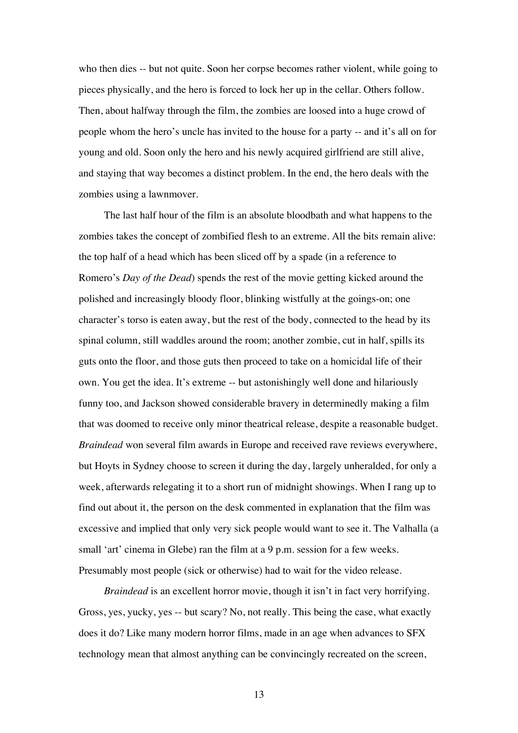who then dies -- but not quite. Soon her corpse becomes rather violent, while going to pieces physically, and the hero is forced to lock her up in the cellar. Others follow. Then, about halfway through the film, the zombies are loosed into a huge crowd of people whom the hero's uncle has invited to the house for a party -- and it's all on for young and old. Soon only the hero and his newly acquired girlfriend are still alive, and staying that way becomes a distinct problem. In the end, the hero deals with the zombies using a lawnmover.

The last half hour of the film is an absolute bloodbath and what happens to the zombies takes the concept of zombified flesh to an extreme. All the bits remain alive: the top half of a head which has been sliced off by a spade (in a reference to Romero's *Day of the Dead*) spends the rest of the movie getting kicked around the polished and increasingly bloody floor, blinking wistfully at the goings-on; one character's torso is eaten away, but the rest of the body, connected to the head by its spinal column, still waddles around the room; another zombie, cut in half, spills its guts onto the floor, and those guts then proceed to take on a homicidal life of their own. You get the idea. It's extreme -- but astonishingly well done and hilariously funny too, and Jackson showed considerable bravery in determinedly making a film that was doomed to receive only minor theatrical release, despite a reasonable budget. *Braindead* won several film awards in Europe and received rave reviews everywhere, but Hoyts in Sydney choose to screen it during the day, largely unheralded, for only a week, afterwards relegating it to a short run of midnight showings. When I rang up to find out about it, the person on the desk commented in explanation that the film was excessive and implied that only very sick people would want to see it. The Valhalla (a small 'art' cinema in Glebe) ran the film at a 9 p.m. session for a few weeks. Presumably most people (sick or otherwise) had to wait for the video release.

*Braindead* is an excellent horror movie, though it isn't in fact very horrifying. Gross, yes, yucky, yes -- but scary? No, not really. This being the case, what exactly does it do? Like many modern horror films, made in an age when advances to SFX technology mean that almost anything can be convincingly recreated on the screen,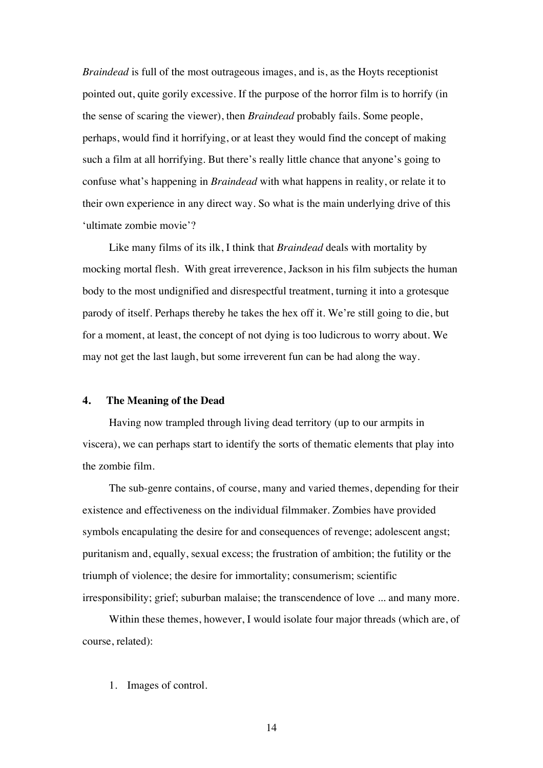*Braindead* is full of the most outrageous images, and is, as the Hoyts receptionist pointed out, quite gorily excessive. If the purpose of the horror film is to horrify (in the sense of scaring the viewer), then *Braindead* probably fails. Some people, perhaps, would find it horrifying, or at least they would find the concept of making such a film at all horrifying. But there's really little chance that anyone's going to confuse what's happening in *Braindead* with what happens in reality, or relate it to their own experience in any direct way. So what is the main underlying drive of this 'ultimate zombie movie'?

Like many films of its ilk, I think that *Braindead* deals with mortality by mocking mortal flesh. With great irreverence, Jackson in his film subjects the human body to the most undignified and disrespectful treatment, turning it into a grotesque parody of itself. Perhaps thereby he takes the hex off it. We're still going to die, but for a moment, at least, the concept of not dying is too ludicrous to worry about. We may not get the last laugh, but some irreverent fun can be had along the way.

### 4. The Meaning of the Dead

Having now trampled through living dead territory (up to our armpits in viscera), we can perhaps start to identify the sorts of thematic elements that play into the zombie film.

The sub-genre contains, of course, many and varied themes, depending for their existence and effectiveness on the individual filmmaker. Zombies have provided symbols encapulating the desire for and consequences of revenge; adolescent angst; puritanism and, equally, sexual excess; the frustration of ambition; the futility or the triumph of violence; the desire for immortality; consumerism; scientific irresponsibility; grief; suburban malaise; the transcendence of love ... and many more.

Within these themes, however, I would isolate four major threads (which are, of course, related):

1. Images of control.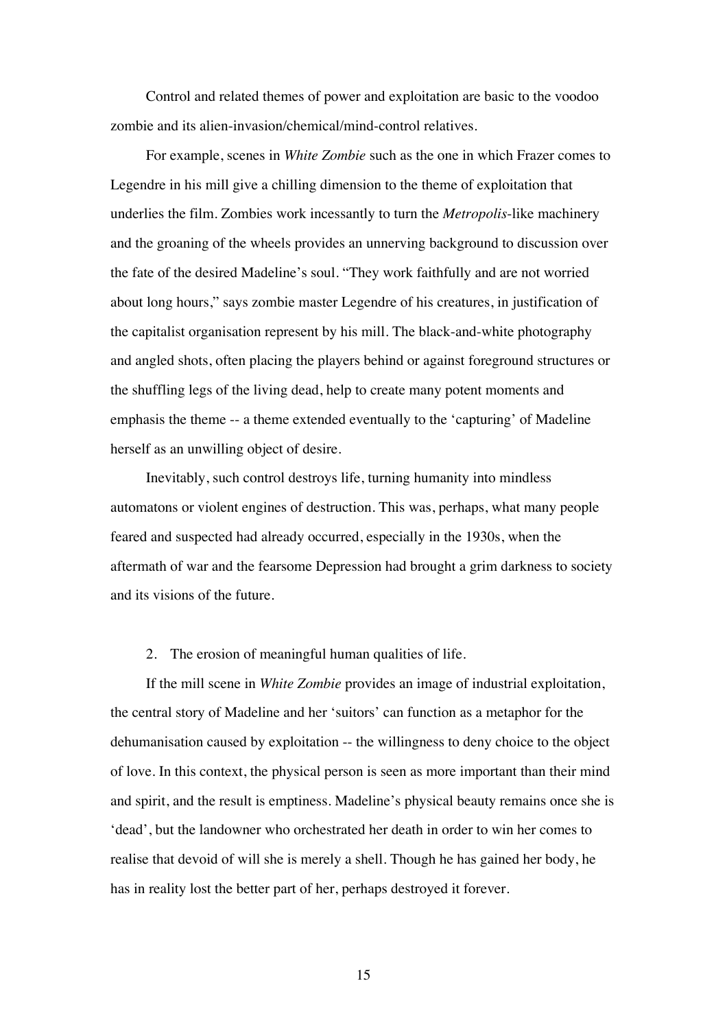Control and related themes of power and exploitation are basic to the voodoo zombie and its alien-invasion/chemical/mind-control relatives.

For example, scenes in *White Zombie* such as the one in which Frazer comes to Legendre in his mill give a chilling dimension to the theme of exploitation that underlies the film. Zombies work incessantly to turn the *Metropolis*-like machinery and the groaning of the wheels provides an unnerving background to discussion over the fate of the desired Madeline's soul. "They work faithfully and are not worried about long hours," says zombie master Legendre of his creatures, in justification of the capitalist organisation represent by his mill. The black-and-white photography and angled shots, often placing the players behind or against foreground structures or the shuffling legs of the living dead, help to create many potent moments and emphasis the theme -- a theme extended eventually to the 'capturing' of Madeline herself as an unwilling object of desire.

Inevitably, such control destroys life, turning humanity into mindless automatons or violent engines of destruction. This was, perhaps, what many people feared and suspected had already occurred, especially in the 1930s, when the aftermath of war and the fearsome Depression had brought a grim darkness to society and its visions of the future.

2. The erosion of meaningful human qualities of life.

If the mill scene in *White Zombie* provides an image of industrial exploitation, the central story of Madeline and her 'suitors' can function as a metaphor for the dehumanisation caused by exploitation -- the willingness to deny choice to the object of love. In this context, the physical person is seen as more important than their mind and spirit, and the result is emptiness. Madeline's physical beauty remains once she is 'dead', but the landowner who orchestrated her death in order to win her comes to realise that devoid of will she is merely a shell. Though he has gained her body, he has in reality lost the better part of her, perhaps destroyed it forever.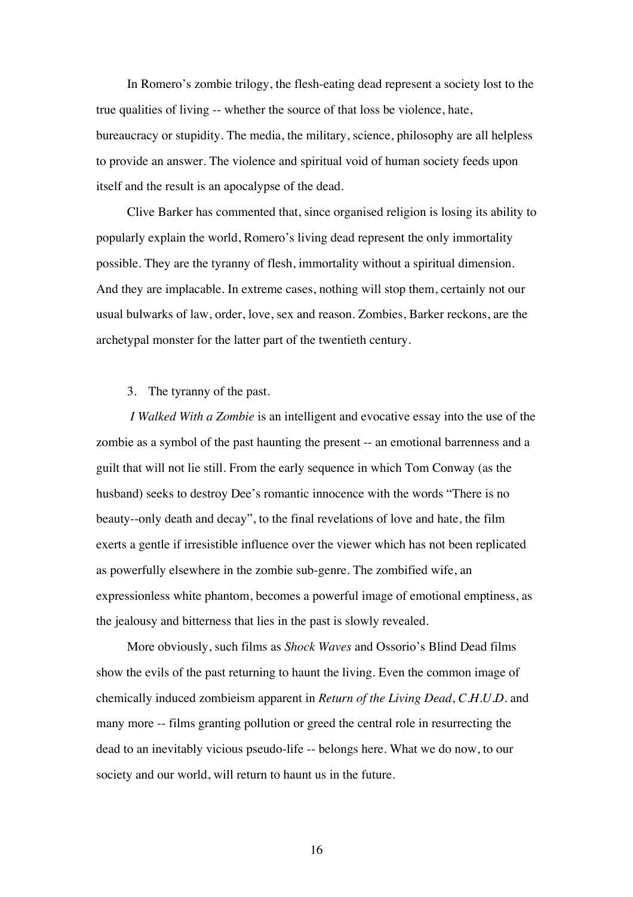In Romero's zombie trilogy, the flesh-eating dead represent a society lost to the true qualities of living -- whether the source of that loss be violence, hate, bureaucracy or stupidity. The media, the military, science, philosophy are all helpless to provide an answer. The violence and spiritual void of human society feeds upon itself and the result is an apocalypse of the dead.

Clive Barker has commented that, since organised religion is losing its ability to popularly explain the world, Romero's living dead represent the only immortality possible. They are the tyranny of flesh, immortality without a spiritual dimension. And they are implacable. In extreme cases, nothing will stop them, certainly not our usual bulwarks of law, order, love, sex and reason. Zombies, Barker reckons, are the archetypal monster for the latter part of the twentieth century.

3. The tyranny of the past.

*I Walked With a Zombie* is an intelligent and evocative essay into the use of the zombie as a symbol of the past haunting the present -- an emotional barrenness and a guilt that will not lie still. From the early sequence in which Tom Conway (as the husband) seeks to destroy Dee's romantic innocence with the words "There is no beauty--only death and decay", to the final revelations of love and hate, the film exerts a gentle if irresistible influence over the viewer which has not been replicated as powerfully elsewhere in the zombie sub-genre. The zombified wife, an expressionless white phantom, becomes a powerful image of emotional emptiness, as the jealousy and bitterness that lies in the past is slowly revealed.

More obviously, such films as *Shock Waves* and Ossorio's Blind Dead films show the evils of the past returning to haunt the living. Even the common image of chemically induced zombieism apparent in *Return of the Living Dead*, *C.H.U.D.* and many more -- films granting pollution or greed the central role in resurrecting the dead to an inevitably vicious pseudo-life -- belongs here. What we do now, to our society and our world, will return to haunt us in the future.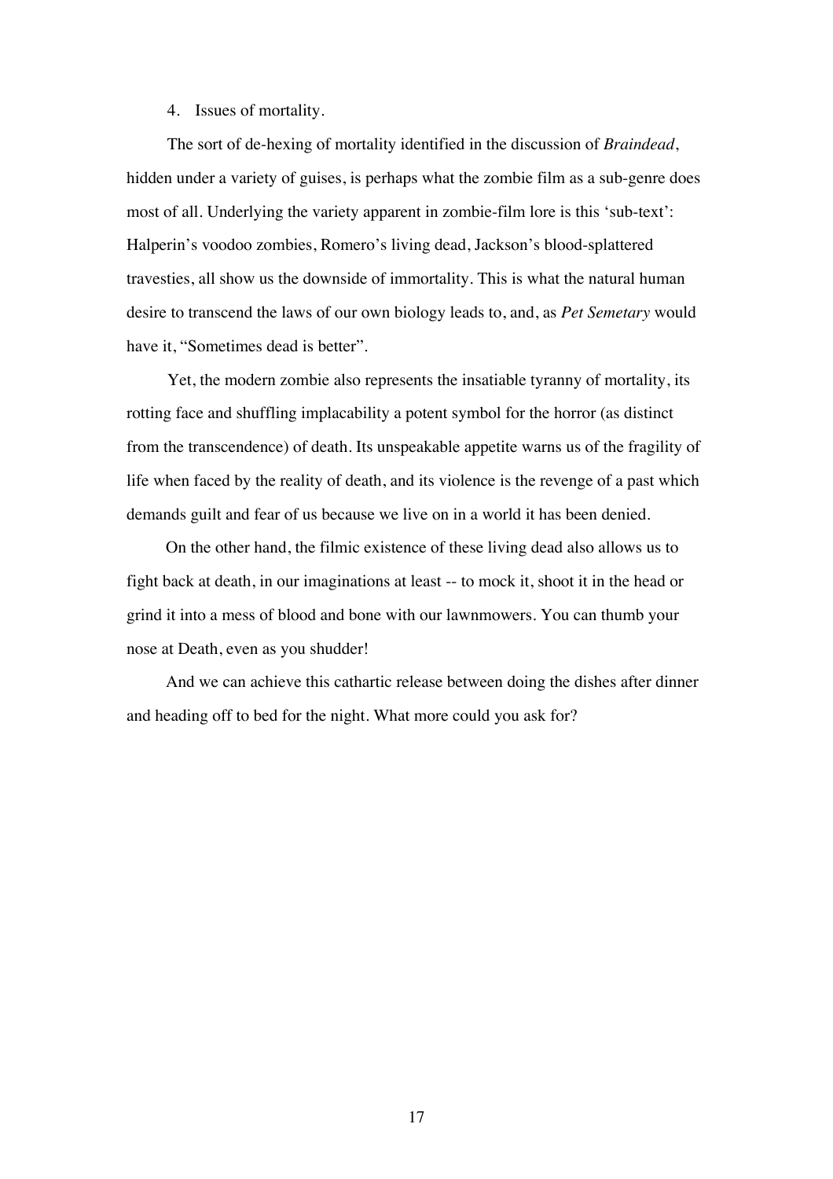4. Issues of mortality.

The sort of de-hexing of mortality identified in the discussion of *Braindead*, hidden under a variety of guises, is perhaps what the zombie film as a sub-genre does most of all. Underlying the variety apparent in zombie-film lore is this 'sub-text': Halperin's voodoo zombies, Romero's living dead, Jackson's blood-splattered travesties, all show us the downside of immortality. This is what the natural human desire to transcend the laws of our own biology leads to, and, as *Pet Semetary* would have it, "Sometimes dead is better".

Yet, the modern zombie also represents the insatiable tyranny of mortality, its rotting face and shuffling implacability a potent symbol for the horror (as distinct from the transcendence) of death. Its unspeakable appetite warns us of the fragility of life when faced by the reality of death, and its violence is the revenge of a past which demands guilt and fear of us because we live on in a world it has been denied.

On the other hand, the filmic existence of these living dead also allows us to fight back at death, in our imaginations at least -- to mock it, shoot it in the head or grind it into a mess of blood and bone with our lawnmowers. You can thumb your nose at Death, even as you shudder!

And we can achieve this cathartic release between doing the dishes after dinner and heading off to bed for the night. What more could you ask for?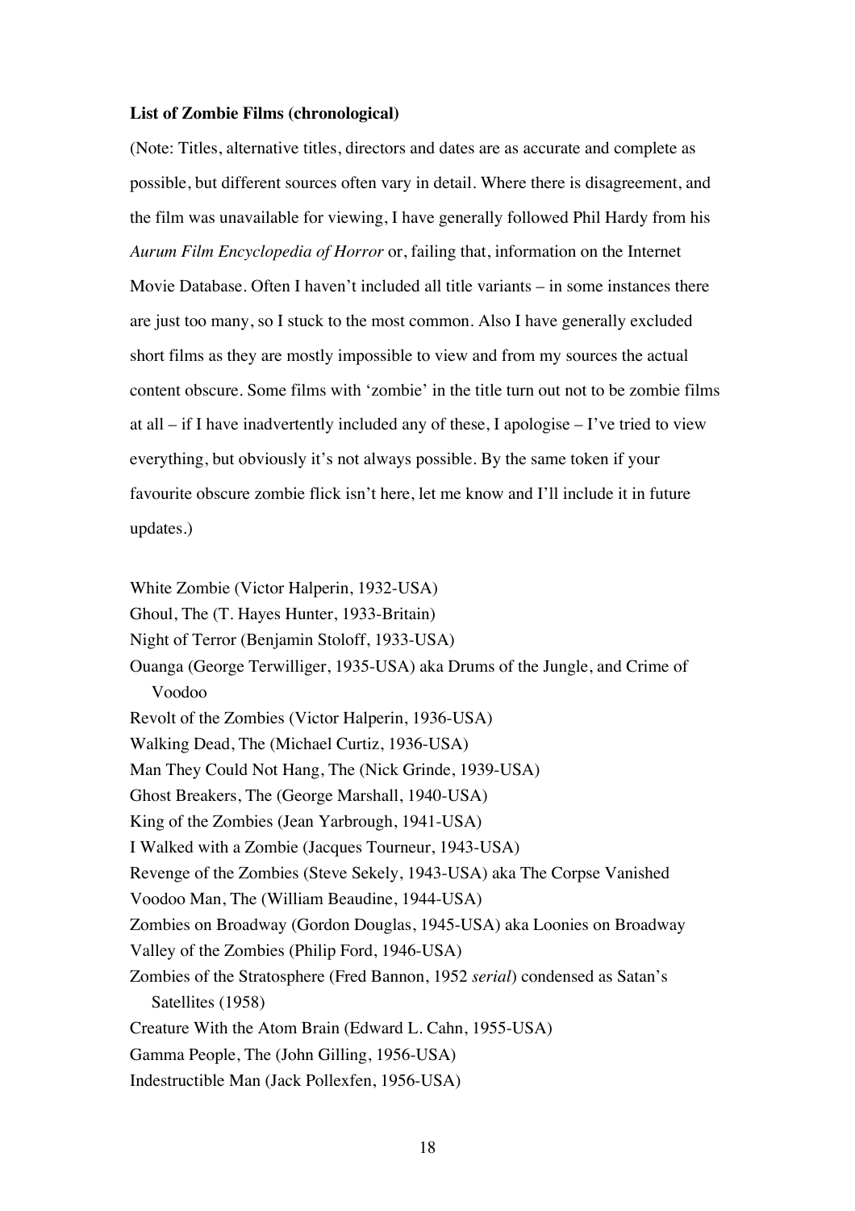**List of Zombie Films (chronological)**

(Note: Titles, alternative titles, directors and dates are as accurate and complete as possible, but different sources often vary in detail. Where there is disagreement, and the film was unavailable for viewing, I have generally followed Phil Hardy from his *Aurum Film Encyclopedia of Horror* or, failing that, information on the Internet Movie Database. Often I haven't included all title variants – in some instances there are just too many, so I stuck to the most common. Also I have generally excluded short films as they are mostly impossible to view and from my sources the actual content obscure. Some films with 'zombie' in the title turn out not to be zombie films at all – if I have inadvertently included any of these, I apologise – I've tried to view everything, but obviously it's not always possible. By the same token if your favourite obscure zombie flick isn't here, let me know and I'll include it in future updates.)

White Zombie (Victor Halperin, 1932-USA)
Ghoul, The (T. Hayes Hunter, 1933-Britain)
Night of Terror (Benjamin Stoloff, 1933-USA)
Ouanga (George Terwilliger, 1935-USA) aka Drums of the Jungle, and Crime of Voodoo
Revolt of the Zombies (Victor Halperin, 1936-USA)
Walking Dead, The (Michael Curtiz, 1936-USA)
Man They Could Not Hang, The (Nick Grinde, 1939-USA)
Ghost Breakers, The (George Marshall, 1940-USA)
King of the Zombies (Jean Yarbrough, 1941-USA)
I Walked with a Zombie (Jacques Tourneur, 1943-USA)
Revenge of the Zombies (Steve Sekely, 1943-USA) aka The Corpse Vanished
Voodoo Man, The (William Beaudine, 1944-USA)
Zombies on Broadway (Gordon Douglas, 1945-USA) aka Loonies on Broadway
Valley of the Zombies (Philip Ford, 1946-USA)
Zombies of the Stratosphere (Fred Bannon, 1952 *serial*) condensed as Satan's Satellites (1958)
Creature With the Atom Brain (Edward L. Cahn, 1955-USA)
Gamma People, The (John Gilling, 1956-USA)
Indestructible Man (Jack Pollexfen, 1956-USA)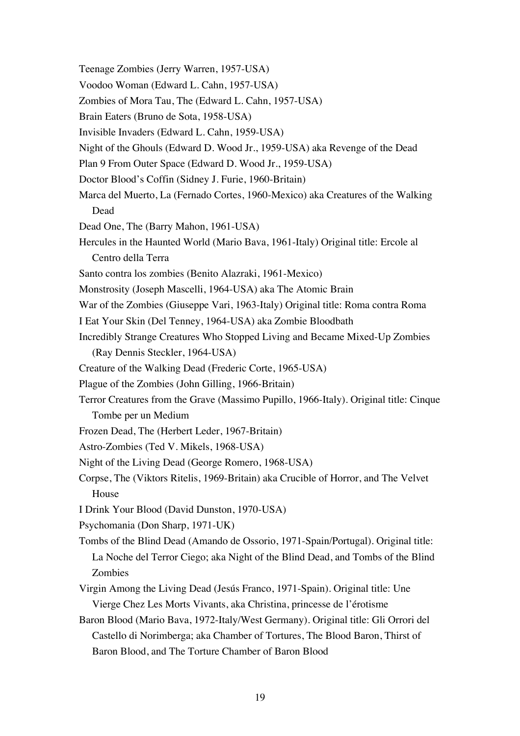Teenage Zombies (Jerry Warren, 1957-USA)

Voodoo Woman (Edward L. Cahn, 1957-USA)

Zombies of Mora Tau, The (Edward L. Cahn, 1957-USA)

Brain Eaters (Bruno de Sota, 1958-USA)

Invisible Invaders (Edward L. Cahn, 1959-USA)

Night of the Ghouls (Edward D. Wood Jr., 1959-USA) aka Revenge of the Dead

Plan 9 From Outer Space (Edward D. Wood Jr., 1959-USA)

Doctor Blood's Coffin (Sidney J. Furie, 1960-Britain)

Marca del Muerto, La (Fernado Cortes, 1960-Mexico) aka Creatures of the Walking Dead

Dead One, The (Barry Mahon, 1961-USA)

Hercules in the Haunted World (Mario Bava, 1961-Italy) Original title: Ercole al Centro della Terra

Santo contra los zombies (Benito Alazraki, 1961-Mexico)

Monstrosity (Joseph Mascelli, 1964-USA) aka The Atomic Brain

War of the Zombies (Giuseppe Vari, 1963-Italy) Original title: Roma contra Roma

I Eat Your Skin (Del Tenney, 1964-USA) aka Zombie Bloodbath

Incredibly Strange Creatures Who Stopped Living and Became Mixed-Up Zombies (Ray Dennis Steckler, 1964-USA)

Creature of the Walking Dead (Frederic Corte, 1965-USA)

Plague of the Zombies (John Gilling, 1966-Britain)

Terror Creatures from the Grave (Massimo Pupillo, 1966-Italy). Original title: Cinque Tombe per un Medium

Frozen Dead, The (Herbert Leder, 1967-Britain)

Astro-Zombies (Ted V. Mikels, 1968-USA)

Night of the Living Dead (George Romero, 1968-USA)

Corpse, The (Viktors Ritelis, 1969-Britain) aka Crucible of Horror, and The Velvet House

I Drink Your Blood (David Dunston, 1970-USA)

Psychomania (Don Sharp, 1971-UK)

Tombs of the Blind Dead (Amando de Ossorio, 1971-Spain/Portugal). Original title: La Noche del Terror Ciego; aka Night of the Blind Dead, and Tombs of the Blind Zombies

Virgin Among the Living Dead (Jesús Franco, 1971-Spain). Original title: Une Vierge Chez Les Morts Vivants, aka Christina, princesse de l'érotisme

Baron Blood (Mario Bava, 1972-Italy/West Germany). Original title: Gli Orrori del Castello di Norimberga; aka Chamber of Tortures, The Blood Baron, Thirst of Baron Blood, and The Torture Chamber of Baron Blood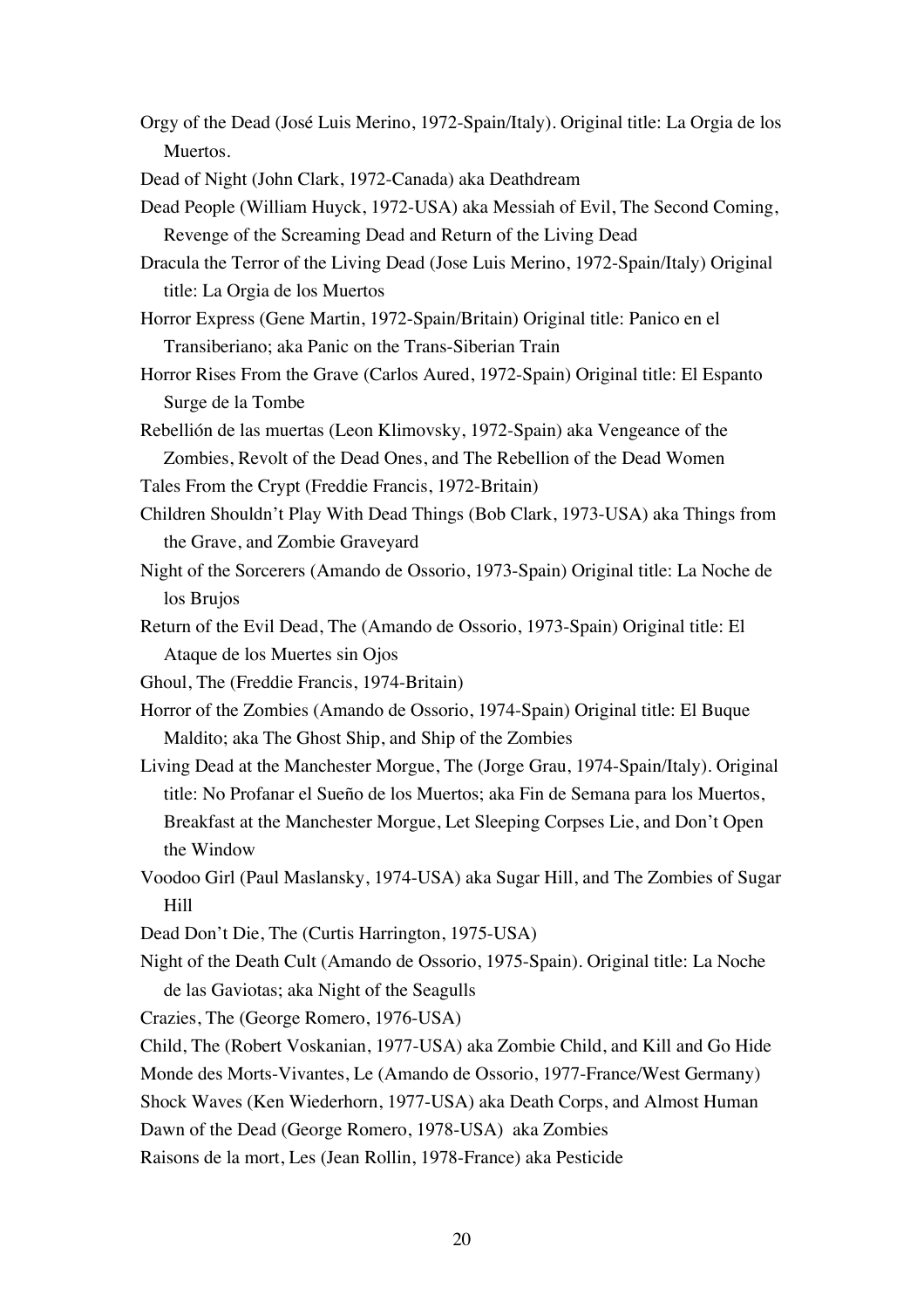Orgy of the Dead (José Luis Merino, 1972-Spain/Italy). Original title: La Orgia de los Muertos.

Dead of Night (John Clark, 1972-Canada) aka Deathdream

Dead People (William Huyck, 1972-USA) aka Messiah of Evil, The Second Coming, Revenge of the Screaming Dead and Return of the Living Dead

Dracula the Terror of the Living Dead (Jose Luis Merino, 1972-Spain/Italy) Original title: La Orgia de los Muertos

Horror Express (Gene Martin, 1972-Spain/Britain) Original title: Panico en el Transiberiano; aka Panic on the Trans-Siberian Train

Horror Rises From the Grave (Carlos Aured, 1972-Spain) Original title: El Espanto Surge de la Tombe

Rebellión de las muertas (Leon Klimovsky, 1972-Spain) aka Vengeance of the Zombies, Revolt of the Dead Ones, and The Rebellion of the Dead Women

Tales From the Crypt (Freddie Francis, 1972-Britain)

Children Shouldn't Play With Dead Things (Bob Clark, 1973-USA) aka Things from the Grave, and Zombie Graveyard

Night of the Sorcerers (Amando de Ossorio, 1973-Spain) Original title: La Noche de los Brujos

Return of the Evil Dead, The (Amando de Ossorio, 1973-Spain) Original title: El Ataque de los Muertes sin Ojos

Ghoul, The (Freddie Francis, 1974-Britain)

Horror of the Zombies (Amando de Ossorio, 1974-Spain) Original title: El Buque Maldito; aka The Ghost Ship, and Ship of the Zombies

Living Dead at the Manchester Morgue, The (Jorge Grau, 1974-Spain/Italy). Original title: No Profanar el Sueño de los Muertos; aka Fin de Semana para los Muertos, Breakfast at the Manchester Morgue, Let Sleeping Corpses Lie, and Don't Open the Window

Voodoo Girl (Paul Maslansky, 1974-USA) aka Sugar Hill, and The Zombies of Sugar Hill

Dead Don't Die, The (Curtis Harrington, 1975-USA)

Night of the Death Cult (Amando de Ossorio, 1975-Spain). Original title: La Noche de las Gaviotas; aka Night of the Seagulls

Crazies, The (George Romero, 1976-USA)

Child, The (Robert Voskanian, 1977-USA) aka Zombie Child, and Kill and Go Hide

Monde des Morts-Vivantes, Le (Amando de Ossorio, 1977-France/West Germany)

Shock Waves (Ken Wiederhorn, 1977-USA) aka Death Corps, and Almost Human

Dawn of the Dead (George Romero, 1978-USA) aka Zombies

Raisons de la mort, Les (Jean Rollin, 1978-France) aka Pesticide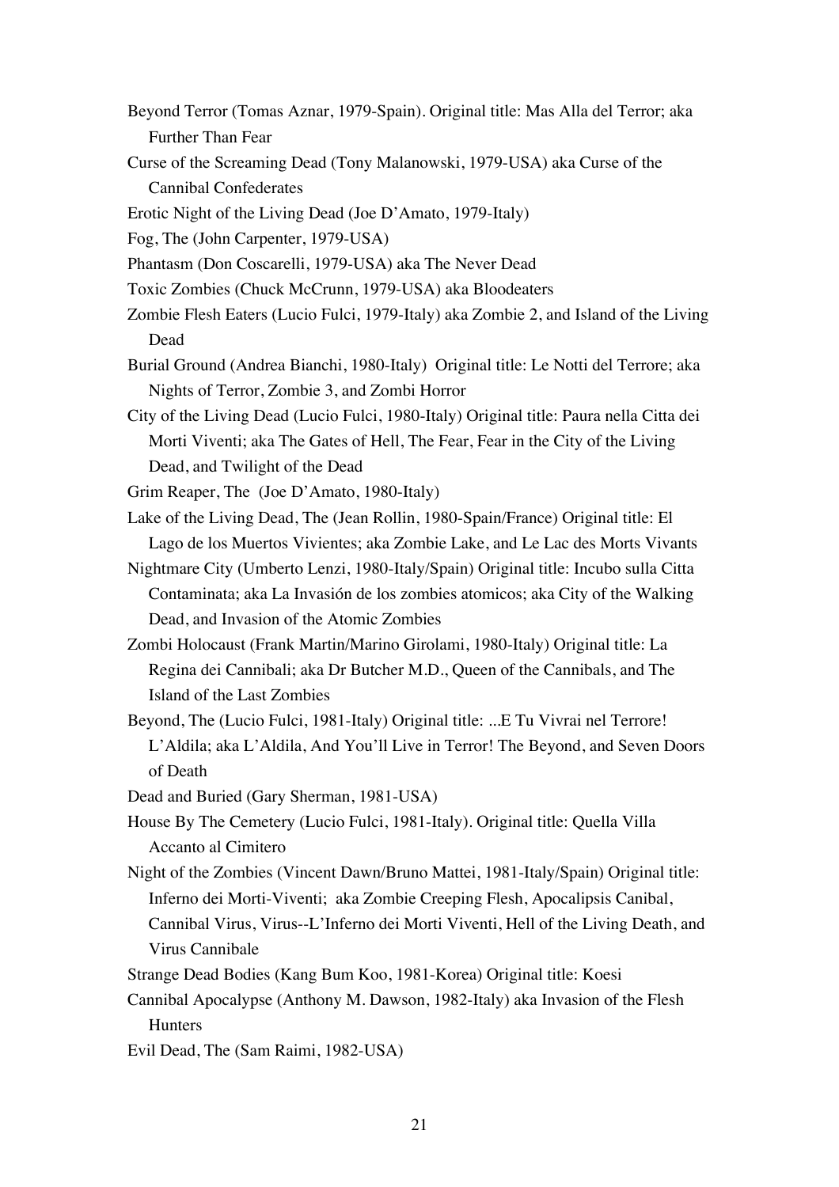Beyond Terror (Tomas Aznar, 1979-Spain). Original title: Mas Alla del Terror; aka Further Than Fear

Curse of the Screaming Dead (Tony Malanowski, 1979-USA) aka Curse of the Cannibal Confederates

Erotic Night of the Living Dead (Joe D'Amato, 1979-Italy)

Fog, The (John Carpenter, 1979-USA)

Phantasm (Don Coscarelli, 1979-USA) aka The Never Dead

Toxic Zombies (Chuck McCrunn, 1979-USA) aka Bloodeaters

Zombie Flesh Eaters (Lucio Fulci, 1979-Italy) aka Zombie 2, and Island of the Living Dead

Burial Ground (Andrea Bianchi, 1980-Italy) Original title: Le Notti del Terrore; aka Nights of Terror, Zombie 3, and Zombi Horror

City of the Living Dead (Lucio Fulci, 1980-Italy) Original title: Paura nella Citta dei Morti Viventi; aka The Gates of Hell, The Fear, Fear in the City of the Living Dead, and Twilight of the Dead

Grim Reaper, The (Joe D'Amato, 1980-Italy)

Lake of the Living Dead, The (Jean Rollin, 1980-Spain/France) Original title: El Lago de los Muertos Vivientes; aka Zombie Lake, and Le Lac des Morts Vivants

Nightmare City (Umberto Lenzi, 1980-Italy/Spain) Original title: Incubo sulla Citta Contaminata; aka La Invasión de los zombies atomicos; aka City of the Walking Dead, and Invasion of the Atomic Zombies

Zombi Holocaust (Frank Martin/Marino Girolami, 1980-Italy) Original title: La Regina dei Cannibali; aka Dr Butcher M.D., Queen of the Cannibals, and The Island of the Last Zombies

Beyond, The (Lucio Fulci, 1981-Italy) Original title: ...E Tu Vivrai nel Terrore! L'Aldila; aka L'Aldila, And You'll Live in Terror! The Beyond, and Seven Doors of Death

Dead and Buried (Gary Sherman, 1981-USA)

House By The Cemetery (Lucio Fulci, 1981-Italy). Original title: Quella Villa Accanto al Cimitero

Night of the Zombies (Vincent Dawn/Bruno Mattei, 1981-Italy/Spain) Original title: Inferno dei Morti-Viventi; aka Zombie Creeping Flesh, Apocalipsis Canibal, Cannibal Virus, Virus--L'Inferno dei Morti Viventi, Hell of the Living Death, and Virus Cannibale

Strange Dead Bodies (Kang Bum Koo, 1981-Korea) Original title: Koesi

Cannibal Apocalypse (Anthony M. Dawson, 1982-Italy) aka Invasion of the Flesh Hunters

Evil Dead, The (Sam Raimi, 1982-USA)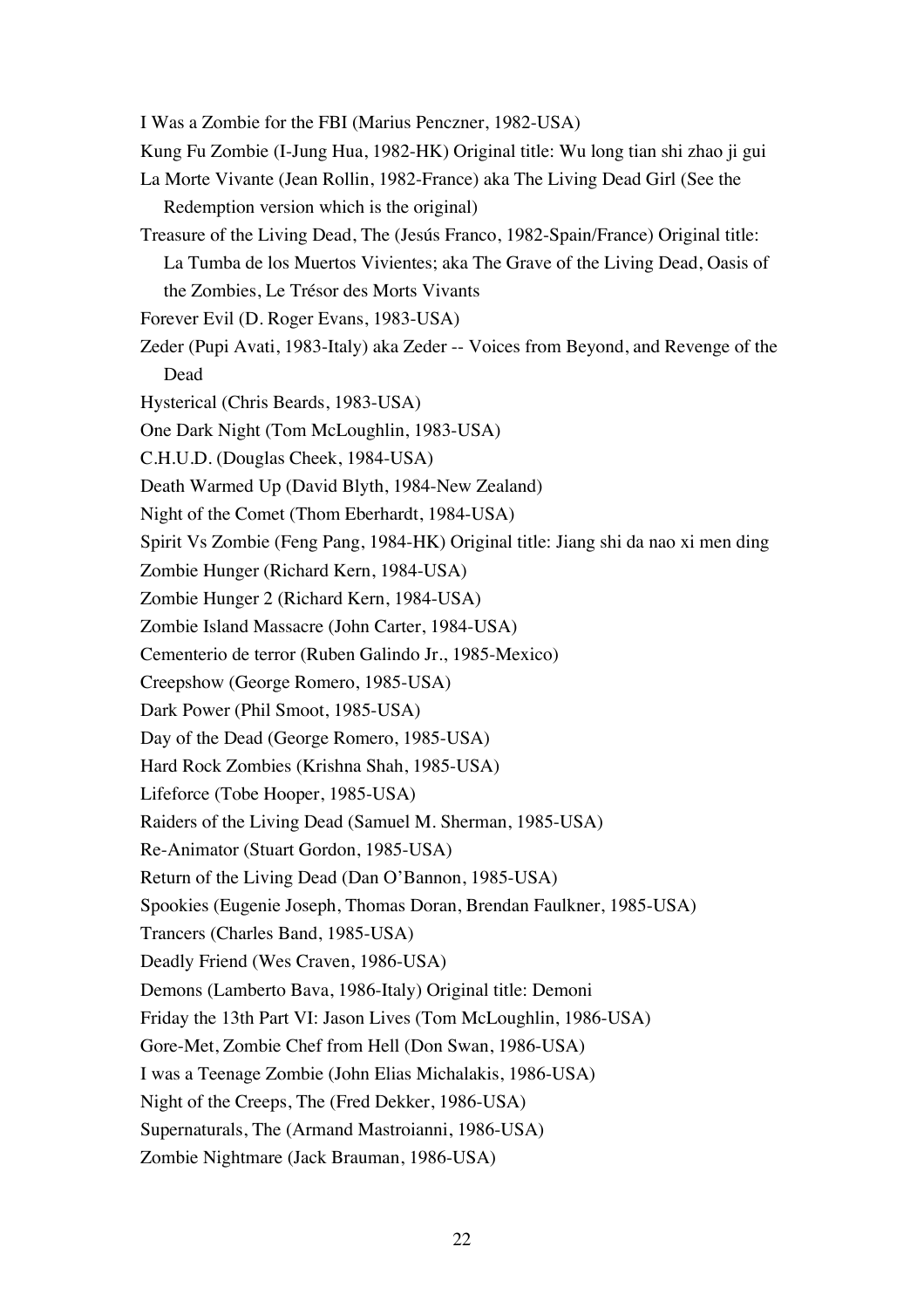I Was a Zombie for the FBI (Marius Penczner, 1982-USA)

Kung Fu Zombie (I-Jung Hua, 1982-HK) Original title: Wu long tian shi zhao ji gui

La Morte Vivante (Jean Rollin, 1982-France) aka The Living Dead Girl (See the Redemption version which is the original)

Treasure of the Living Dead, The (Jesús Franco, 1982-Spain/France) Original title: La Tumba de los Muertos Vivientes; aka The Grave of the Living Dead, Oasis of the Zombies, Le Trésor des Morts Vivants

Forever Evil (D. Roger Evans, 1983-USA)

Zeder (Pupi Avati, 1983-Italy) aka Zeder -- Voices from Beyond, and Revenge of the Dead

Hysterical (Chris Beards, 1983-USA)

One Dark Night (Tom McLoughlin, 1983-USA)

C.H.U.D. (Douglas Cheek, 1984-USA)

Death Warmed Up (David Blyth, 1984-New Zealand)

Night of the Comet (Thom Eberhardt, 1984-USA)

Spirit Vs Zombie (Feng Pang, 1984-HK) Original title: Jiang shi da nao xi men ding

Zombie Hunger (Richard Kern, 1984-USA)

Zombie Hunger 2 (Richard Kern, 1984-USA)

Zombie Island Massacre (John Carter, 1984-USA)

Cementerio de terror (Ruben Galindo Jr., 1985-Mexico)

Creepshow (George Romero, 1985-USA)

Dark Power (Phil Smoot, 1985-USA)

Day of the Dead (George Romero, 1985-USA)

Hard Rock Zombies (Krishna Shah, 1985-USA)

Lifeforce (Tobe Hooper, 1985-USA)

Raiders of the Living Dead (Samuel M. Sherman, 1985-USA)

Re-Animator (Stuart Gordon, 1985-USA)

Return of the Living Dead (Dan O'Bannon, 1985-USA)

Spookies (Eugenie Joseph, Thomas Doran, Brendan Faulkner, 1985-USA)

Trancers (Charles Band, 1985-USA)

Deadly Friend (Wes Craven, 1986-USA)

Demons (Lamberto Bava, 1986-Italy) Original title: Demoni

Friday the 13th Part VI: Jason Lives (Tom McLoughlin, 1986-USA)

Gore-Met, Zombie Chef from Hell (Don Swan, 1986-USA)

I was a Teenage Zombie (John Elias Michalakis, 1986-USA)

Night of the Creeps, The (Fred Dekker, 1986-USA)

Supernaturals, The (Armand Mastroianni, 1986-USA)

Zombie Nightmare (Jack Brauman, 1986-USA)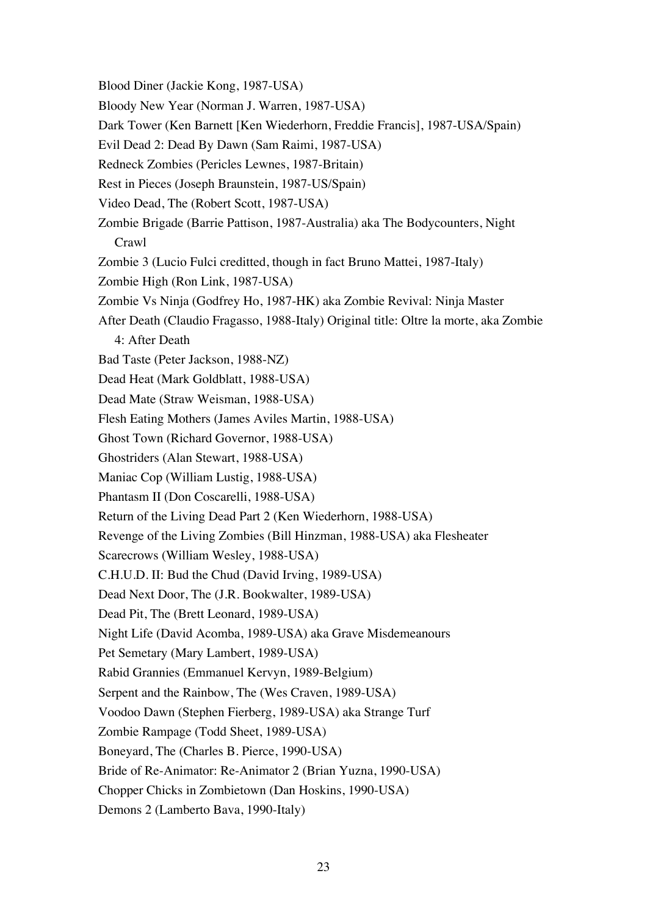Blood Diner (Jackie Kong, 1987-USA)

Bloody New Year (Norman J. Warren, 1987-USA)

Dark Tower (Ken Barnett [Ken Wiederhorn, Freddie Francis], 1987-USA/Spain)

Evil Dead 2: Dead By Dawn (Sam Raimi, 1987-USA)

Redneck Zombies (Pericles Lewnes, 1987-Britain)

Rest in Pieces (Joseph Braunstein, 1987-US/Spain)

Video Dead, The (Robert Scott, 1987-USA)

Zombie Brigade (Barrie Pattison, 1987-Australia) aka The Bodycounters, Night Crawl

Zombie 3 (Lucio Fulci creditted, though in fact Bruno Mattei, 1987-Italy)

Zombie High (Ron Link, 1987-USA)

Zombie Vs Ninja (Godfrey Ho, 1987-HK) aka Zombie Revival: Ninja Master

After Death (Claudio Fragasso, 1988-Italy) Original title: Oltre la morte, aka Zombie 4: After Death

Bad Taste (Peter Jackson, 1988-NZ)

Dead Heat (Mark Goldblatt, 1988-USA)

Dead Mate (Straw Weisman, 1988-USA)

Flesh Eating Mothers (James Aviles Martin, 1988-USA)

Ghost Town (Richard Governor, 1988-USA)

Ghostriders (Alan Stewart, 1988-USA)

Maniac Cop (William Lustig, 1988-USA)

Phantasm II (Don Coscarelli, 1988-USA)

Return of the Living Dead Part 2 (Ken Wiederhorn, 1988-USA)

Revenge of the Living Zombies (Bill Hinzman, 1988-USA) aka Flesheater

Scarecrows (William Wesley, 1988-USA)

C.H.U.D. II: Bud the Chud (David Irving, 1989-USA)

Dead Next Door, The (J.R. Bookwalter, 1989-USA)

Dead Pit, The (Brett Leonard, 1989-USA)

Night Life (David Acomba, 1989-USA) aka Grave Misdemeanours

Pet Semetary (Mary Lambert, 1989-USA)

Rabid Grannies (Emmanuel Kervyn, 1989-Belgium)

Serpent and the Rainbow, The (Wes Craven, 1989-USA)

Voodoo Dawn (Stephen Fierberg, 1989-USA) aka Strange Turf

Zombie Rampage (Todd Sheet, 1989-USA)

Boneyard, The (Charles B. Pierce, 1990-USA)

Bride of Re-Animator: Re-Animator 2 (Brian Yuzna, 1990-USA)

Chopper Chicks in Zombietown (Dan Hoskins, 1990-USA)

Demons 2 (Lamberto Bava, 1990-Italy)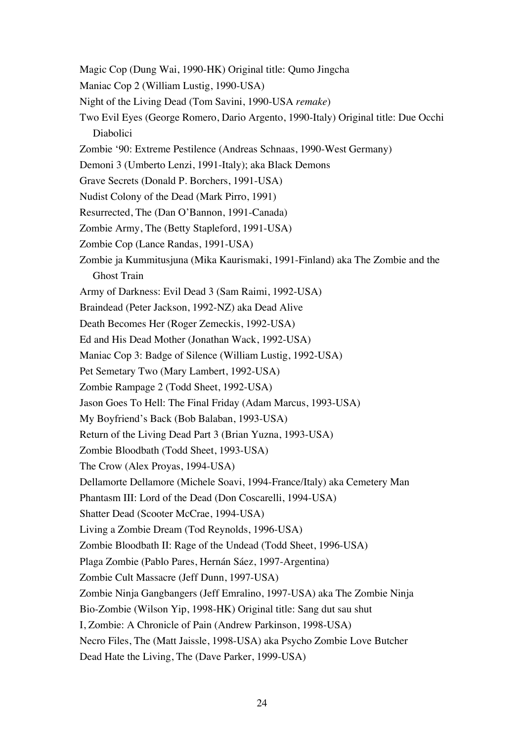Magic Cop (Dung Wai, 1990-HK) Original title: Qumo Jingcha

Maniac Cop 2 (William Lustig, 1990-USA)

Night of the Living Dead (Tom Savini, 1990-USA *remake*)

Two Evil Eyes (George Romero, Dario Argento, 1990-Italy) Original title: Due Occhi Diabolici

Zombie '90: Extreme Pestilence (Andreas Schnaas, 1990-West Germany)

Demoni 3 (Umberto Lenzi, 1991-Italy); aka Black Demons

Grave Secrets (Donald P. Borchers, 1991-USA)

Nudist Colony of the Dead (Mark Pirro, 1991)

Resurrected, The (Dan O'Bannon, 1991-Canada)

Zombie Army, The (Betty Stapleford, 1991-USA)

Zombie Cop (Lance Randas, 1991-USA)

Zombie ja Kummitusjuna (Mika Kaurismaki, 1991-Finland) aka The Zombie and the Ghost Train

Army of Darkness: Evil Dead 3 (Sam Raimi, 1992-USA)

Braindead (Peter Jackson, 1992-NZ) aka Dead Alive

Death Becomes Her (Roger Zemeckis, 1992-USA)

Ed and His Dead Mother (Jonathan Wack, 1992-USA)

Maniac Cop 3: Badge of Silence (William Lustig, 1992-USA)

Pet Semetary Two (Mary Lambert, 1992-USA)

Zombie Rampage 2 (Todd Sheet, 1992-USA)

Jason Goes To Hell: The Final Friday (Adam Marcus, 1993-USA)

My Boyfriend's Back (Bob Balaban, 1993-USA)

Return of the Living Dead Part 3 (Brian Yuzna, 1993-USA)

Zombie Bloodbath (Todd Sheet, 1993-USA)

The Crow (Alex Proyas, 1994-USA)

Dellamorte Dellamore (Michele Soavi, 1994-France/Italy) aka Cemetery Man

Phantasm III: Lord of the Dead (Don Coscarelli, 1994-USA)

Shatter Dead (Scooter McCrae, 1994-USA)

Living a Zombie Dream (Tod Reynolds, 1996-USA)

Zombie Bloodbath II: Rage of the Undead (Todd Sheet, 1996-USA)

Plaga Zombie (Pablo Pares, Hernán Sáez, 1997-Argentina)

Zombie Cult Massacre (Jeff Dunn, 1997-USA)

Zombie Ninja Gangbangers (Jeff Emralino, 1997-USA) aka The Zombie Ninja

Bio-Zombie (Wilson Yip, 1998-HK) Original title: Sang dut sau shut

I, Zombie: A Chronicle of Pain (Andrew Parkinson, 1998-USA)

Necro Files, The (Matt Jaissle, 1998-USA) aka Psycho Zombie Love Butcher

Dead Hate the Living, The (Dave Parker, 1999-USA)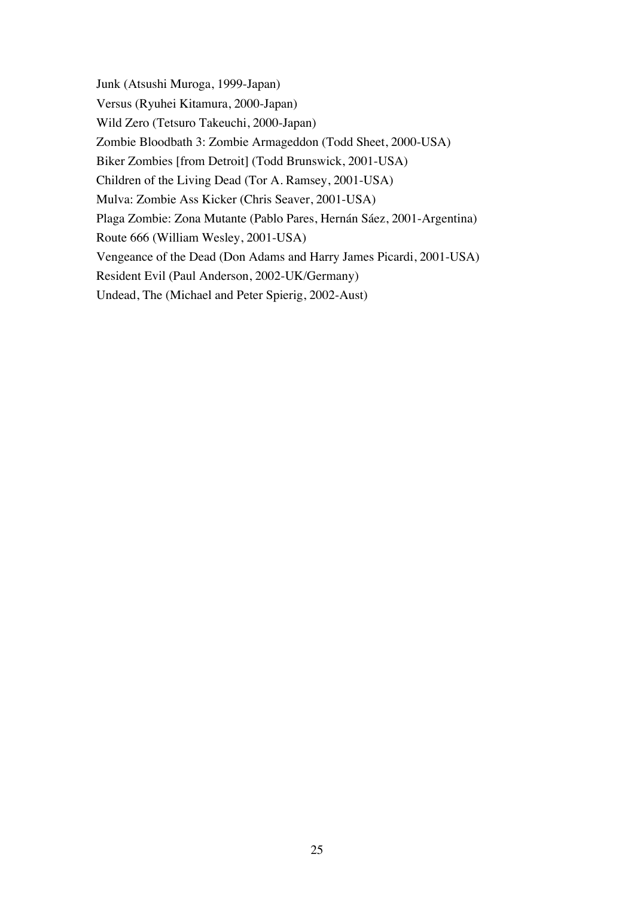Junk (Atsushi Muroga, 1999-Japan)

Versus (Ryuhei Kitamura, 2000-Japan)

Wild Zero (Tetsuro Takeuchi, 2000-Japan)

Zombie Bloodbath 3: Zombie Armageddon (Todd Sheet, 2000-USA)

Biker Zombies [from Detroit] (Todd Brunswick, 2001-USA)

Children of the Living Dead (Tor A. Ramsey, 2001-USA)

Mulva: Zombie Ass Kicker (Chris Seaver, 2001-USA)

Plaga Zombie: Zona Mutante (Pablo Pares, Hernán Sáez, 2001-Argentina)

Route 666 (William Wesley, 2001-USA)

Vengeance of the Dead (Don Adams and Harry James Picardi, 2001-USA)

Resident Evil (Paul Anderson, 2002-UK/Germany)

Undead, The (Michael and Peter Spierig, 2002-Aust)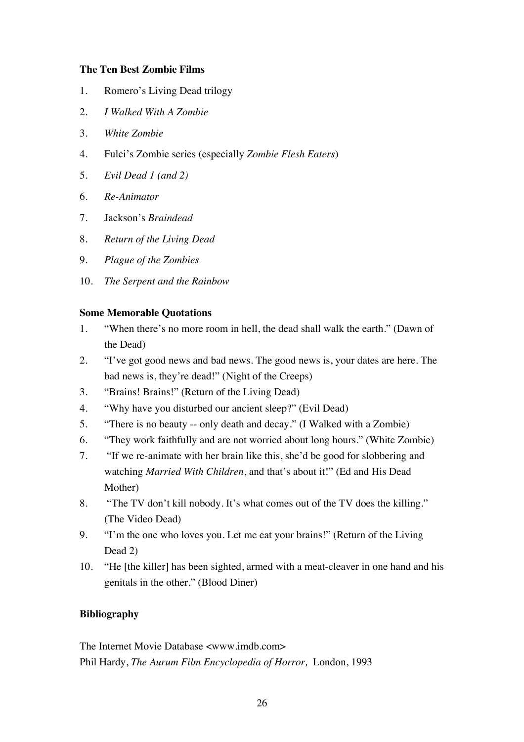**The Ten Best Zombie Films**

1. Romero's Living Dead trilogy
2. *I Walked With A Zombie*
3. *White Zombie*
4. Fulci's Zombie series (especially *Zombie Flesh Eaters*)
5. *Evil Dead 1 (and 2)*
6. *Re-Animator*
7. Jackson's *Braindead*
8. *Return of the Living Dead*
9. *Plague of the Zombies*
10. *The Serpent and the Rainbow*

**Some Memorable Quotations**

1. "When there's no more room in hell, the dead shall walk the earth." (Dawn of the Dead)
2. "I've got good news and bad news. The good news is, your dates are here. The bad news is, they're dead!" (Night of the Creeps)
3. "Brains! Brains!" (Return of the Living Dead)
4. "Why have you disturbed our ancient sleep?" (Evil Dead)
5. "There is no beauty -- only death and decay." (I Walked with a Zombie)
6. "They work faithfully and are not worried about long hours." (White Zombie)
7. "If we re-animate with her brain like this, she'd be good for slobbering and watching *Married With Children*, and that's about it!" (Ed and His Dead Mother)
8. "The TV don't kill nobody. It's what comes out of the TV does the killing." (The Video Dead)
9. "I'm the one who loves you. Let me eat your brains!" (Return of the Living Dead 2)
10. "He [the killer] has been sighted, armed with a meat-cleaver in one hand and his genitals in the other." (Blood Diner)

**Bibliography**

The Internet Movie Database <www.imdb.com>
Phil Hardy, *The Aurum Film Encyclopedia of Horror,* London, 1993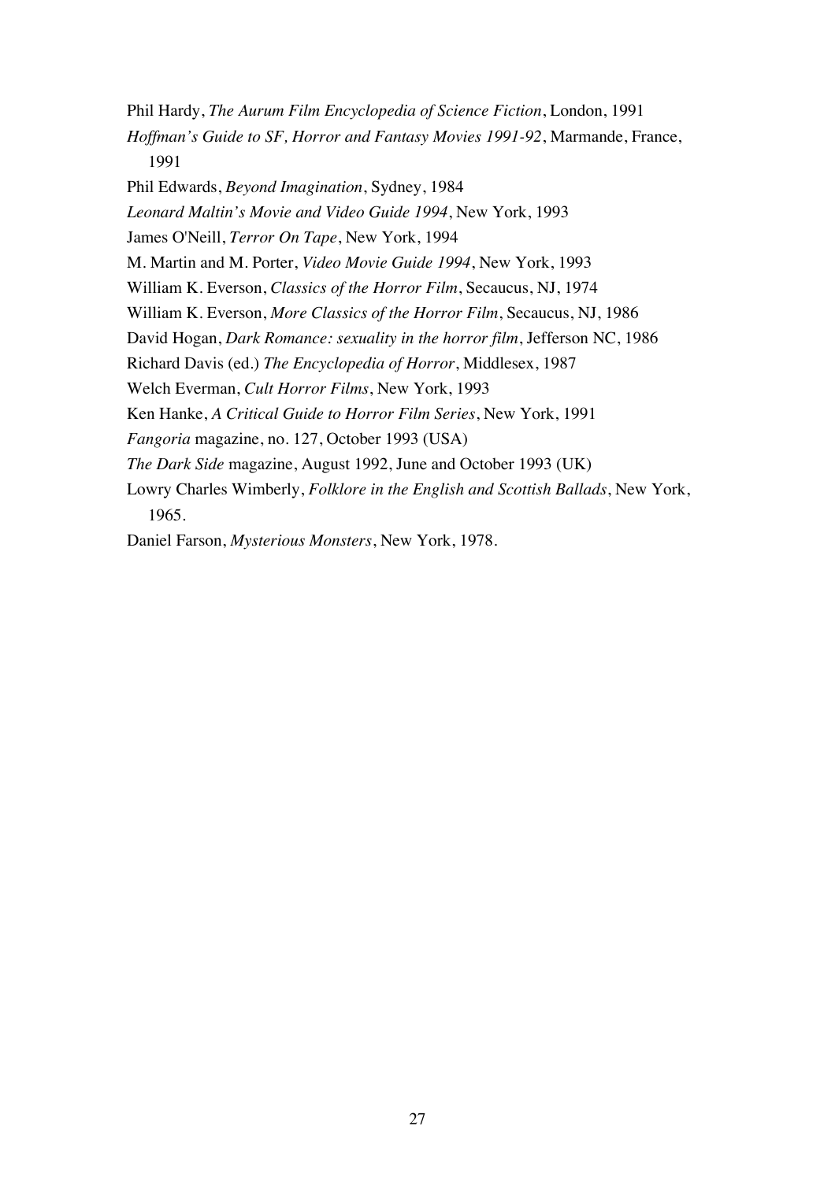Phil Hardy, *The Aurum Film Encyclopedia of Science Fiction*, London, 1991

*Hoffman's Guide to SF, Horror and Fantasy Movies 1991-92*, Marmande, France, 1991

Phil Edwards, *Beyond Imagination*, Sydney, 1984

*Leonard Maltin's Movie and Video Guide 1994*, New York, 1993

James O'Neill, *Terror On Tape*, New York, 1994

M. Martin and M. Porter, *Video Movie Guide 1994*, New York, 1993

William K. Everson, *Classics of the Horror Film*, Secaucus, NJ, 1974

William K. Everson, *More Classics of the Horror Film*, Secaucus, NJ, 1986

David Hogan, *Dark Romance: sexuality in the horror film*, Jefferson NC, 1986

Richard Davis (ed.) *The Encyclopedia of Horror*, Middlesex, 1987

Welch Everman, *Cult Horror Films*, New York, 1993

Ken Hanke, *A Critical Guide to Horror Film Series*, New York, 1991

*Fangoria* magazine, no. 127, October 1993 (USA)

*The Dark Side* magazine, August 1992, June and October 1993 (UK)

Lowry Charles Wimberly, *Folklore in the English and Scottish Ballads*, New York, 1965.

Daniel Farson, *Mysterious Monsters*, New York, 1978.